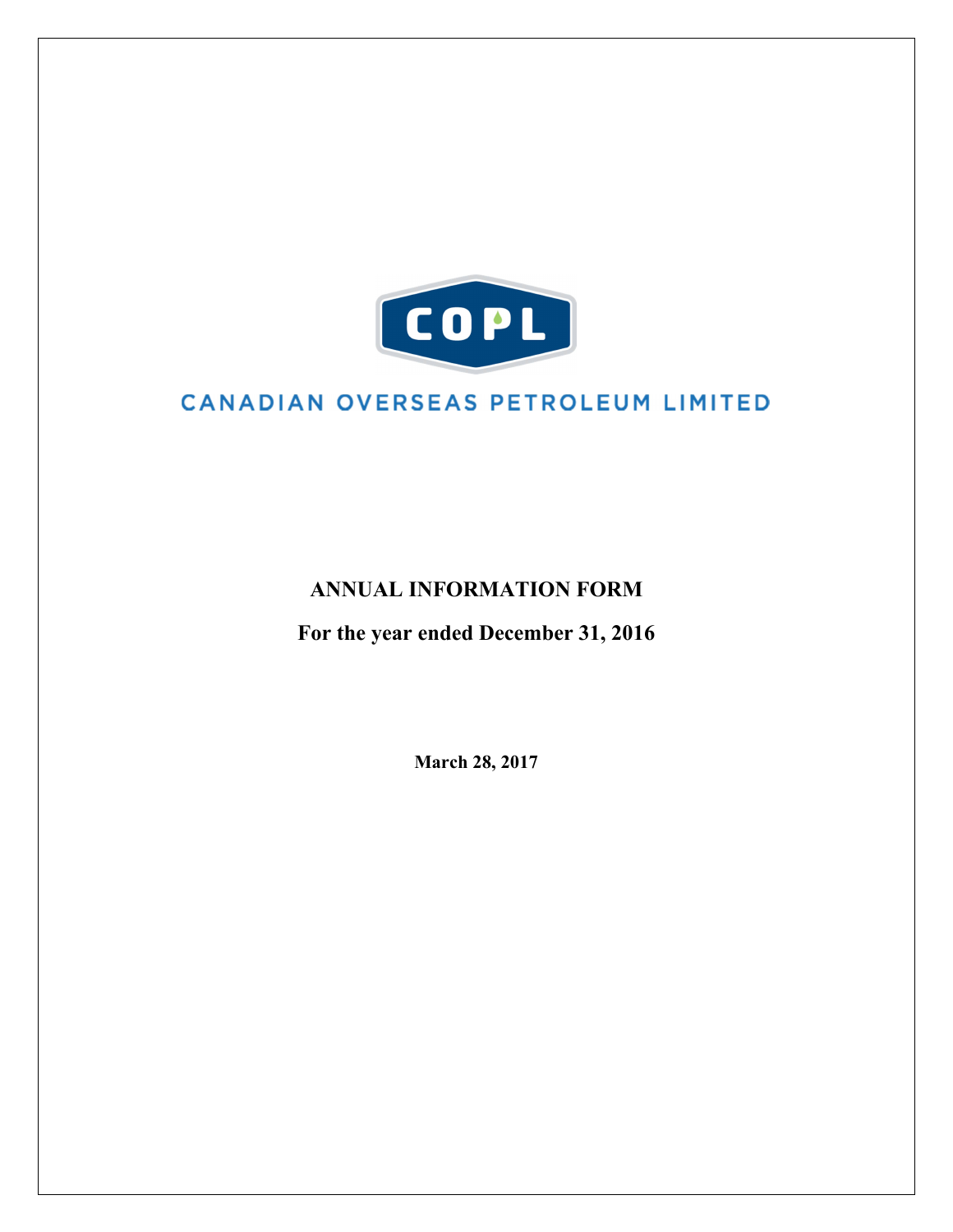COPL

CANADIAN OVERSEAS PETROLEUM LIMITED

# ANNUAL INFORMATION FORM

## For the year ended December 31, 2016

**March 28, 2017**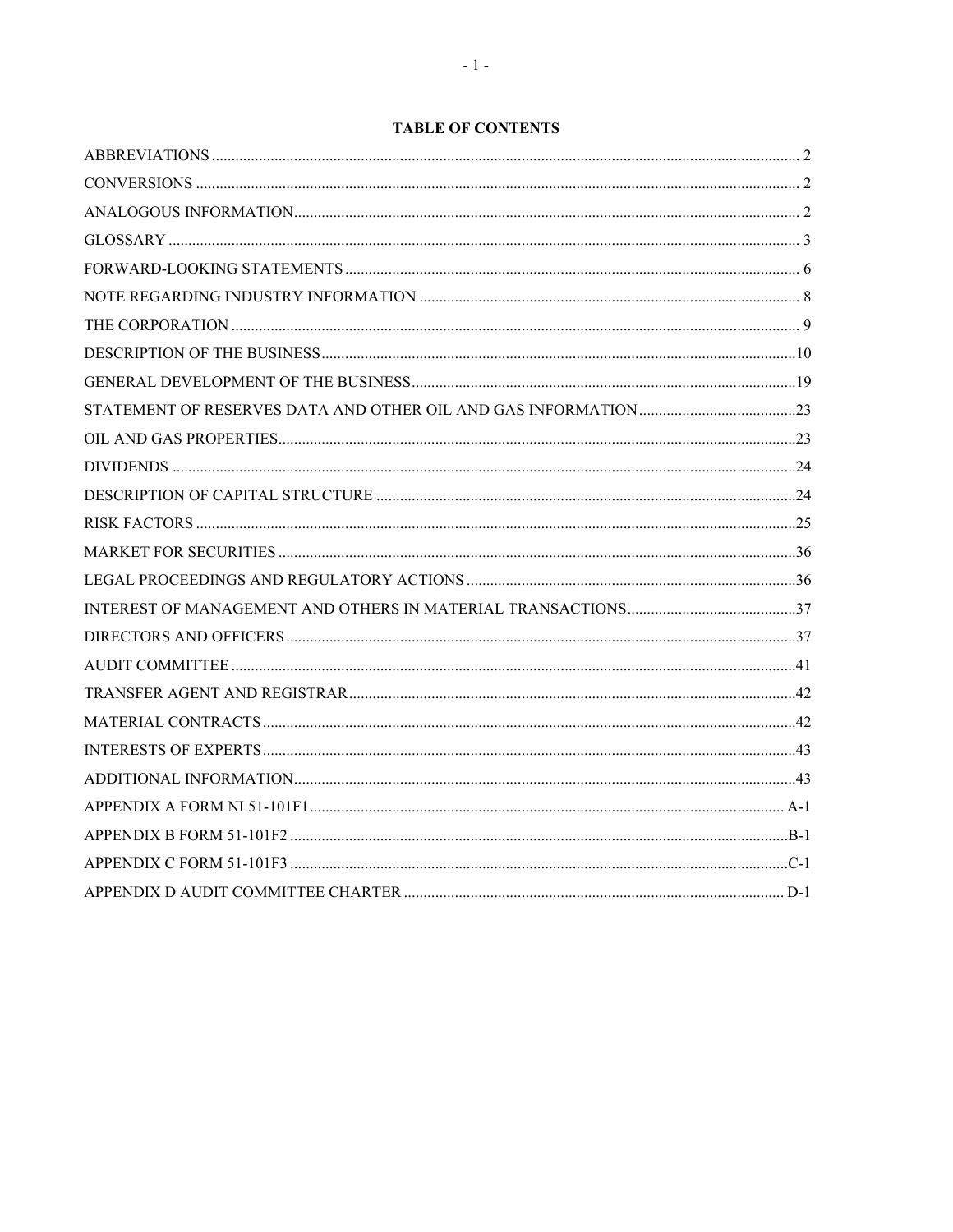## TABLE OF CONTENTS

| | |
|---|---|
| ABBREVIATIONS | 2 |
| CONVERSIONS | 2 |
| ANALOGOUS INFORMATION | 2 |
| GLOSSARY | 3 |
| FORWARD-LOOKING STATEMENTS | 6 |
| NOTE REGARDING INDUSTRY INFORMATION | 8 |
| THE CORPORATION | 9 |
| DESCRIPTION OF THE BUSINESS | 10 |
| GENERAL DEVELOPMENT OF THE BUSINESS | 19 |
| STATEMENT OF RESERVES DATA AND OTHER OIL AND GAS INFORMATION | 23 |
| OIL AND GAS PROPERTIES | 23 |
| DIVIDENDS | 24 |
| DESCRIPTION OF CAPITAL STRUCTURE | 24 |
| RISK FACTORS | 25 |
| MARKET FOR SECURITIES | 36 |
| LEGAL PROCEEDINGS AND REGULATORY ACTIONS | 36 |
| INTEREST OF MANAGEMENT AND OTHERS IN MATERIAL TRANSACTIONS | 37 |
| DIRECTORS AND OFFICERS | 37 |
| AUDIT COMMITTEE | 41 |
| TRANSFER AGENT AND REGISTRAR | 42 |
| MATERIAL CONTRACTS | 42 |
| INTERESTS OF EXPERTS | 43 |
| ADDITIONAL INFORMATION | 43 |
| APPENDIX A FORM NI 51-101F1 | A-1 |
| APPENDIX B FORM 51-101F2 | B-1 |
| APPENDIX C FORM 51-101F3 | C-1 |
| APPENDIX D AUDIT COMMITTEE CHARTER | D-1 |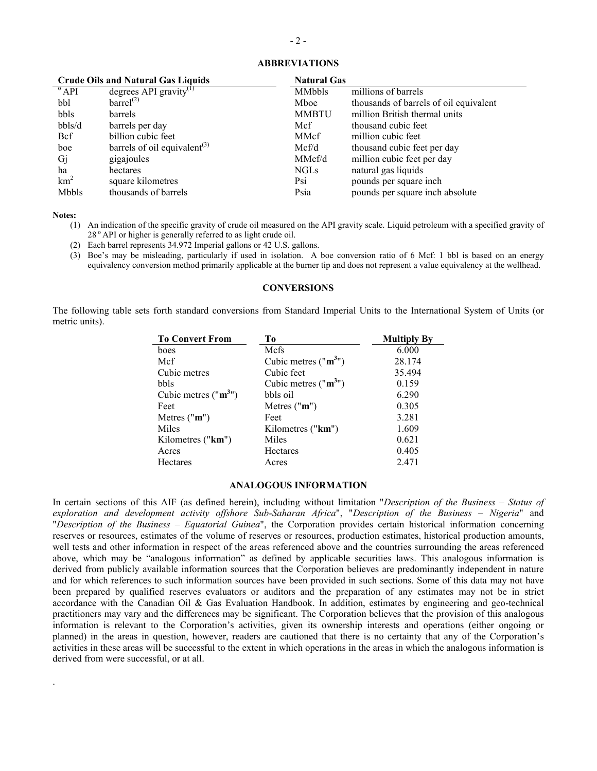## ABBREVIATIONS

| Crude Oils and Natural Gas Liquids | | Natural Gas | |
|---|---|---|---|
| ° API | degrees API gravity[1] | MMbbls | millions of barrels |
| bbl | barrel[2] | Mboe | thousands of barrels of oil equivalent |
| bbls | barrels | MMBTU | million British thermal units |
| bbls/d | barrels per day | Mcf | thousand cubic feet |
| Bcf | billion cubic feet | MMcf | million cubic feet |
| boe | barrels of oil equivalent[3] | Mcf/d | thousand cubic feet per day |
| Gj | gigajoules | MMcf/d | million cubic feet per day |
| ha | hectares | NGLs | natural gas liquids |
| $km^2$ | square kilometres | Psi | pounds per square inch |
| Mbbls | thousands of barrels | Psia | pounds per square inch absolute |

**Notes:**

(1) An indication of the specific gravity of crude oil measured on the API gravity scale. Liquid petroleum with a specified gravity of 28 ° API or higher is generally referred to as light crude oil.

(2) Each barrel represents 34.972 Imperial gallons or 42 U.S. gallons.

(3) Boe's may be misleading, particularly if used in isolation. A boe conversion ratio of 6 Mcf: 1 bbl is based on an energy equivalency conversion method primarily applicable at the burner tip and does not represent a value equivalency at the wellhead.

## CONVERSIONS

The following table sets forth standard conversions from Standard Imperial Units to the International System of Units (or metric units).

| To Convert From | To | Multiply By |
|---|---|---|
| boes | Mcfs | 6.000 |
| Mcf | Cubic metres ("$\mathbf{m^3}$") | 28.174 |
| Cubic metres | Cubic feet | 35.494 |
| bbls | Cubic metres ("$\mathbf{m^3}$") | 0.159 |
| Cubic metres ("$\mathbf{m^3}$") | bbls oil | 6.290 |
| Feet | Metres ("**m**") | 0.305 |
| Metres ("**m**") | Feet | 3.281 |
| Miles | Kilometres ("**km**") | 1.609 |
| Kilometres ("**km**") | Miles | 0.621 |
| Acres | Hectares | 0.405 |
| Hectares | Acres | 2.471 |

## ANALOGOUS INFORMATION

In certain sections of this AIF (as defined herein), including without limitation "*Description of the Business – Status of exploration and development activity offshore Sub-Saharan Africa*", "*Description of the Business – Nigeria*" and "*Description of the Business – Equatorial Guinea*", the Corporation provides certain historical information concerning reserves or resources, estimates of the volume of reserves or resources, production estimates, historical production amounts, well tests and other information in respect of the areas referenced above and the countries surrounding the areas referenced above, which may be "analogous information" as defined by applicable securities laws. This analogous information is derived from publicly available information sources that the Corporation believes are predominantly independent in nature and for which references to such information sources have been provided in such sections. Some of this data may not have been prepared by qualified reserves evaluators or auditors and the preparation of any estimates may not be in strict accordance with the Canadian Oil & Gas Evaluation Handbook. In addition, estimates by engineering and geo-technical practitioners may vary and the differences may be significant. The Corporation believes that the provision of this analogous information is relevant to the Corporation's activities, given its ownership interests and operations (either ongoing or planned) in the areas in question, however, readers are cautioned that there is no certainty that any of the Corporation's activities in these areas will be successful to the extent in which operations in the areas in which the analogous information is derived from were successful, or at all.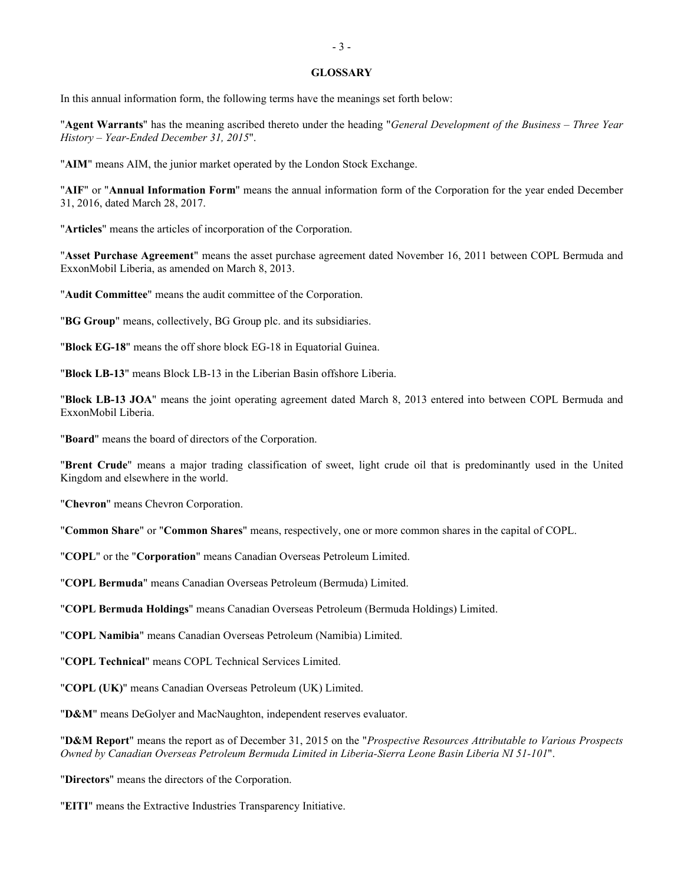## GLOSSARY

In this annual information form, the following terms have the meanings set forth below:

"**Agent Warrants**" has the meaning ascribed thereto under the heading "*General Development of the Business – Three Year History – Year-Ended December 31, 2015*".

"**AIM**" means AIM, the junior market operated by the London Stock Exchange.

"**AIF**" or "**Annual Information Form**" means the annual information form of the Corporation for the year ended December 31, 2016, dated March 28, 2017.

"**Articles**" means the articles of incorporation of the Corporation.

"**Asset Purchase Agreement**" means the asset purchase agreement dated November 16, 2011 between COPL Bermuda and ExxonMobil Liberia, as amended on March 8, 2013.

"**Audit Committee**" means the audit committee of the Corporation.

"**BG Group**" means, collectively, BG Group plc. and its subsidiaries.

"**Block EG-18**" means the off shore block EG-18 in Equatorial Guinea.

"**Block LB-13**" means Block LB-13 in the Liberian Basin offshore Liberia.

"**Block LB-13 JOA**" means the joint operating agreement dated March 8, 2013 entered into between COPL Bermuda and ExxonMobil Liberia.

"**Board**" means the board of directors of the Corporation.

"**Brent Crude**" means a major trading classification of sweet, light crude oil that is predominantly used in the United Kingdom and elsewhere in the world.

"**Chevron**" means Chevron Corporation.

"**Common Share**" or "**Common Shares**" means, respectively, one or more common shares in the capital of COPL.

"**COPL**" or the "**Corporation**" means Canadian Overseas Petroleum Limited.

"**COPL Bermuda**" means Canadian Overseas Petroleum (Bermuda) Limited.

"**COPL Bermuda Holdings**" means Canadian Overseas Petroleum (Bermuda Holdings) Limited.

"**COPL Namibia**" means Canadian Overseas Petroleum (Namibia) Limited.

"**COPL Technical**" means COPL Technical Services Limited.

"**COPL (UK)**" means Canadian Overseas Petroleum (UK) Limited.

"**D&M**" means DeGolyer and MacNaughton, independent reserves evaluator.

"**D&M Report**" means the report as of December 31, 2015 on the "*Prospective Resources Attributable to Various Prospects Owned by Canadian Overseas Petroleum Bermuda Limited in Liberia-Sierra Leone Basin Liberia NI 51-101*".

"**Directors**" means the directors of the Corporation.

"**EITI**" means the Extractive Industries Transparency Initiative.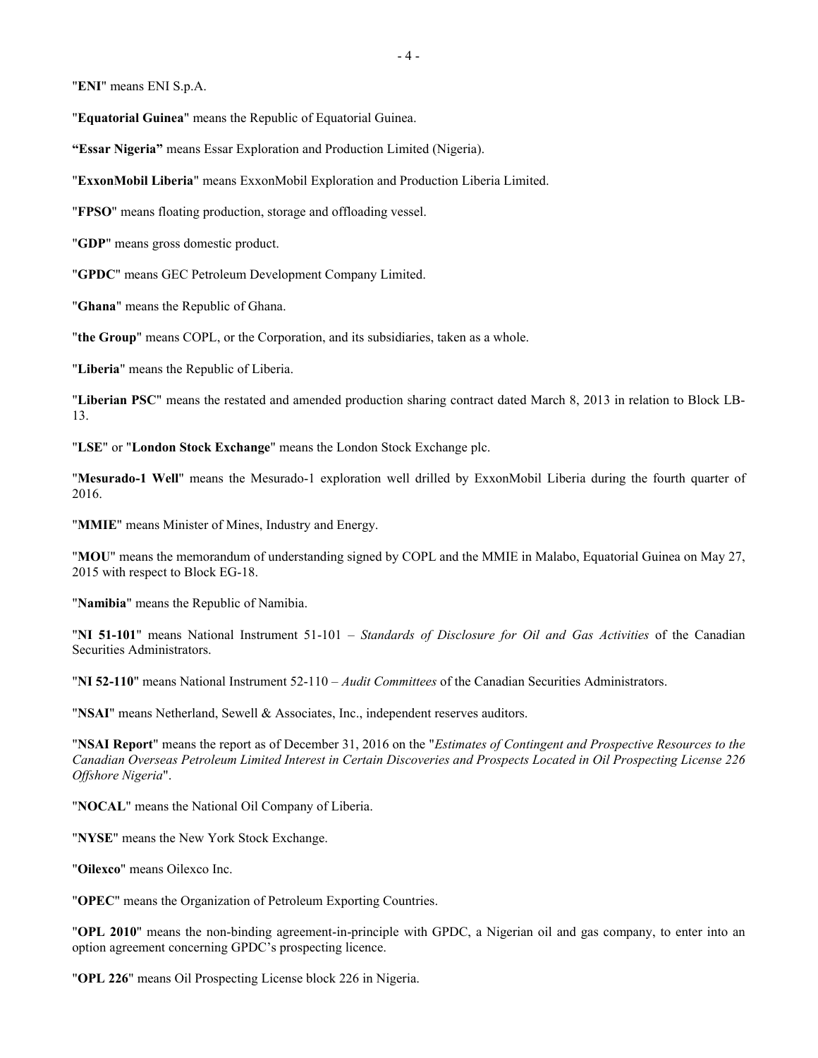"**ENI**" means ENI S.p.A.

"**Equatorial Guinea**" means the Republic of Equatorial Guinea.

**"Essar Nigeria"** means Essar Exploration and Production Limited (Nigeria).

"**ExxonMobil Liberia**" means ExxonMobil Exploration and Production Liberia Limited.

"**FPSO**" means floating production, storage and offloading vessel.

"**GDP**" means gross domestic product.

"**GPDC**" means GEC Petroleum Development Company Limited.

"**Ghana**" means the Republic of Ghana.

"**the Group**" means COPL, or the Corporation, and its subsidiaries, taken as a whole.

"**Liberia**" means the Republic of Liberia.

"**Liberian PSC**" means the restated and amended production sharing contract dated March 8, 2013 in relation to Block LB-13.

"**LSE**" or "**London Stock Exchange**" means the London Stock Exchange plc.

"**Mesurado-1 Well**" means the Mesurado-1 exploration well drilled by ExxonMobil Liberia during the fourth quarter of 2016.

"**MMIE**" means Minister of Mines, Industry and Energy.

"**MOU**" means the memorandum of understanding signed by COPL and the MMIE in Malabo, Equatorial Guinea on May 27, 2015 with respect to Block EG-18.

"**Namibia**" means the Republic of Namibia.

"**NI 51-101**" means National Instrument 51-101 – *Standards of Disclosure for Oil and Gas Activities* of the Canadian Securities Administrators.

"**NI 52-110**" means National Instrument 52-110 – *Audit Committees* of the Canadian Securities Administrators.

"**NSAI**" means Netherland, Sewell & Associates, Inc., independent reserves auditors.

"**NSAI Report**" means the report as of December 31, 2016 on the "*Estimates of Contingent and Prospective Resources to the Canadian Overseas Petroleum Limited Interest in Certain Discoveries and Prospects Located in Oil Prospecting License 226 Offshore Nigeria*".

"**NOCAL**" means the National Oil Company of Liberia.

"**NYSE**" means the New York Stock Exchange.

"**Oilexco**" means Oilexco Inc.

"**OPEC**" means the Organization of Petroleum Exporting Countries.

"**OPL 2010**" means the non-binding agreement-in-principle with GPDC, a Nigerian oil and gas company, to enter into an option agreement concerning GPDC's prospecting licence.

"**OPL 226**" means Oil Prospecting License block 226 in Nigeria.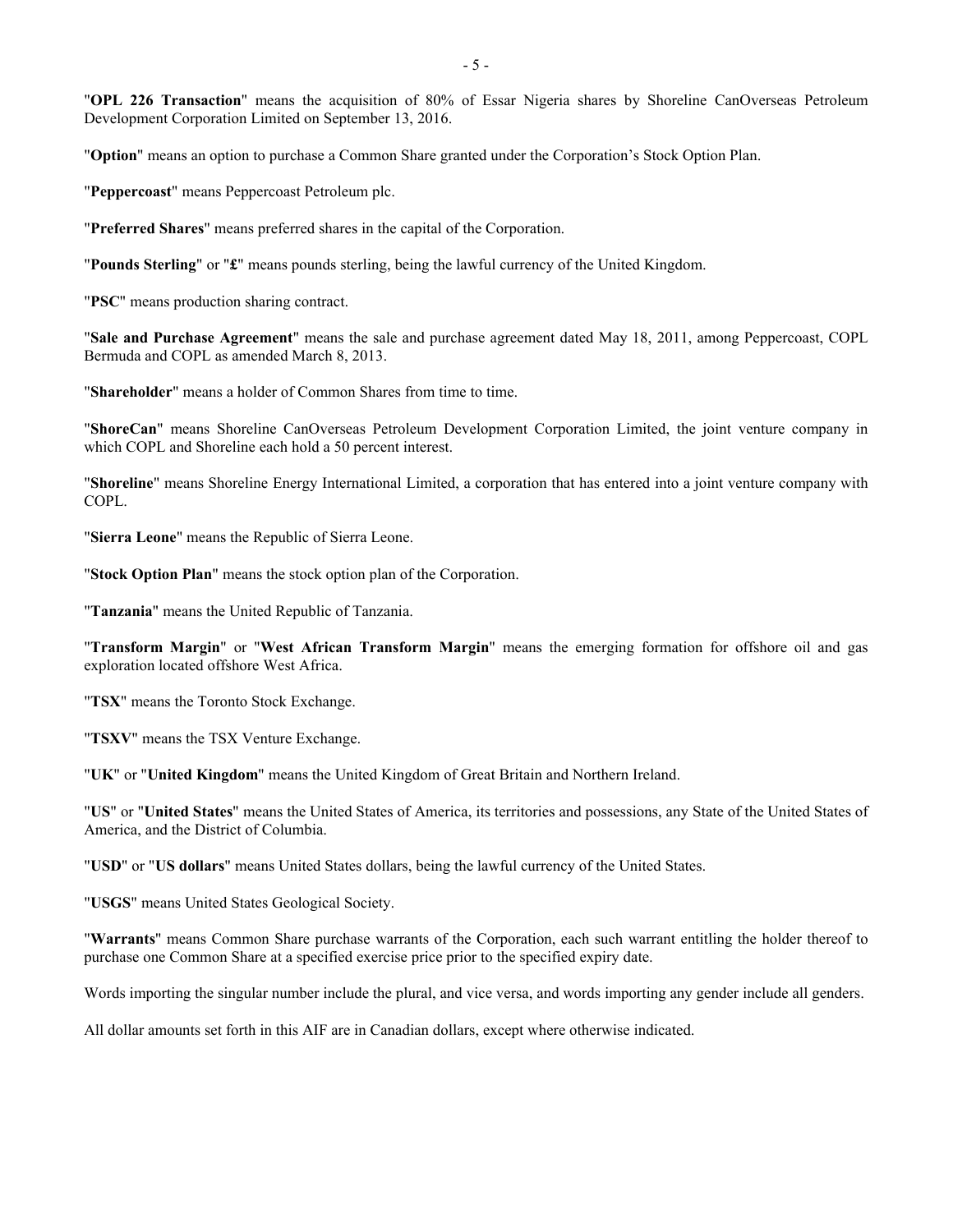"**OPL 226 Transaction**" means the acquisition of 80% of Essar Nigeria shares by Shoreline CanOverseas Petroleum Development Corporation Limited on September 13, 2016.

"**Option**" means an option to purchase a Common Share granted under the Corporation's Stock Option Plan.

"**Peppercoast**" means Peppercoast Petroleum plc.

"**Preferred Shares**" means preferred shares in the capital of the Corporation.

"**Pounds Sterling**" or "**£**" means pounds sterling, being the lawful currency of the United Kingdom.

"**PSC**" means production sharing contract.

"**Sale and Purchase Agreement**" means the sale and purchase agreement dated May 18, 2011, among Peppercoast, COPL Bermuda and COPL as amended March 8, 2013.

"**Shareholder**" means a holder of Common Shares from time to time.

"**ShoreCan**" means Shoreline CanOverseas Petroleum Development Corporation Limited, the joint venture company in which COPL and Shoreline each hold a 50 percent interest.

"**Shoreline**" means Shoreline Energy International Limited, a corporation that has entered into a joint venture company with COPL.

"**Sierra Leone**" means the Republic of Sierra Leone.

"**Stock Option Plan**" means the stock option plan of the Corporation.

"**Tanzania**" means the United Republic of Tanzania.

"**Transform Margin**" or "**West African Transform Margin**" means the emerging formation for offshore oil and gas exploration located offshore West Africa.

"**TSX**" means the Toronto Stock Exchange.

"**TSXV**" means the TSX Venture Exchange.

"**UK**" or "**United Kingdom**" means the United Kingdom of Great Britain and Northern Ireland.

"**US**" or "**United States**" means the United States of America, its territories and possessions, any State of the United States of America, and the District of Columbia.

"**USD**" or "**US dollars**" means United States dollars, being the lawful currency of the United States.

"**USGS**" means United States Geological Society.

"**Warrants**" means Common Share purchase warrants of the Corporation, each such warrant entitling the holder thereof to purchase one Common Share at a specified exercise price prior to the specified expiry date.

Words importing the singular number include the plural, and vice versa, and words importing any gender include all genders.

All dollar amounts set forth in this AIF are in Canadian dollars, except where otherwise indicated.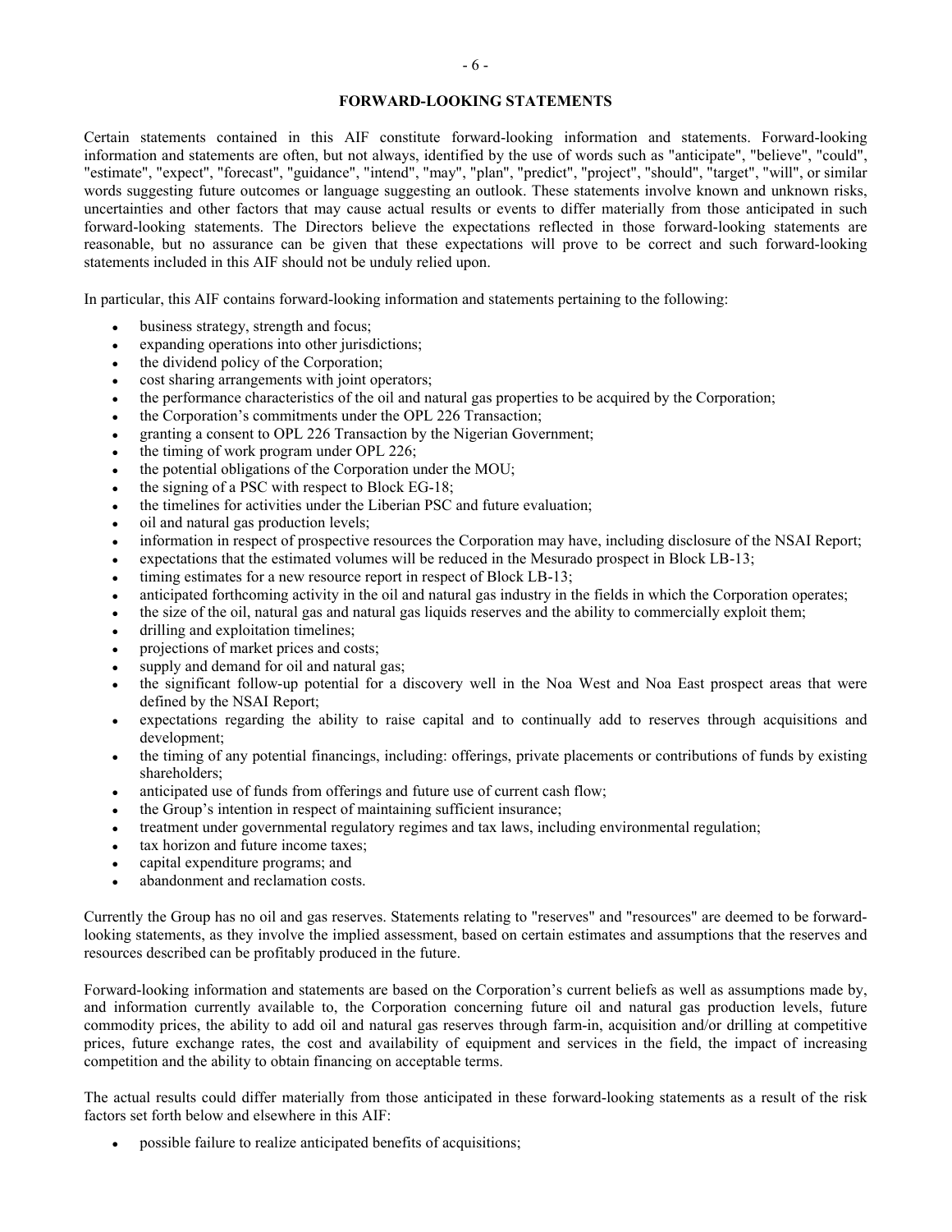## FORWARD-LOOKING STATEMENTS

Certain statements contained in this AIF constitute forward-looking information and statements. Forward-looking information and statements are often, but not always, identified by the use of words such as "anticipate", "believe", "could", "estimate", "expect", "forecast", "guidance", "intend", "may", "plan", "predict", "project", "should", "target", "will", or similar words suggesting future outcomes or language suggesting an outlook. These statements involve known and unknown risks, uncertainties and other factors that may cause actual results or events to differ materially from those anticipated in such forward-looking statements. The Directors believe the expectations reflected in those forward-looking statements are reasonable, but no assurance can be given that these expectations will prove to be correct and such forward-looking statements included in this AIF should not be unduly relied upon.

In particular, this AIF contains forward-looking information and statements pertaining to the following:

- business strategy, strength and focus;
- expanding operations into other jurisdictions;
- the dividend policy of the Corporation;
- cost sharing arrangements with joint operators;
- the performance characteristics of the oil and natural gas properties to be acquired by the Corporation;
- the Corporation's commitments under the OPL 226 Transaction;
- granting a consent to OPL 226 Transaction by the Nigerian Government;
- the timing of work program under OPL 226;
- the potential obligations of the Corporation under the MOU;
- the signing of a PSC with respect to Block EG-18;
- the timelines for activities under the Liberian PSC and future evaluation;
- oil and natural gas production levels;
- information in respect of prospective resources the Corporation may have, including disclosure of the NSAI Report;
- expectations that the estimated volumes will be reduced in the Mesurado prospect in Block LB-13;
- timing estimates for a new resource report in respect of Block LB-13;
- anticipated forthcoming activity in the oil and natural gas industry in the fields in which the Corporation operates;
- the size of the oil, natural gas and natural gas liquids reserves and the ability to commercially exploit them;
- drilling and exploitation timelines;
- projections of market prices and costs;
- supply and demand for oil and natural gas;
- the significant follow-up potential for a discovery well in the Noa West and Noa East prospect areas that were defined by the NSAI Report;
- expectations regarding the ability to raise capital and to continually add to reserves through acquisitions and development;
- the timing of any potential financings, including: offerings, private placements or contributions of funds by existing shareholders;
- anticipated use of funds from offerings and future use of current cash flow;
- the Group's intention in respect of maintaining sufficient insurance;
- treatment under governmental regulatory regimes and tax laws, including environmental regulation;
- tax horizon and future income taxes;
- capital expenditure programs; and
- abandonment and reclamation costs.

Currently the Group has no oil and gas reserves. Statements relating to "reserves" and "resources" are deemed to be forward-looking statements, as they involve the implied assessment, based on certain estimates and assumptions that the reserves and resources described can be profitably produced in the future.

Forward-looking information and statements are based on the Corporation's current beliefs as well as assumptions made by, and information currently available to, the Corporation concerning future oil and natural gas production levels, future commodity prices, the ability to add oil and natural gas reserves through farm-in, acquisition and/or drilling at competitive prices, future exchange rates, the cost and availability of equipment and services in the field, the impact of increasing competition and the ability to obtain financing on acceptable terms.

The actual results could differ materially from those anticipated in these forward-looking statements as a result of the risk factors set forth below and elsewhere in this AIF:

- possible failure to realize anticipated benefits of acquisitions;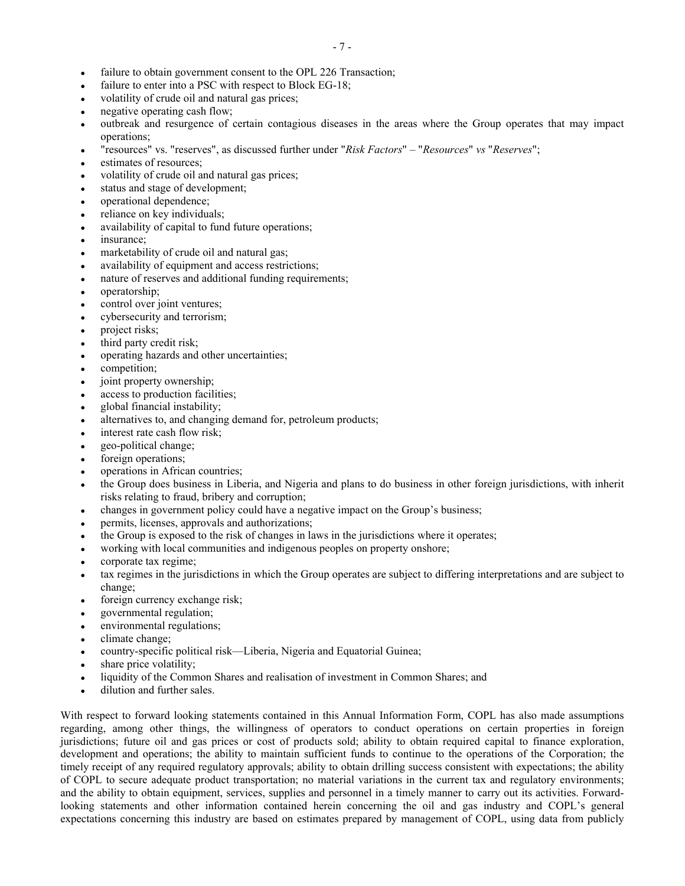- failure to obtain government consent to the OPL 226 Transaction;
- failure to enter into a PSC with respect to Block EG-18;
- volatility of crude oil and natural gas prices;
- negative operating cash flow;
- outbreak and resurgence of certain contagious diseases in the areas where the Group operates that may impact operations;
- "resources" vs. "reserves", as discussed further under "*Risk Factors*" – "*Resources*" *vs* "*Reserves*";
- estimates of resources;
- volatility of crude oil and natural gas prices;
- status and stage of development;
- operational dependence;
- reliance on key individuals;
- availability of capital to fund future operations;
- insurance;
- marketability of crude oil and natural gas;
- availability of equipment and access restrictions;
- nature of reserves and additional funding requirements;
- operatorship;
- control over joint ventures;
- cybersecurity and terrorism;
- project risks;
- third party credit risk;
- operating hazards and other uncertainties;
- competition;
- joint property ownership;
- access to production facilities;
- global financial instability;
- alternatives to, and changing demand for, petroleum products;
- interest rate cash flow risk;
- geo-political change;
- foreign operations;
- operations in African countries;
- the Group does business in Liberia, and Nigeria and plans to do business in other foreign jurisdictions, with inherit risks relating to fraud, bribery and corruption;
- changes in government policy could have a negative impact on the Group's business;
- permits, licenses, approvals and authorizations;
- the Group is exposed to the risk of changes in laws in the jurisdictions where it operates;
- working with local communities and indigenous peoples on property onshore;
- corporate tax regime;
- tax regimes in the jurisdictions in which the Group operates are subject to differing interpretations and are subject to change;
- foreign currency exchange risk;
- governmental regulation;
- environmental regulations;
- climate change;
- country-specific political risk—Liberia, Nigeria and Equatorial Guinea;
- share price volatility;
- liquidity of the Common Shares and realisation of investment in Common Shares; and
- dilution and further sales.

With respect to forward looking statements contained in this Annual Information Form, COPL has also made assumptions regarding, among other things, the willingness of operators to conduct operations on certain properties in foreign jurisdictions; future oil and gas prices or cost of products sold; ability to obtain required capital to finance exploration, development and operations; the ability to maintain sufficient funds to continue to the operations of the Corporation; the timely receipt of any required regulatory approvals; ability to obtain drilling success consistent with expectations; the ability of COPL to secure adequate product transportation; no material variations in the current tax and regulatory environments; and the ability to obtain equipment, services, supplies and personnel in a timely manner to carry out its activities. Forward-looking statements and other information contained herein concerning the oil and gas industry and COPL's general expectations concerning this industry are based on estimates prepared by management of COPL, using data from publicly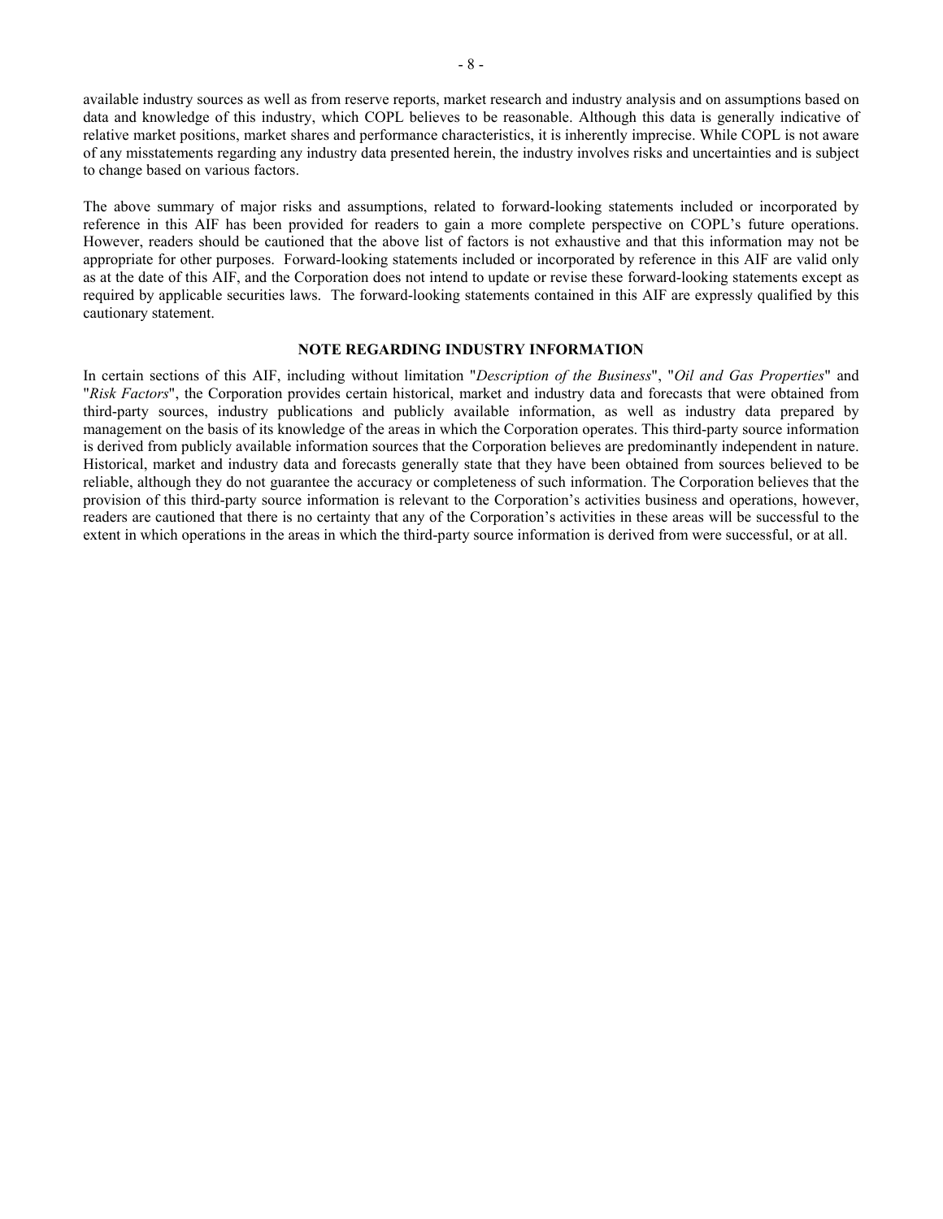available industry sources as well as from reserve reports, market research and industry analysis and on assumptions based on data and knowledge of this industry, which COPL believes to be reasonable. Although this data is generally indicative of relative market positions, market shares and performance characteristics, it is inherently imprecise. While COPL is not aware of any misstatements regarding any industry data presented herein, the industry involves risks and uncertainties and is subject to change based on various factors.

The above summary of major risks and assumptions, related to forward-looking statements included or incorporated by reference in this AIF has been provided for readers to gain a more complete perspective on COPL's future operations. However, readers should be cautioned that the above list of factors is not exhaustive and that this information may not be appropriate for other purposes. Forward-looking statements included or incorporated by reference in this AIF are valid only as at the date of this AIF, and the Corporation does not intend to update or revise these forward-looking statements except as required by applicable securities laws. The forward-looking statements contained in this AIF are expressly qualified by this cautionary statement.

## NOTE REGARDING INDUSTRY INFORMATION

In certain sections of this AIF, including without limitation "*Description of the Business*", "*Oil and Gas Properties*" and "*Risk Factors*", the Corporation provides certain historical, market and industry data and forecasts that were obtained from third-party sources, industry publications and publicly available information, as well as industry data prepared by management on the basis of its knowledge of the areas in which the Corporation operates. This third-party source information is derived from publicly available information sources that the Corporation believes are predominantly independent in nature. Historical, market and industry data and forecasts generally state that they have been obtained from sources believed to be reliable, although they do not guarantee the accuracy or completeness of such information. The Corporation believes that the provision of this third-party source information is relevant to the Corporation's activities business and operations, however, readers are cautioned that there is no certainty that any of the Corporation's activities in these areas will be successful to the extent in which operations in the areas in which the third-party source information is derived from were successful, or at all.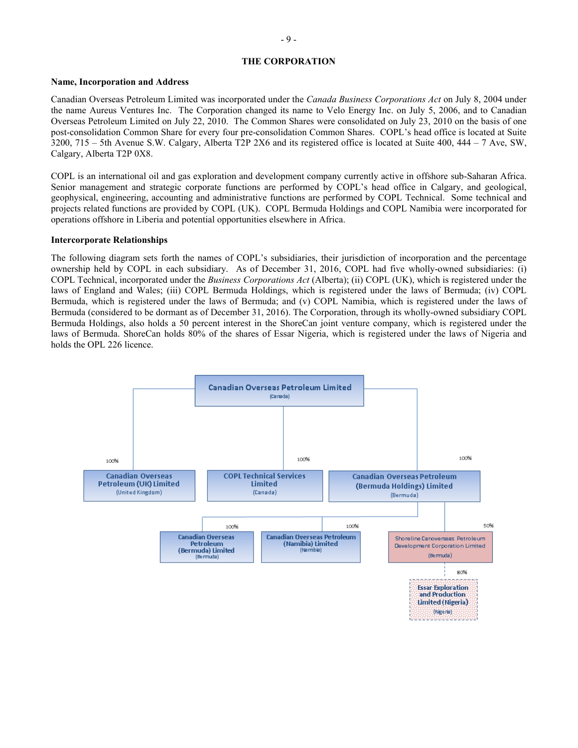## THE CORPORATION

### Name, Incorporation and Address

Canadian Overseas Petroleum Limited was incorporated under the *Canada Business Corporations Act* on July 8, 2004 under the name Aureus Ventures Inc. The Corporation changed its name to Velo Energy Inc. on July 5, 2006, and to Canadian Overseas Petroleum Limited on July 22, 2010. The Common Shares were consolidated on July 23, 2010 on the basis of one post-consolidation Common Share for every four pre-consolidation Common Shares. COPL's head office is located at Suite 3200, 715 – 5th Avenue S.W. Calgary, Alberta T2P 2X6 and its registered office is located at Suite 400, 444 – 7 Ave, SW, Calgary, Alberta T2P 0X8.

COPL is an international oil and gas exploration and development company currently active in offshore sub-Saharan Africa. Senior management and strategic corporate functions are performed by COPL's head office in Calgary, and geological, geophysical, engineering, accounting and administrative functions are performed by COPL Technical. Some technical and projects related functions are provided by COPL (UK). COPL Bermuda Holdings and COPL Namibia were incorporated for operations offshore in Liberia and potential opportunities elsewhere in Africa.

### Intercorporate Relationships

The following diagram sets forth the names of COPL's subsidiaries, their jurisdiction of incorporation and the percentage ownership held by COPL in each subsidiary. As of December 31, 2016, COPL had five wholly-owned subsidiaries: (i) COPL Technical, incorporated under the *Business Corporations Act* (Alberta); (ii) COPL (UK), which is registered under the laws of England and Wales; (iii) COPL Bermuda Holdings, which is registered under the laws of Bermuda; (iv) COPL Bermuda, which is registered under the laws of Bermuda; and (v) COPL Namibia, which is registered under the laws of Bermuda (considered to be dormant as of December 31, 2016). The Corporation, through its wholly-owned subsidiary COPL Bermuda Holdings, also holds a 50 percent interest in the ShoreCan joint venture company, which is registered under the laws of Bermuda. ShoreCan holds 80% of the shares of Essar Nigeria, which is registered under the laws of Nigeria and holds the OPL 226 licence.

- **Canadian Overseas Petroleum Limited** (Canada)
  - 100% — **Canadian Overseas Petroleum (UK) Limited** (United Kingdom)
  - 100% — **COPL Technical Services Limited** (Canada)
  - 100% — **Canadian Overseas Petroleum (Bermuda Holdings) Limited** (Bermuda)
    - 100% — **Canadian Overseas Petroleum (Bermuda) Limited** (Bermuda)
    - 100% — **Canadian Overseas Petroleum (Namibia) Limited** (Namibia)
    - 50% — Shoreline Canoverseas Petroleum Development Corporation Limited (Bermuda)
      - 80% — **Essar Exploration and Production Limited (Nigeria)** (Nigeria)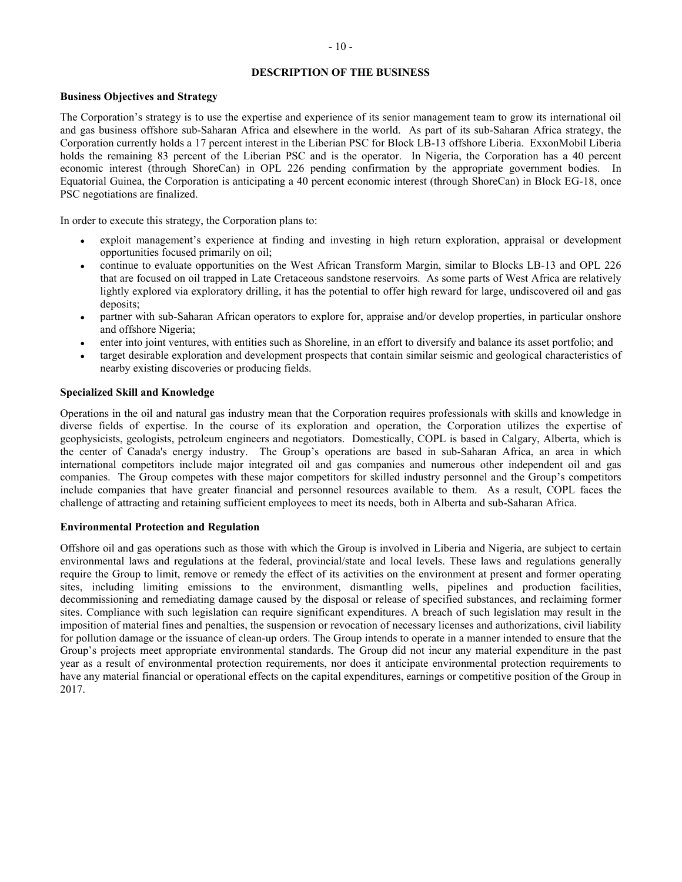# DESCRIPTION OF THE BUSINESS

## Business Objectives and Strategy

The Corporation's strategy is to use the expertise and experience of its senior management team to grow its international oil and gas business offshore sub-Saharan Africa and elsewhere in the world. As part of its sub-Saharan Africa strategy, the Corporation currently holds a 17 percent interest in the Liberian PSC for Block LB-13 offshore Liberia. ExxonMobil Liberia holds the remaining 83 percent of the Liberian PSC and is the operator. In Nigeria, the Corporation has a 40 percent economic interest (through ShoreCan) in OPL 226 pending confirmation by the appropriate government bodies. In Equatorial Guinea, the Corporation is anticipating a 40 percent economic interest (through ShoreCan) in Block EG-18, once PSC negotiations are finalized.

In order to execute this strategy, the Corporation plans to:

- exploit management's experience at finding and investing in high return exploration, appraisal or development opportunities focused primarily on oil;
- continue to evaluate opportunities on the West African Transform Margin, similar to Blocks LB-13 and OPL 226 that are focused on oil trapped in Late Cretaceous sandstone reservoirs. As some parts of West Africa are relatively lightly explored via exploratory drilling, it has the potential to offer high reward for large, undiscovered oil and gas deposits;
- partner with sub-Saharan African operators to explore for, appraise and/or develop properties, in particular onshore and offshore Nigeria;
- enter into joint ventures, with entities such as Shoreline, in an effort to diversify and balance its asset portfolio; and
- target desirable exploration and development prospects that contain similar seismic and geological characteristics of nearby existing discoveries or producing fields.

## Specialized Skill and Knowledge

Operations in the oil and natural gas industry mean that the Corporation requires professionals with skills and knowledge in diverse fields of expertise. In the course of its exploration and operation, the Corporation utilizes the expertise of geophysicists, geologists, petroleum engineers and negotiators. Domestically, COPL is based in Calgary, Alberta, which is the center of Canada's energy industry. The Group's operations are based in sub-Saharan Africa, an area in which international competitors include major integrated oil and gas companies and numerous other independent oil and gas companies. The Group competes with these major competitors for skilled industry personnel and the Group's competitors include companies that have greater financial and personnel resources available to them. As a result, COPL faces the challenge of attracting and retaining sufficient employees to meet its needs, both in Alberta and sub-Saharan Africa.

## Environmental Protection and Regulation

Offshore oil and gas operations such as those with which the Group is involved in Liberia and Nigeria, are subject to certain environmental laws and regulations at the federal, provincial/state and local levels. These laws and regulations generally require the Group to limit, remove or remedy the effect of its activities on the environment at present and former operating sites, including limiting emissions to the environment, dismantling wells, pipelines and production facilities, decommissioning and remediating damage caused by the disposal or release of specified substances, and reclaiming former sites. Compliance with such legislation can require significant expenditures. A breach of such legislation may result in the imposition of material fines and penalties, the suspension or revocation of necessary licenses and authorizations, civil liability for pollution damage or the issuance of clean-up orders. The Group intends to operate in a manner intended to ensure that the Group's projects meet appropriate environmental standards. The Group did not incur any material expenditure in the past year as a result of environmental protection requirements, nor does it anticipate environmental protection requirements to have any material financial or operational effects on the capital expenditures, earnings or competitive position of the Group in 2017.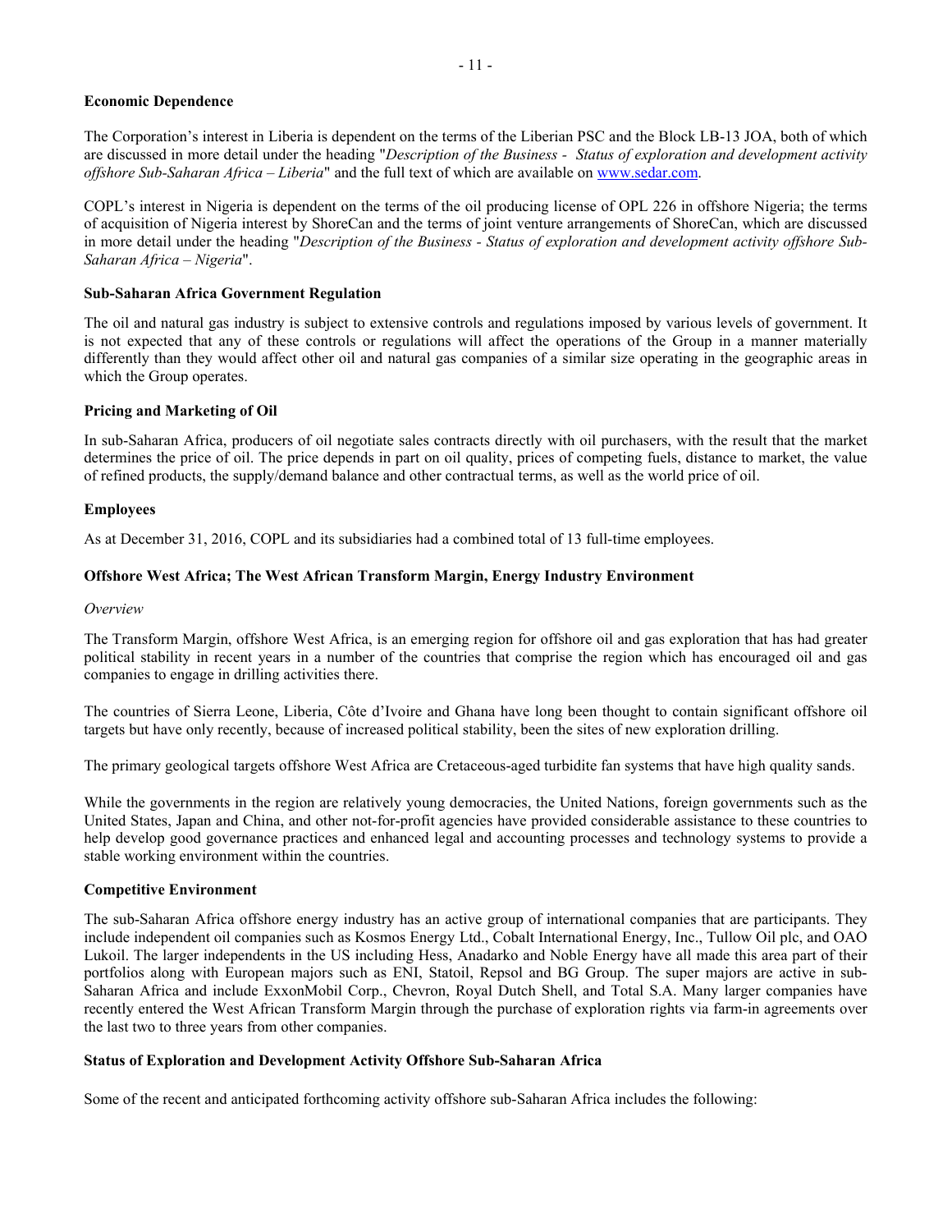**Economic Dependence**

The Corporation's interest in Liberia is dependent on the terms of the Liberian PSC and the Block LB-13 JOA, both of which are discussed in more detail under the heading "*Description of the Business - Status of exploration and development activity offshore Sub-Saharan Africa – Liberia*" and the full text of which are available on www.sedar.com.

COPL's interest in Nigeria is dependent on the terms of the oil producing license of OPL 226 in offshore Nigeria; the terms of acquisition of Nigeria interest by ShoreCan and the terms of joint venture arrangements of ShoreCan, which are discussed in more detail under the heading "*Description of the Business - Status of exploration and development activity offshore Sub-Saharan Africa – Nigeria*".

**Sub-Saharan Africa Government Regulation**

The oil and natural gas industry is subject to extensive controls and regulations imposed by various levels of government. It is not expected that any of these controls or regulations will affect the operations of the Group in a manner materially differently than they would affect other oil and natural gas companies of a similar size operating in the geographic areas in which the Group operates.

**Pricing and Marketing of Oil**

In sub-Saharan Africa, producers of oil negotiate sales contracts directly with oil purchasers, with the result that the market determines the price of oil. The price depends in part on oil quality, prices of competing fuels, distance to market, the value of refined products, the supply/demand balance and other contractual terms, as well as the world price of oil.

**Employees**

As at December 31, 2016, COPL and its subsidiaries had a combined total of 13 full-time employees.

**Offshore West Africa; The West African Transform Margin, Energy Industry Environment**

*Overview*

The Transform Margin, offshore West Africa, is an emerging region for offshore oil and gas exploration that has had greater political stability in recent years in a number of the countries that comprise the region which has encouraged oil and gas companies to engage in drilling activities there.

The countries of Sierra Leone, Liberia, Côte d'Ivoire and Ghana have long been thought to contain significant offshore oil targets but have only recently, because of increased political stability, been the sites of new exploration drilling.

The primary geological targets offshore West Africa are Cretaceous-aged turbidite fan systems that have high quality sands.

While the governments in the region are relatively young democracies, the United Nations, foreign governments such as the United States, Japan and China, and other not-for-profit agencies have provided considerable assistance to these countries to help develop good governance practices and enhanced legal and accounting processes and technology systems to provide a stable working environment within the countries.

**Competitive Environment**

The sub-Saharan Africa offshore energy industry has an active group of international companies that are participants. They include independent oil companies such as Kosmos Energy Ltd., Cobalt International Energy, Inc., Tullow Oil plc, and OAO Lukoil. The larger independents in the US including Hess, Anadarko and Noble Energy have all made this area part of their portfolios along with European majors such as ENI, Statoil, Repsol and BG Group. The super majors are active in sub-Saharan Africa and include ExxonMobil Corp., Chevron, Royal Dutch Shell, and Total S.A. Many larger companies have recently entered the West African Transform Margin through the purchase of exploration rights via farm-in agreements over the last two to three years from other companies.

**Status of Exploration and Development Activity Offshore Sub-Saharan Africa**

Some of the recent and anticipated forthcoming activity offshore sub-Saharan Africa includes the following: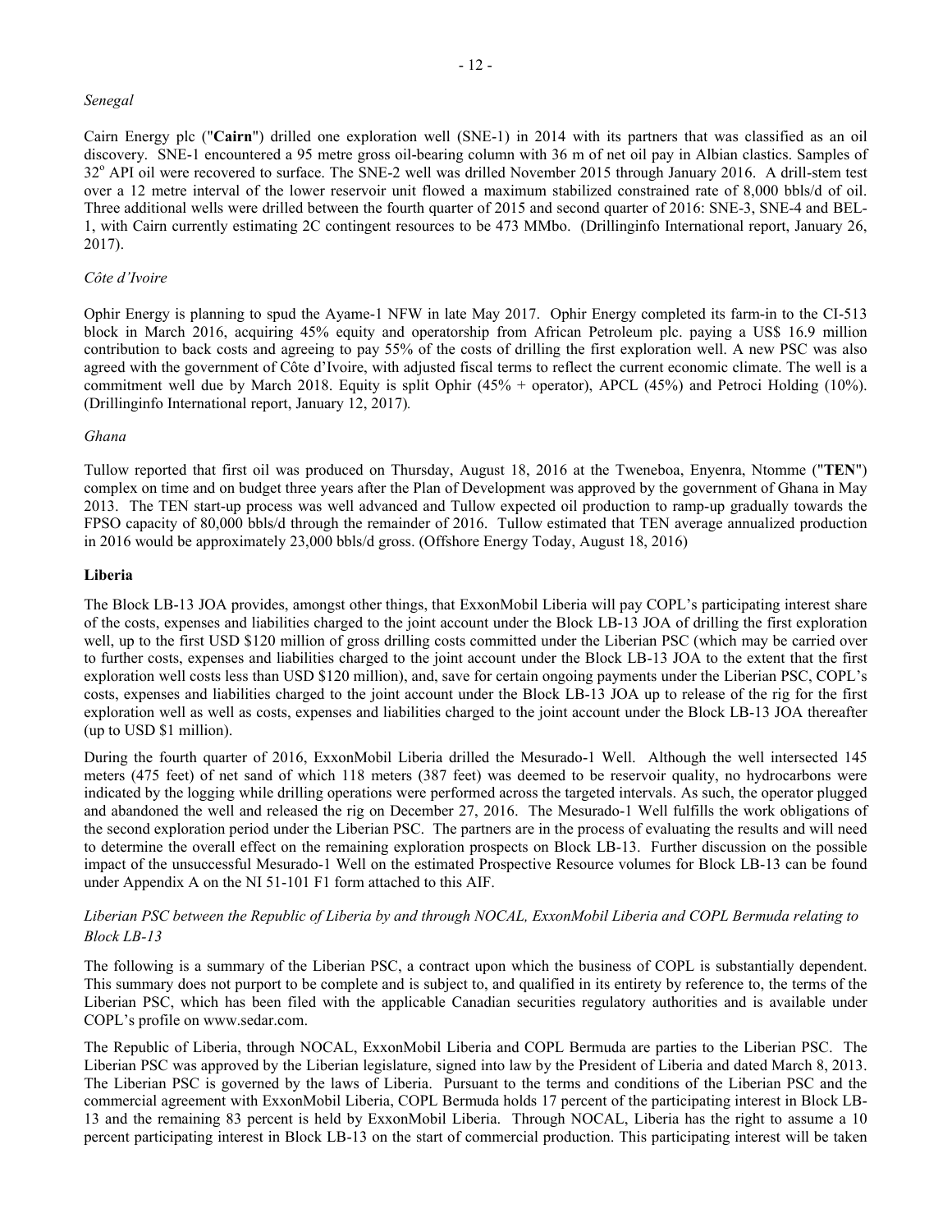*Senegal*

Cairn Energy plc ("**Cairn**") drilled one exploration well (SNE-1) in 2014 with its partners that was classified as an oil discovery. SNE-1 encountered a 95 metre gross oil-bearing column with 36 m of net oil pay in Albian clastics. Samples of 32° API oil were recovered to surface. The SNE-2 well was drilled November 2015 through January 2016. A drill-stem test over a 12 metre interval of the lower reservoir unit flowed a maximum stabilized constrained rate of 8,000 bbls/d of oil. Three additional wells were drilled between the fourth quarter of 2015 and second quarter of 2016: SNE-3, SNE-4 and BEL-1, with Cairn currently estimating 2C contingent resources to be 473 MMbo. (Drillinginfo International report, January 26, 2017).

*Côte d'Ivoire*

Ophir Energy is planning to spud the Ayame-1 NFW in late May 2017. Ophir Energy completed its farm-in to the CI-513 block in March 2016, acquiring 45% equity and operatorship from African Petroleum plc. paying a US$ 16.9 million contribution to back costs and agreeing to pay 55% of the costs of drilling the first exploration well. A new PSC was also agreed with the government of Côte d'Ivoire, with adjusted fiscal terms to reflect the current economic climate. The well is a commitment well due by March 2018. Equity is split Ophir (45% + operator), APCL (45%) and Petroci Holding (10%). (Drillinginfo International report, January 12, 2017).

*Ghana*

Tullow reported that first oil was produced on Thursday, August 18, 2016 at the Tweneboa, Enyenra, Ntomme ("**TEN**") complex on time and on budget three years after the Plan of Development was approved by the government of Ghana in May 2013. The TEN start-up process was well advanced and Tullow expected oil production to ramp-up gradually towards the FPSO capacity of 80,000 bbls/d through the remainder of 2016. Tullow estimated that TEN average annualized production in 2016 would be approximately 23,000 bbls/d gross. (Offshore Energy Today, August 18, 2016)

**Liberia**

The Block LB-13 JOA provides, amongst other things, that ExxonMobil Liberia will pay COPL's participating interest share of the costs, expenses and liabilities charged to the joint account under the Block LB-13 JOA of drilling the first exploration well, up to the first USD $120 million of gross drilling costs committed under the Liberian PSC (which may be carried over to further costs, expenses and liabilities charged to the joint account under the Block LB-13 JOA to the extent that the first exploration well costs less than USD $120 million), and, save for certain ongoing payments under the Liberian PSC, COPL's costs, expenses and liabilities charged to the joint account under the Block LB-13 JOA up to release of the rig for the first exploration well as well as costs, expenses and liabilities charged to the joint account under the Block LB-13 JOA thereafter (up to USD $1 million).

During the fourth quarter of 2016, ExxonMobil Liberia drilled the Mesurado-1 Well. Although the well intersected 145 meters (475 feet) of net sand of which 118 meters (387 feet) was deemed to be reservoir quality, no hydrocarbons were indicated by the logging while drilling operations were performed across the targeted intervals. As such, the operator plugged and abandoned the well and released the rig on December 27, 2016. The Mesurado-1 Well fulfills the work obligations of the second exploration period under the Liberian PSC. The partners are in the process of evaluating the results and will need to determine the overall effect on the remaining exploration prospects on Block LB-13. Further discussion on the possible impact of the unsuccessful Mesurado-1 Well on the estimated Prospective Resource volumes for Block LB-13 can be found under Appendix A on the NI 51-101 F1 form attached to this AIF.

*Liberian PSC between the Republic of Liberia by and through NOCAL, ExxonMobil Liberia and COPL Bermuda relating to Block LB-13*

The following is a summary of the Liberian PSC, a contract upon which the business of COPL is substantially dependent. This summary does not purport to be complete and is subject to, and qualified in its entirety by reference to, the terms of the Liberian PSC, which has been filed with the applicable Canadian securities regulatory authorities and is available under COPL's profile on www.sedar.com.

The Republic of Liberia, through NOCAL, ExxonMobil Liberia and COPL Bermuda are parties to the Liberian PSC. The Liberian PSC was approved by the Liberian legislature, signed into law by the President of Liberia and dated March 8, 2013. The Liberian PSC is governed by the laws of Liberia. Pursuant to the terms and conditions of the Liberian PSC and the commercial agreement with ExxonMobil Liberia, COPL Bermuda holds 17 percent of the participating interest in Block LB-13 and the remaining 83 percent is held by ExxonMobil Liberia. Through NOCAL, Liberia has the right to assume a 10 percent participating interest in Block LB-13 on the start of commercial production. This participating interest will be taken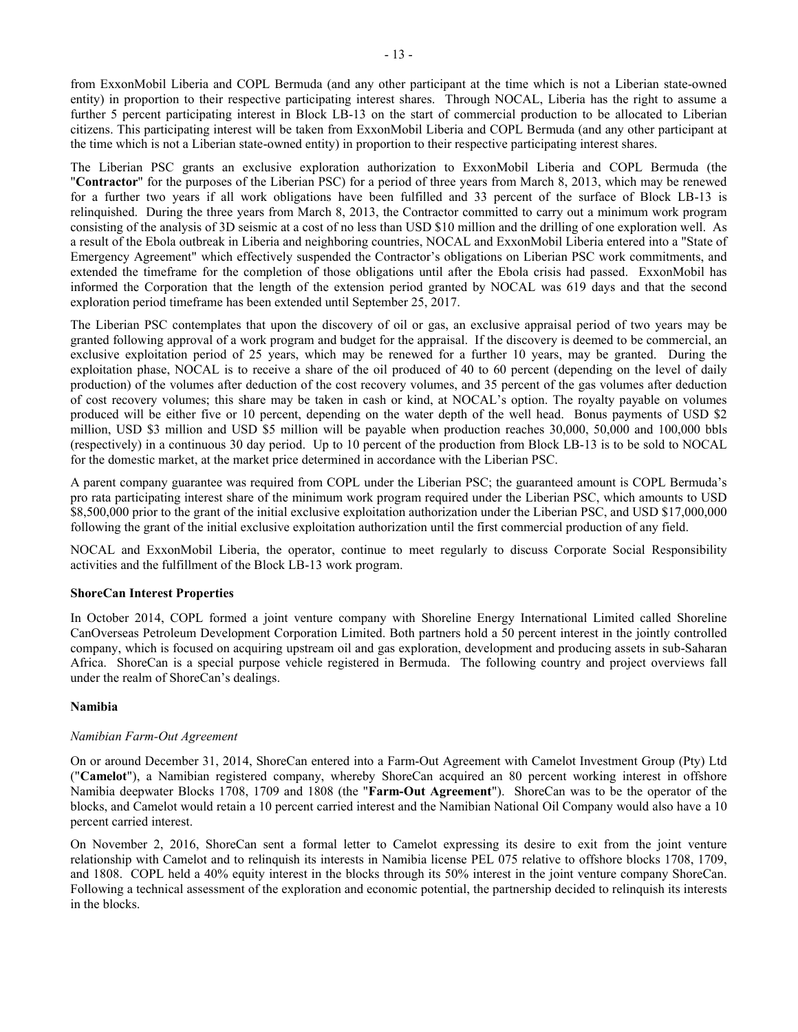from ExxonMobil Liberia and COPL Bermuda (and any other participant at the time which is not a Liberian state-owned entity) in proportion to their respective participating interest shares. Through NOCAL, Liberia has the right to assume a further 5 percent participating interest in Block LB-13 on the start of commercial production to be allocated to Liberian citizens. This participating interest will be taken from ExxonMobil Liberia and COPL Bermuda (and any other participant at the time which is not a Liberian state-owned entity) in proportion to their respective participating interest shares.

The Liberian PSC grants an exclusive exploration authorization to ExxonMobil Liberia and COPL Bermuda (the "**Contractor**" for the purposes of the Liberian PSC) for a period of three years from March 8, 2013, which may be renewed for a further two years if all work obligations have been fulfilled and 33 percent of the surface of Block LB-13 is relinquished. During the three years from March 8, 2013, the Contractor committed to carry out a minimum work program consisting of the analysis of 3D seismic at a cost of no less than USD $10 million and the drilling of one exploration well. As a result of the Ebola outbreak in Liberia and neighboring countries, NOCAL and ExxonMobil Liberia entered into a "State of Emergency Agreement" which effectively suspended the Contractor's obligations on Liberian PSC work commitments, and extended the timeframe for the completion of those obligations until after the Ebola crisis had passed. ExxonMobil has informed the Corporation that the length of the extension period granted by NOCAL was 619 days and that the second exploration period timeframe has been extended until September 25, 2017.

The Liberian PSC contemplates that upon the discovery of oil or gas, an exclusive appraisal period of two years may be granted following approval of a work program and budget for the appraisal. If the discovery is deemed to be commercial, an exclusive exploitation period of 25 years, which may be renewed for a further 10 years, may be granted. During the exploitation phase, NOCAL is to receive a share of the oil produced of 40 to 60 percent (depending on the level of daily production) of the volumes after deduction of the cost recovery volumes, and 35 percent of the gas volumes after deduction of cost recovery volumes; this share may be taken in cash or kind, at NOCAL's option. The royalty payable on volumes produced will be either five or 10 percent, depending on the water depth of the well head. Bonus payments of USD $2 million, USD $3 million and USD $5 million will be payable when production reaches 30,000, 50,000 and 100,000 bbls (respectively) in a continuous 30 day period. Up to 10 percent of the production from Block LB-13 is to be sold to NOCAL for the domestic market, at the market price determined in accordance with the Liberian PSC.

A parent company guarantee was required from COPL under the Liberian PSC; the guaranteed amount is COPL Bermuda's pro rata participating interest share of the minimum work program required under the Liberian PSC, which amounts to USD $8,500,000 prior to the grant of the initial exclusive exploitation authorization under the Liberian PSC, and USD $17,000,000 following the grant of the initial exclusive exploitation authorization until the first commercial production of any field.

NOCAL and ExxonMobil Liberia, the operator, continue to meet regularly to discuss Corporate Social Responsibility activities and the fulfillment of the Block LB-13 work program.

**ShoreCan Interest Properties**

In October 2014, COPL formed a joint venture company with Shoreline Energy International Limited called Shoreline CanOverseas Petroleum Development Corporation Limited. Both partners hold a 50 percent interest in the jointly controlled company, which is focused on acquiring upstream oil and gas exploration, development and producing assets in sub-Saharan Africa. ShoreCan is a special purpose vehicle registered in Bermuda. The following country and project overviews fall under the realm of ShoreCan's dealings.

**Namibia**

*Namibian Farm-Out Agreement*

On or around December 31, 2014, ShoreCan entered into a Farm-Out Agreement with Camelot Investment Group (Pty) Ltd ("**Camelot**"), a Namibian registered company, whereby ShoreCan acquired an 80 percent working interest in offshore Namibia deepwater Blocks 1708, 1709 and 1808 (the "**Farm-Out Agreement**"). ShoreCan was to be the operator of the blocks, and Camelot would retain a 10 percent carried interest and the Namibian National Oil Company would also have a 10 percent carried interest.

On November 2, 2016, ShoreCan sent a formal letter to Camelot expressing its desire to exit from the joint venture relationship with Camelot and to relinquish its interests in Namibia license PEL 075 relative to offshore blocks 1708, 1709, and 1808. COPL held a 40% equity interest in the blocks through its 50% interest in the joint venture company ShoreCan. Following a technical assessment of the exploration and economic potential, the partnership decided to relinquish its interests in the blocks.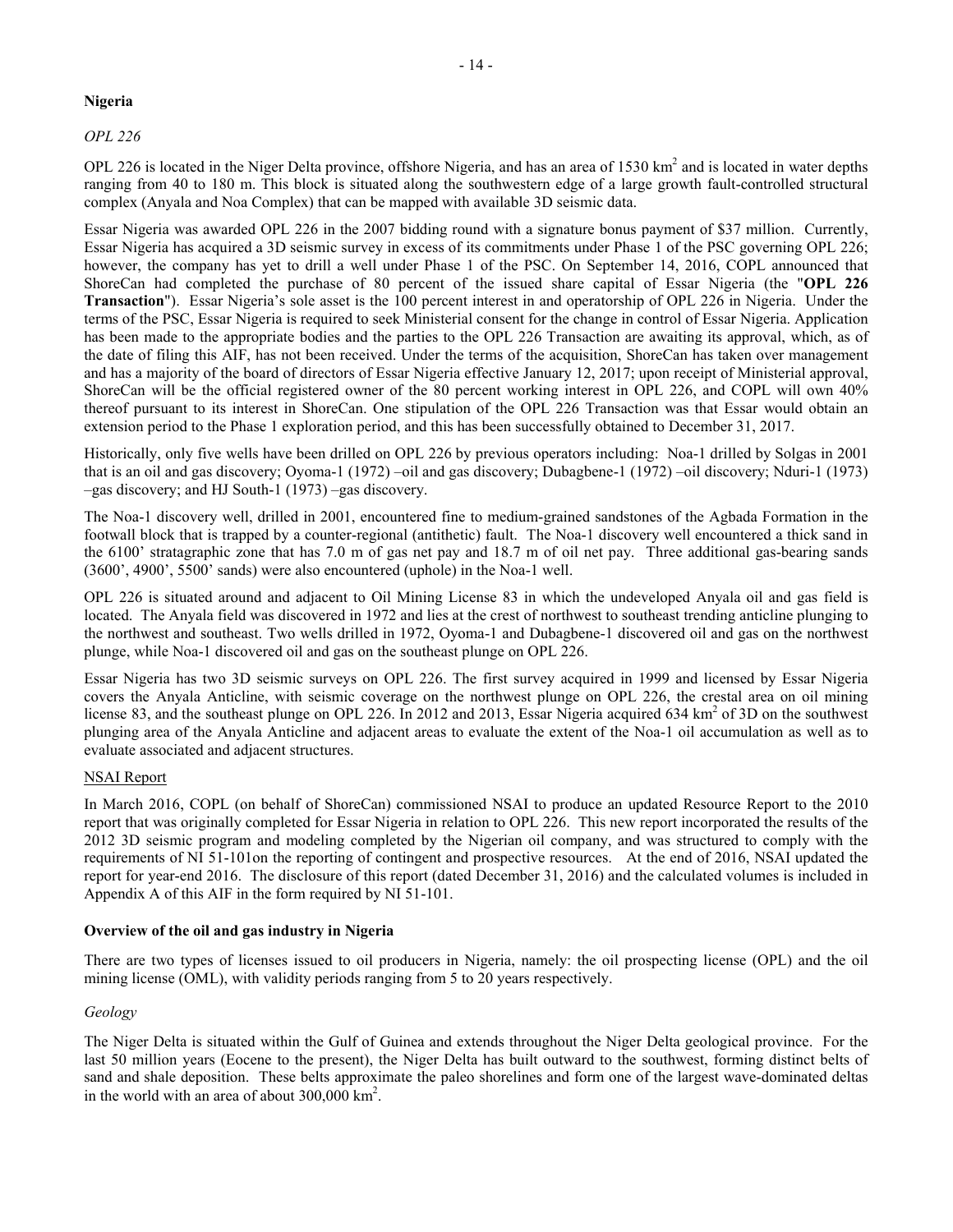## Nigeria

### *OPL 226*

OPL 226 is located in the Niger Delta province, offshore Nigeria, and has an area of 1530 km$^2$ and is located in water depths ranging from 40 to 180 m. This block is situated along the southwestern edge of a large growth fault-controlled structural complex (Anyala and Noa Complex) that can be mapped with available 3D seismic data.

Essar Nigeria was awarded OPL 226 in the 2007 bidding round with a signature bonus payment of $37 million. Currently, Essar Nigeria has acquired a 3D seismic survey in excess of its commitments under Phase 1 of the PSC governing OPL 226; however, the company has yet to drill a well under Phase 1 of the PSC. On September 14, 2016, COPL announced that ShoreCan had completed the purchase of 80 percent of the issued share capital of Essar Nigeria (the "**OPL 226 Transaction**"). Essar Nigeria's sole asset is the 100 percent interest in and operatorship of OPL 226 in Nigeria. Under the terms of the PSC, Essar Nigeria is required to seek Ministerial consent for the change in control of Essar Nigeria. Application has been made to the appropriate bodies and the parties to the OPL 226 Transaction are awaiting its approval, which, as of the date of filing this AIF, has not been received. Under the terms of the acquisition, ShoreCan has taken over management and has a majority of the board of directors of Essar Nigeria effective January 12, 2017; upon receipt of Ministerial approval, ShoreCan will be the official registered owner of the 80 percent working interest in OPL 226, and COPL will own 40% thereof pursuant to its interest in ShoreCan. One stipulation of the OPL 226 Transaction was that Essar would obtain an extension period to the Phase 1 exploration period, and this has been successfully obtained to December 31, 2017.

Historically, only five wells have been drilled on OPL 226 by previous operators including: Noa-1 drilled by Solgas in 2001 that is an oil and gas discovery; Oyoma-1 (1972) –oil and gas discovery; Dubagbene-1 (1972) –oil discovery; Nduri-1 (1973) –gas discovery; and HJ South-1 (1973) –gas discovery.

The Noa-1 discovery well, drilled in 2001, encountered fine to medium-grained sandstones of the Agbada Formation in the footwall block that is trapped by a counter-regional (antithetic) fault. The Noa-1 discovery well encountered a thick sand in the 6100' stratagraphic zone that has 7.0 m of gas net pay and 18.7 m of oil net pay. Three additional gas-bearing sands (3600', 4900', 5500' sands) were also encountered (uphole) in the Noa-1 well.

OPL 226 is situated around and adjacent to Oil Mining License 83 in which the undeveloped Anyala oil and gas field is located. The Anyala field was discovered in 1972 and lies at the crest of northwest to southeast trending anticline plunging to the northwest and southeast. Two wells drilled in 1972, Oyoma-1 and Dubagbene-1 discovered oil and gas on the northwest plunge, while Noa-1 discovered oil and gas on the southeast plunge on OPL 226.

Essar Nigeria has two 3D seismic surveys on OPL 226. The first survey acquired in 1999 and licensed by Essar Nigeria covers the Anyala Anticline, with seismic coverage on the northwest plunge on OPL 226, the crestal area on oil mining license 83, and the southeast plunge on OPL 226. In 2012 and 2013, Essar Nigeria acquired 634 km$^2$ of 3D on the southwest plunging area of the Anyala Anticline and adjacent areas to evaluate the extent of the Noa-1 oil accumulation as well as to evaluate associated and adjacent structures.

NSAI Report

In March 2016, COPL (on behalf of ShoreCan) commissioned NSAI to produce an updated Resource Report to the 2010 report that was originally completed for Essar Nigeria in relation to OPL 226. This new report incorporated the results of the 2012 3D seismic program and modeling completed by the Nigerian oil company, and was structured to comply with the requirements of NI 51-101on the reporting of contingent and prospective resources. At the end of 2016, NSAI updated the report for year-end 2016. The disclosure of this report (dated December 31, 2016) and the calculated volumes is included in Appendix A of this AIF in the form required by NI 51-101.

## Overview of the oil and gas industry in Nigeria

There are two types of licenses issued to oil producers in Nigeria, namely: the oil prospecting license (OPL) and the oil mining license (OML), with validity periods ranging from 5 to 20 years respectively.

### *Geology*

The Niger Delta is situated within the Gulf of Guinea and extends throughout the Niger Delta geological province. For the last 50 million years (Eocene to the present), the Niger Delta has built outward to the southwest, forming distinct belts of sand and shale deposition. These belts approximate the paleo shorelines and form one of the largest wave-dominated deltas in the world with an area of about 300,000 km$^2$.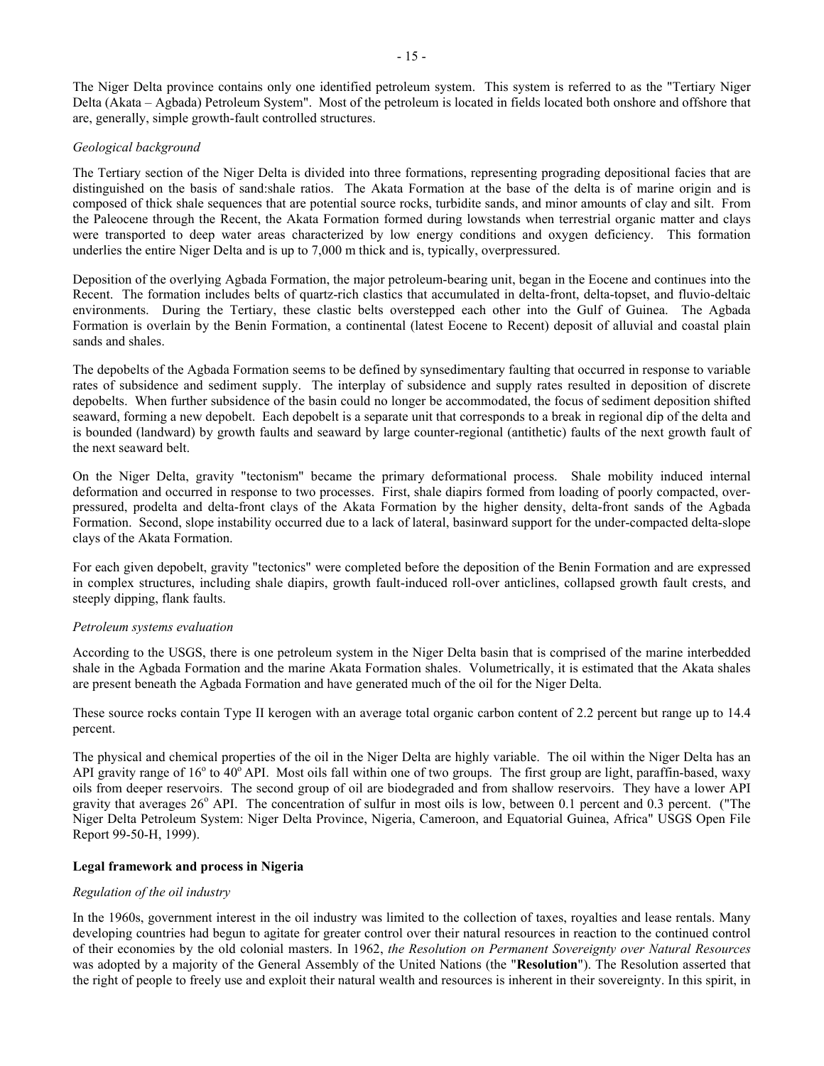The Niger Delta province contains only one identified petroleum system. This system is referred to as the "Tertiary Niger Delta (Akata – Agbada) Petroleum System". Most of the petroleum is located in fields located both onshore and offshore that are, generally, simple growth-fault controlled structures.

*Geological background*

The Tertiary section of the Niger Delta is divided into three formations, representing prograding depositional facies that are distinguished on the basis of sand:shale ratios. The Akata Formation at the base of the delta is of marine origin and is composed of thick shale sequences that are potential source rocks, turbidite sands, and minor amounts of clay and silt. From the Paleocene through the Recent, the Akata Formation formed during lowstands when terrestrial organic matter and clays were transported to deep water areas characterized by low energy conditions and oxygen deficiency. This formation underlies the entire Niger Delta and is up to 7,000 m thick and is, typically, overpressured.

Deposition of the overlying Agbada Formation, the major petroleum-bearing unit, began in the Eocene and continues into the Recent. The formation includes belts of quartz-rich clastics that accumulated in delta-front, delta-topset, and fluvio-deltaic environments. During the Tertiary, these clastic belts overstepped each other into the Gulf of Guinea. The Agbada Formation is overlain by the Benin Formation, a continental (latest Eocene to Recent) deposit of alluvial and coastal plain sands and shales.

The depobelts of the Agbada Formation seems to be defined by synsedimentary faulting that occurred in response to variable rates of subsidence and sediment supply. The interplay of subsidence and supply rates resulted in deposition of discrete depobelts. When further subsidence of the basin could no longer be accommodated, the focus of sediment deposition shifted seaward, forming a new depobelt. Each depobelt is a separate unit that corresponds to a break in regional dip of the delta and is bounded (landward) by growth faults and seaward by large counter-regional (antithetic) faults of the next growth fault of the next seaward belt.

On the Niger Delta, gravity "tectonism" became the primary deformational process. Shale mobility induced internal deformation and occurred in response to two processes. First, shale diapirs formed from loading of poorly compacted, over-pressured, prodelta and delta-front clays of the Akata Formation by the higher density, delta-front sands of the Agbada Formation. Second, slope instability occurred due to a lack of lateral, basinward support for the under-compacted delta-slope clays of the Akata Formation.

For each given depobelt, gravity "tectonics" were completed before the deposition of the Benin Formation and are expressed in complex structures, including shale diapirs, growth fault-induced roll-over anticlines, collapsed growth fault crests, and steeply dipping, flank faults.

*Petroleum systems evaluation*

According to the USGS, there is one petroleum system in the Niger Delta basin that is comprised of the marine interbedded shale in the Agbada Formation and the marine Akata Formation shales. Volumetrically, it is estimated that the Akata shales are present beneath the Agbada Formation and have generated much of the oil for the Niger Delta.

These source rocks contain Type II kerogen with an average total organic carbon content of 2.2 percent but range up to 14.4 percent.

The physical and chemical properties of the oil in the Niger Delta are highly variable. The oil within the Niger Delta has an API gravity range of $16^{o}$ to $40^{o}$ API. Most oils fall within one of two groups. The first group are light, paraffin-based, waxy oils from deeper reservoirs. The second group of oil are biodegraded and from shallow reservoirs. They have a lower API gravity that averages $26^{o}$ API. The concentration of sulfur in most oils is low, between 0.1 percent and 0.3 percent. ("The Niger Delta Petroleum System: Niger Delta Province, Nigeria, Cameroon, and Equatorial Guinea, Africa" USGS Open File Report 99-50-H, 1999).

**Legal framework and process in Nigeria**

*Regulation of the oil industry*

In the 1960s, government interest in the oil industry was limited to the collection of taxes, royalties and lease rentals. Many developing countries had begun to agitate for greater control over their natural resources in reaction to the continued control of their economies by the old colonial masters. In 1962, *the Resolution on Permanent Sovereignty over Natural Resources* was adopted by a majority of the General Assembly of the United Nations (the "**Resolution**"). The Resolution asserted that the right of people to freely use and exploit their natural wealth and resources is inherent in their sovereignty. In this spirit, in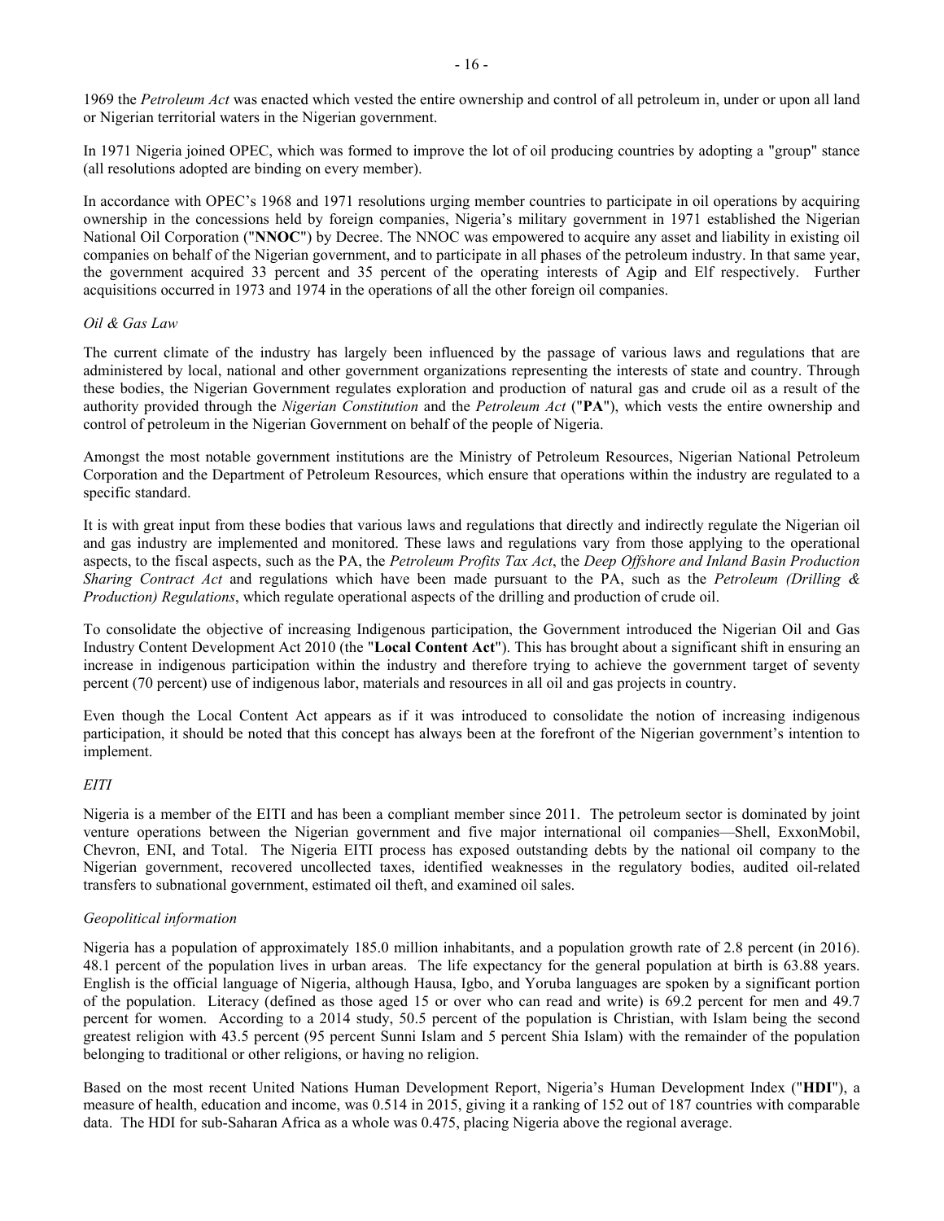1969 the *Petroleum Act* was enacted which vested the entire ownership and control of all petroleum in, under or upon all land or Nigerian territorial waters in the Nigerian government.

In 1971 Nigeria joined OPEC, which was formed to improve the lot of oil producing countries by adopting a "group" stance (all resolutions adopted are binding on every member).

In accordance with OPEC's 1968 and 1971 resolutions urging member countries to participate in oil operations by acquiring ownership in the concessions held by foreign companies, Nigeria's military government in 1971 established the Nigerian National Oil Corporation ("**NNOC**") by Decree. The NNOC was empowered to acquire any asset and liability in existing oil companies on behalf of the Nigerian government, and to participate in all phases of the petroleum industry. In that same year, the government acquired 33 percent and 35 percent of the operating interests of Agip and Elf respectively. Further acquisitions occurred in 1973 and 1974 in the operations of all the other foreign oil companies.

*Oil & Gas Law*

The current climate of the industry has largely been influenced by the passage of various laws and regulations that are administered by local, national and other government organizations representing the interests of state and country. Through these bodies, the Nigerian Government regulates exploration and production of natural gas and crude oil as a result of the authority provided through the *Nigerian Constitution* and the *Petroleum Act* ("**PA**"), which vests the entire ownership and control of petroleum in the Nigerian Government on behalf of the people of Nigeria.

Amongst the most notable government institutions are the Ministry of Petroleum Resources, Nigerian National Petroleum Corporation and the Department of Petroleum Resources, which ensure that operations within the industry are regulated to a specific standard.

It is with great input from these bodies that various laws and regulations that directly and indirectly regulate the Nigerian oil and gas industry are implemented and monitored. These laws and regulations vary from those applying to the operational aspects, to the fiscal aspects, such as the PA, the *Petroleum Profits Tax Act*, the *Deep Offshore and Inland Basin Production Sharing Contract Act* and regulations which have been made pursuant to the PA, such as the *Petroleum (Drilling & Production) Regulations*, which regulate operational aspects of the drilling and production of crude oil.

To consolidate the objective of increasing Indigenous participation, the Government introduced the Nigerian Oil and Gas Industry Content Development Act 2010 (the "**Local Content Act**"). This has brought about a significant shift in ensuring an increase in indigenous participation within the industry and therefore trying to achieve the government target of seventy percent (70 percent) use of indigenous labor, materials and resources in all oil and gas projects in country.

Even though the Local Content Act appears as if it was introduced to consolidate the notion of increasing indigenous participation, it should be noted that this concept has always been at the forefront of the Nigerian government's intention to implement.

*EITI*

Nigeria is a member of the EITI and has been a compliant member since 2011. The petroleum sector is dominated by joint venture operations between the Nigerian government and five major international oil companies—Shell, ExxonMobil, Chevron, ENI, and Total. The Nigeria EITI process has exposed outstanding debts by the national oil company to the Nigerian government, recovered uncollected taxes, identified weaknesses in the regulatory bodies, audited oil-related transfers to subnational government, estimated oil theft, and examined oil sales.

*Geopolitical information*

Nigeria has a population of approximately 185.0 million inhabitants, and a population growth rate of 2.8 percent (in 2016). 48.1 percent of the population lives in urban areas. The life expectancy for the general population at birth is 63.88 years. English is the official language of Nigeria, although Hausa, Igbo, and Yoruba languages are spoken by a significant portion of the population. Literacy (defined as those aged 15 or over who can read and write) is 69.2 percent for men and 49.7 percent for women. According to a 2014 study, 50.5 percent of the population is Christian, with Islam being the second greatest religion with 43.5 percent (95 percent Sunni Islam and 5 percent Shia Islam) with the remainder of the population belonging to traditional or other religions, or having no religion.

Based on the most recent United Nations Human Development Report, Nigeria's Human Development Index ("**HDI**"), a measure of health, education and income, was 0.514 in 2015, giving it a ranking of 152 out of 187 countries with comparable data. The HDI for sub-Saharan Africa as a whole was 0.475, placing Nigeria above the regional average.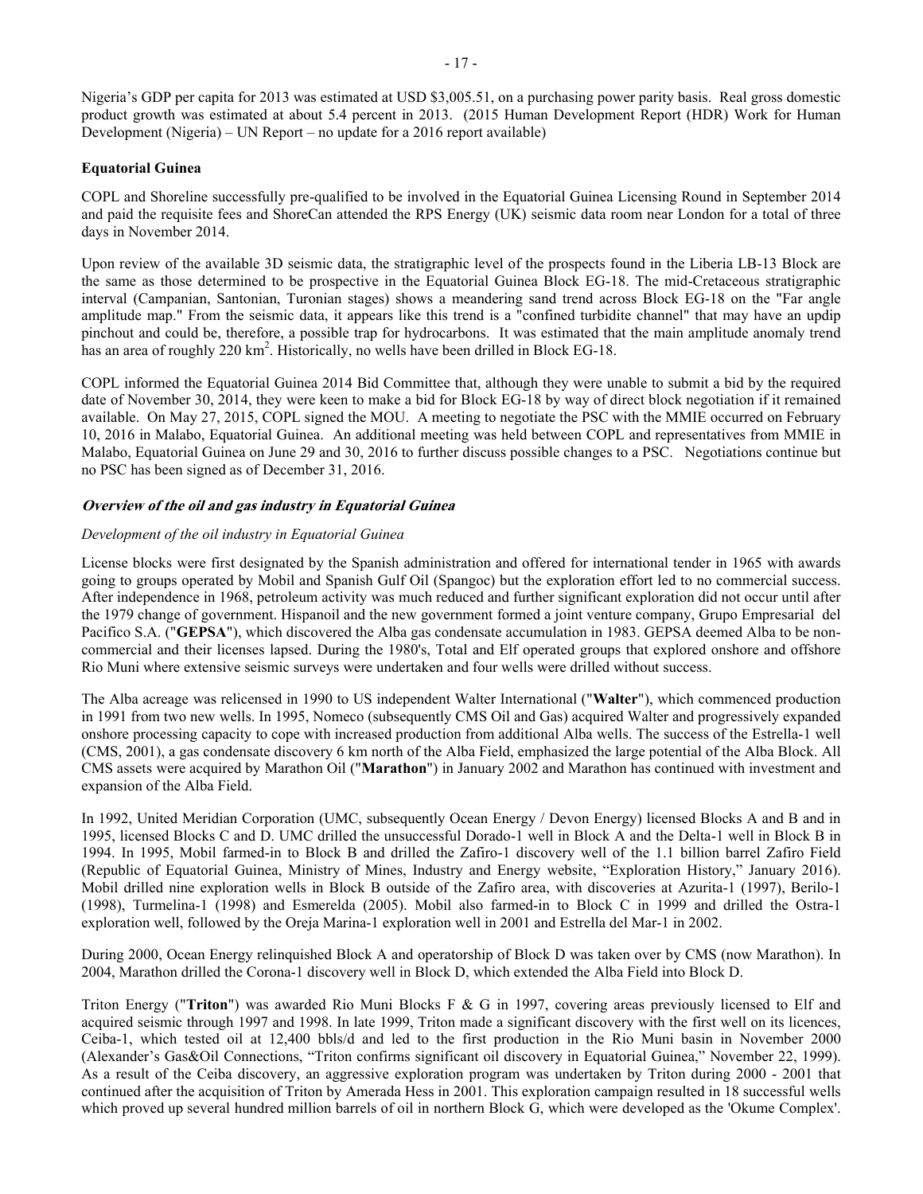Nigeria's GDP per capita for 2013 was estimated at USD $3,005.51, on a purchasing power parity basis. Real gross domestic product growth was estimated at about 5.4 percent in 2013. (2015 Human Development Report (HDR) Work for Human Development (Nigeria) – UN Report – no update for a 2016 report available)

**Equatorial Guinea**

COPL and Shoreline successfully pre-qualified to be involved in the Equatorial Guinea Licensing Round in September 2014 and paid the requisite fees and ShoreCan attended the RPS Energy (UK) seismic data room near London for a total of three days in November 2014.

Upon review of the available 3D seismic data, the stratigraphic level of the prospects found in the Liberia LB-13 Block are the same as those determined to be prospective in the Equatorial Guinea Block EG-18. The mid-Cretaceous stratigraphic interval (Campanian, Santonian, Turonian stages) shows a meandering sand trend across Block EG-18 on the "Far angle amplitude map." From the seismic data, it appears like this trend is a "confined turbidite channel" that may have an updip pinchout and could be, therefore, a possible trap for hydrocarbons. It was estimated that the main amplitude anomaly trend has an area of roughly 220 km$^2$. Historically, no wells have been drilled in Block EG-18.

COPL informed the Equatorial Guinea 2014 Bid Committee that, although they were unable to submit a bid by the required date of November 30, 2014, they were keen to make a bid for Block EG-18 by way of direct block negotiation if it remained available. On May 27, 2015, COPL signed the MOU. A meeting to negotiate the PSC with the MMIE occurred on February 10, 2016 in Malabo, Equatorial Guinea. An additional meeting was held between COPL and representatives from MMIE in Malabo, Equatorial Guinea on June 29 and 30, 2016 to further discuss possible changes to a PSC. Negotiations continue but no PSC has been signed as of December 31, 2016.

***Overview of the oil and gas industry in Equatorial Guinea***

*Development of the oil industry in Equatorial Guinea*

License blocks were first designated by the Spanish administration and offered for international tender in 1965 with awards going to groups operated by Mobil and Spanish Gulf Oil (Spangoc) but the exploration effort led to no commercial success. After independence in 1968, petroleum activity was much reduced and further significant exploration did not occur until after the 1979 change of government. Hispanoil and the new government formed a joint venture company, Grupo Empresarial del Pacifico S.A. ("**GEPSA**"), which discovered the Alba gas condensate accumulation in 1983. GEPSA deemed Alba to be non-commercial and their licenses lapsed. During the 1980's, Total and Elf operated groups that explored onshore and offshore Rio Muni where extensive seismic surveys were undertaken and four wells were drilled without success.

The Alba acreage was relicensed in 1990 to US independent Walter International ("**Walter**"), which commenced production in 1991 from two new wells. In 1995, Nomeco (subsequently CMS Oil and Gas) acquired Walter and progressively expanded onshore processing capacity to cope with increased production from additional Alba wells. The success of the Estrella-1 well (CMS, 2001), a gas condensate discovery 6 km north of the Alba Field, emphasized the large potential of the Alba Block. All CMS assets were acquired by Marathon Oil ("**Marathon**") in January 2002 and Marathon has continued with investment and expansion of the Alba Field.

In 1992, United Meridian Corporation (UMC, subsequently Ocean Energy / Devon Energy) licensed Blocks A and B and in 1995, licensed Blocks C and D. UMC drilled the unsuccessful Dorado-1 well in Block A and the Delta-1 well in Block B in 1994. In 1995, Mobil farmed-in to Block B and drilled the Zafiro-1 discovery well of the 1.1 billion barrel Zafiro Field (Republic of Equatorial Guinea, Ministry of Mines, Industry and Energy website, "Exploration History," January 2016). Mobil drilled nine exploration wells in Block B outside of the Zafiro area, with discoveries at Azurita-1 (1997), Berilo-1 (1998), Turmelina-1 (1998) and Esmerelda (2005). Mobil also farmed-in to Block C in 1999 and drilled the Ostra-1 exploration well, followed by the Oreja Marina-1 exploration well in 2001 and Estrella del Mar-1 in 2002.

During 2000, Ocean Energy relinquished Block A and operatorship of Block D was taken over by CMS (now Marathon). In 2004, Marathon drilled the Corona-1 discovery well in Block D, which extended the Alba Field into Block D.

Triton Energy ("**Triton**") was awarded Rio Muni Blocks F & G in 1997, covering areas previously licensed to Elf and acquired seismic through 1997 and 1998. In late 1999, Triton made a significant discovery with the first well on its licences, Ceiba-1, which tested oil at 12,400 bbls/d and led to the first production in the Rio Muni basin in November 2000 (Alexander's Gas&Oil Connections, "Triton confirms significant oil discovery in Equatorial Guinea," November 22, 1999). As a result of the Ceiba discovery, an aggressive exploration program was undertaken by Triton during 2000 - 2001 that continued after the acquisition of Triton by Amerada Hess in 2001. This exploration campaign resulted in 18 successful wells which proved up several hundred million barrels of oil in northern Block G, which were developed as the 'Okume Complex'.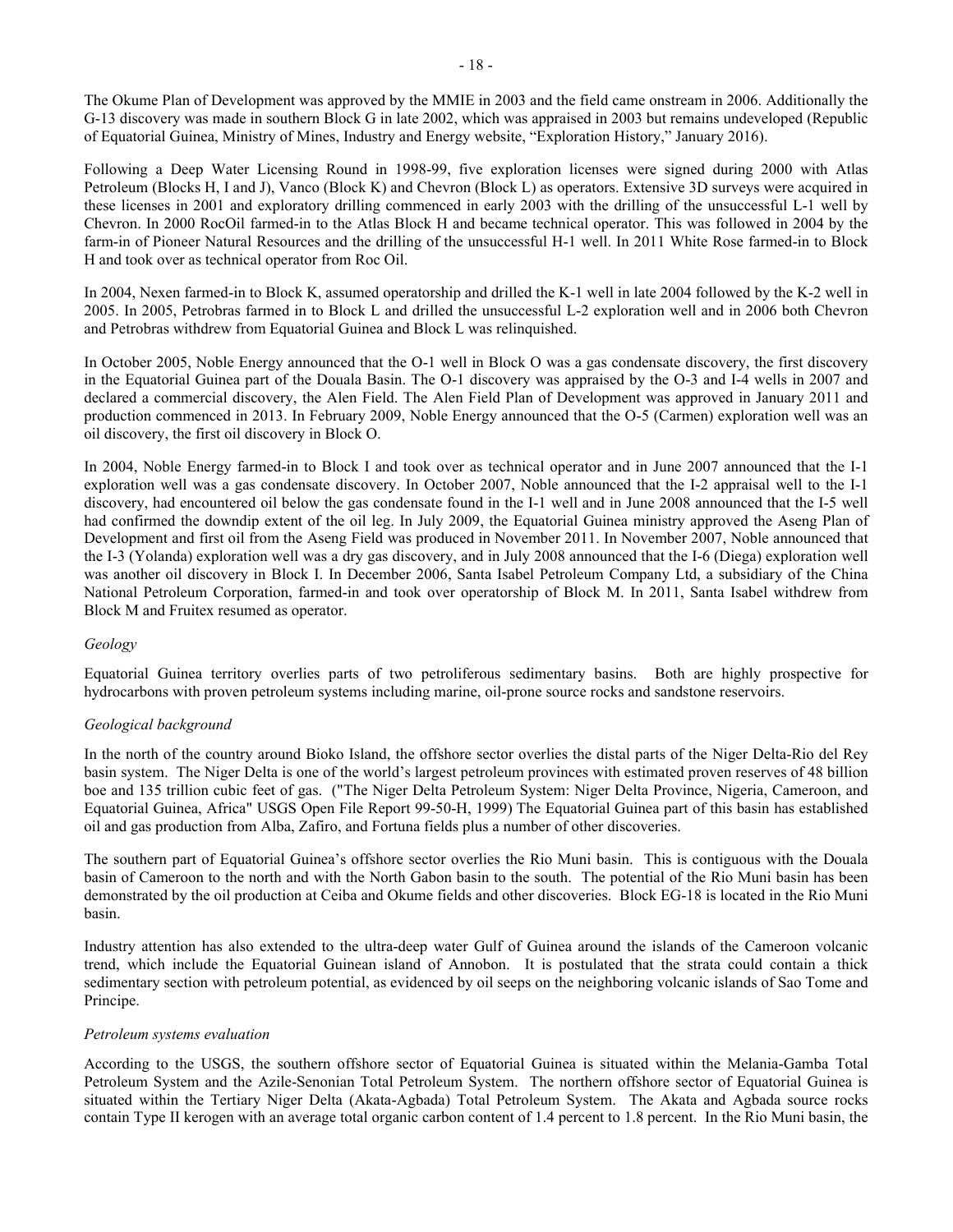The Okume Plan of Development was approved by the MMIE in 2003 and the field came onstream in 2006. Additionally the G-13 discovery was made in southern Block G in late 2002, which was appraised in 2003 but remains undeveloped (Republic of Equatorial Guinea, Ministry of Mines, Industry and Energy website, "Exploration History," January 2016).

Following a Deep Water Licensing Round in 1998-99, five exploration licenses were signed during 2000 with Atlas Petroleum (Blocks H, I and J), Vanco (Block K) and Chevron (Block L) as operators. Extensive 3D surveys were acquired in these licenses in 2001 and exploratory drilling commenced in early 2003 with the drilling of the unsuccessful L-1 well by Chevron. In 2000 RocOil farmed-in to the Atlas Block H and became technical operator. This was followed in 2004 by the farm-in of Pioneer Natural Resources and the drilling of the unsuccessful H-1 well. In 2011 White Rose farmed-in to Block H and took over as technical operator from Roc Oil.

In 2004, Nexen farmed-in to Block K, assumed operatorship and drilled the K-1 well in late 2004 followed by the K-2 well in 2005. In 2005, Petrobras farmed in to Block L and drilled the unsuccessful L-2 exploration well and in 2006 both Chevron and Petrobras withdrew from Equatorial Guinea and Block L was relinquished.

In October 2005, Noble Energy announced that the O-1 well in Block O was a gas condensate discovery, the first discovery in the Equatorial Guinea part of the Douala Basin. The O-1 discovery was appraised by the O-3 and I-4 wells in 2007 and declared a commercial discovery, the Alen Field. The Alen Field Plan of Development was approved in January 2011 and production commenced in 2013. In February 2009, Noble Energy announced that the O-5 (Carmen) exploration well was an oil discovery, the first oil discovery in Block O.

In 2004, Noble Energy farmed-in to Block I and took over as technical operator and in June 2007 announced that the I-1 exploration well was a gas condensate discovery. In October 2007, Noble announced that the I-2 appraisal well to the I-1 discovery, had encountered oil below the gas condensate found in the I-1 well and in June 2008 announced that the I-5 well had confirmed the downdip extent of the oil leg. In July 2009, the Equatorial Guinea ministry approved the Aseng Plan of Development and first oil from the Aseng Field was produced in November 2011. In November 2007, Noble announced that the I-3 (Yolanda) exploration well was a dry gas discovery, and in July 2008 announced that the I-6 (Diega) exploration well was another oil discovery in Block I. In December 2006, Santa Isabel Petroleum Company Ltd, a subsidiary of the China National Petroleum Corporation, farmed-in and took over operatorship of Block M. In 2011, Santa Isabel withdrew from Block M and Fruitex resumed as operator.

*Geology*

Equatorial Guinea territory overlies parts of two petroliferous sedimentary basins. Both are highly prospective for hydrocarbons with proven petroleum systems including marine, oil-prone source rocks and sandstone reservoirs.

*Geological background*

In the north of the country around Bioko Island, the offshore sector overlies the distal parts of the Niger Delta-Rio del Rey basin system. The Niger Delta is one of the world's largest petroleum provinces with estimated proven reserves of 48 billion boe and 135 trillion cubic feet of gas. ("The Niger Delta Petroleum System: Niger Delta Province, Nigeria, Cameroon, and Equatorial Guinea, Africa" USGS Open File Report 99-50-H, 1999) The Equatorial Guinea part of this basin has established oil and gas production from Alba, Zafiro, and Fortuna fields plus a number of other discoveries.

The southern part of Equatorial Guinea's offshore sector overlies the Rio Muni basin. This is contiguous with the Douala basin of Cameroon to the north and with the North Gabon basin to the south. The potential of the Rio Muni basin has been demonstrated by the oil production at Ceiba and Okume fields and other discoveries. Block EG-18 is located in the Rio Muni basin.

Industry attention has also extended to the ultra-deep water Gulf of Guinea around the islands of the Cameroon volcanic trend, which include the Equatorial Guinean island of Annobon. It is postulated that the strata could contain a thick sedimentary section with petroleum potential, as evidenced by oil seeps on the neighboring volcanic islands of Sao Tome and Principe.

*Petroleum systems evaluation*

According to the USGS, the southern offshore sector of Equatorial Guinea is situated within the Melania-Gamba Total Petroleum System and the Azile-Senonian Total Petroleum System. The northern offshore sector of Equatorial Guinea is situated within the Tertiary Niger Delta (Akata-Agbada) Total Petroleum System. The Akata and Agbada source rocks contain Type II kerogen with an average total organic carbon content of 1.4 percent to 1.8 percent. In the Rio Muni basin, the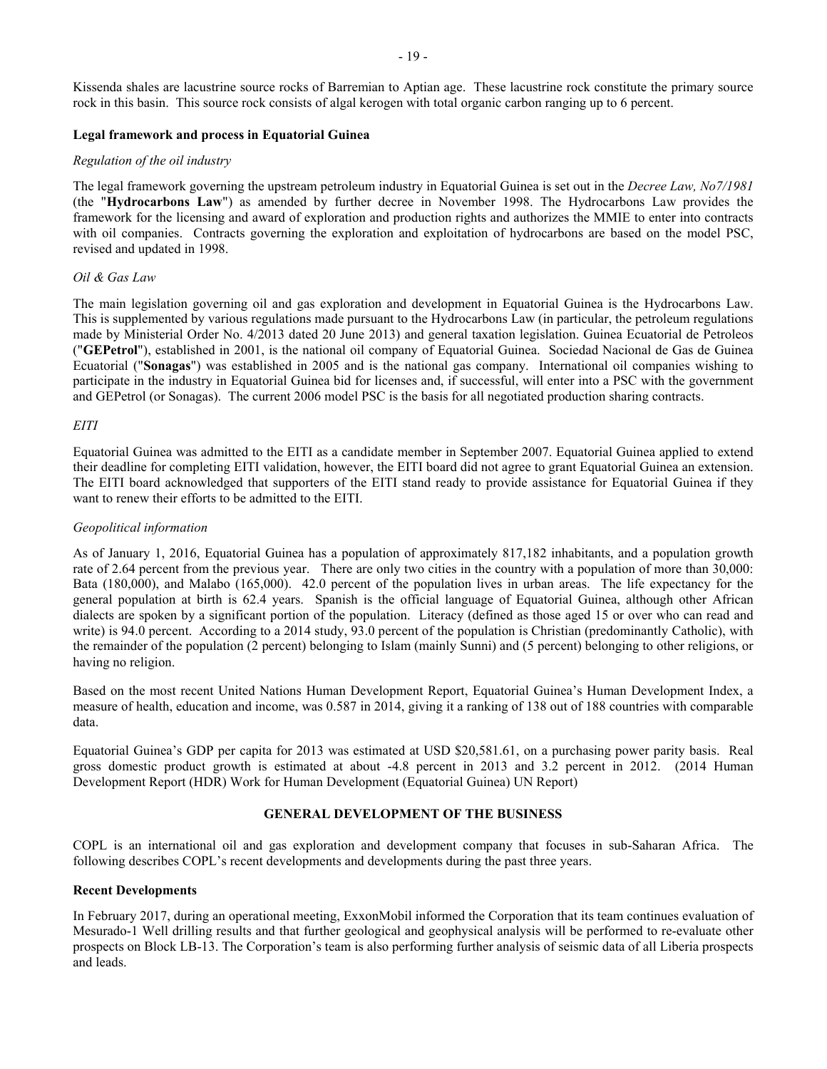Kissenda shales are lacustrine source rocks of Barremian to Aptian age. These lacustrine rock constitute the primary source rock in this basin. This source rock consists of algal kerogen with total organic carbon ranging up to 6 percent.

**Legal framework and process in Equatorial Guinea**

*Regulation of the oil industry*

The legal framework governing the upstream petroleum industry in Equatorial Guinea is set out in the *Decree Law, No7/1981* (the "**Hydrocarbons Law**") as amended by further decree in November 1998. The Hydrocarbons Law provides the framework for the licensing and award of exploration and production rights and authorizes the MMIE to enter into contracts with oil companies. Contracts governing the exploration and exploitation of hydrocarbons are based on the model PSC, revised and updated in 1998.

*Oil & Gas Law*

The main legislation governing oil and gas exploration and development in Equatorial Guinea is the Hydrocarbons Law. This is supplemented by various regulations made pursuant to the Hydrocarbons Law (in particular, the petroleum regulations made by Ministerial Order No. 4/2013 dated 20 June 2013) and general taxation legislation. Guinea Ecuatorial de Petroleos ("**GEPetrol**"), established in 2001, is the national oil company of Equatorial Guinea. Sociedad Nacional de Gas de Guinea Ecuatorial ("**Sonagas**") was established in 2005 and is the national gas company. International oil companies wishing to participate in the industry in Equatorial Guinea bid for licenses and, if successful, will enter into a PSC with the government and GEPetrol (or Sonagas). The current 2006 model PSC is the basis for all negotiated production sharing contracts.

*EITI*

Equatorial Guinea was admitted to the EITI as a candidate member in September 2007. Equatorial Guinea applied to extend their deadline for completing EITI validation, however, the EITI board did not agree to grant Equatorial Guinea an extension. The EITI board acknowledged that supporters of the EITI stand ready to provide assistance for Equatorial Guinea if they want to renew their efforts to be admitted to the EITI.

*Geopolitical information*

As of January 1, 2016, Equatorial Guinea has a population of approximately 817,182 inhabitants, and a population growth rate of 2.64 percent from the previous year. There are only two cities in the country with a population of more than 30,000: Bata (180,000), and Malabo (165,000). 42.0 percent of the population lives in urban areas. The life expectancy for the general population at birth is 62.4 years. Spanish is the official language of Equatorial Guinea, although other African dialects are spoken by a significant portion of the population. Literacy (defined as those aged 15 or over who can read and write) is 94.0 percent. According to a 2014 study, 93.0 percent of the population is Christian (predominantly Catholic), with the remainder of the population (2 percent) belonging to Islam (mainly Sunni) and (5 percent) belonging to other religions, or having no religion.

Based on the most recent United Nations Human Development Report, Equatorial Guinea's Human Development Index, a measure of health, education and income, was 0.587 in 2014, giving it a ranking of 138 out of 188 countries with comparable data.

Equatorial Guinea's GDP per capita for 2013 was estimated at USD $20,581.61, on a purchasing power parity basis. Real gross domestic product growth is estimated at about -4.8 percent in 2013 and 3.2 percent in 2012. (2014 Human Development Report (HDR) Work for Human Development (Equatorial Guinea) UN Report)

## GENERAL DEVELOPMENT OF THE BUSINESS

COPL is an international oil and gas exploration and development company that focuses in sub-Saharan Africa. The following describes COPL's recent developments and developments during the past three years.

**Recent Developments**

In February 2017, during an operational meeting, ExxonMobil informed the Corporation that its team continues evaluation of Mesurado-1 Well drilling results and that further geological and geophysical analysis will be performed to re-evaluate other prospects on Block LB-13. The Corporation's team is also performing further analysis of seismic data of all Liberia prospects and leads.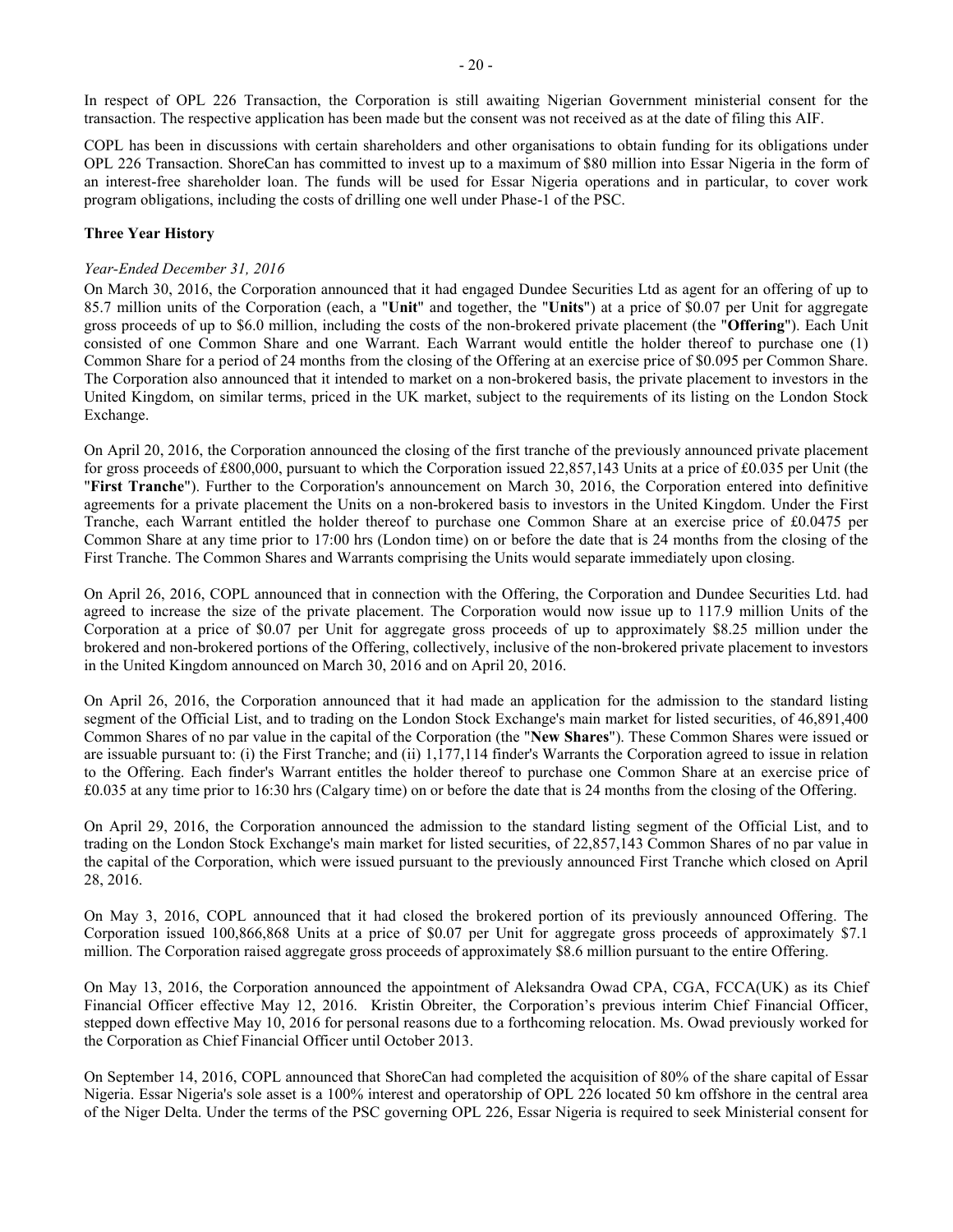In respect of OPL 226 Transaction, the Corporation is still awaiting Nigerian Government ministerial consent for the transaction. The respective application has been made but the consent was not received as at the date of filing this AIF.

COPL has been in discussions with certain shareholders and other organisations to obtain funding for its obligations under OPL 226 Transaction. ShoreCan has committed to invest up to a maximum of $80 million into Essar Nigeria in the form of an interest-free shareholder loan. The funds will be used for Essar Nigeria operations and in particular, to cover work program obligations, including the costs of drilling one well under Phase-1 of the PSC.

**Three Year History**

*Year-Ended December 31, 2016*

On March 30, 2016, the Corporation announced that it had engaged Dundee Securities Ltd as agent for an offering of up to 85.7 million units of the Corporation (each, a "**Unit**" and together, the "**Units**") at a price of $0.07 per Unit for aggregate gross proceeds of up to $6.0 million, including the costs of the non-brokered private placement (the "**Offering**"). Each Unit consisted of one Common Share and one Warrant. Each Warrant would entitle the holder thereof to purchase one (1) Common Share for a period of 24 months from the closing of the Offering at an exercise price of $0.095 per Common Share. The Corporation also announced that it intended to market on a non-brokered basis, the private placement to investors in the United Kingdom, on similar terms, priced in the UK market, subject to the requirements of its listing on the London Stock Exchange.

On April 20, 2016, the Corporation announced the closing of the first tranche of the previously announced private placement for gross proceeds of £800,000, pursuant to which the Corporation issued 22,857,143 Units at a price of £0.035 per Unit (the "**First Tranche**"). Further to the Corporation's announcement on March 30, 2016, the Corporation entered into definitive agreements for a private placement the Units on a non-brokered basis to investors in the United Kingdom. Under the First Tranche, each Warrant entitled the holder thereof to purchase one Common Share at an exercise price of £0.0475 per Common Share at any time prior to 17:00 hrs (London time) on or before the date that is 24 months from the closing of the First Tranche. The Common Shares and Warrants comprising the Units would separate immediately upon closing.

On April 26, 2016, COPL announced that in connection with the Offering, the Corporation and Dundee Securities Ltd. had agreed to increase the size of the private placement. The Corporation would now issue up to 117.9 million Units of the Corporation at a price of $0.07 per Unit for aggregate gross proceeds of up to approximately $8.25 million under the brokered and non-brokered portions of the Offering, collectively, inclusive of the non-brokered private placement to investors in the United Kingdom announced on March 30, 2016 and on April 20, 2016.

On April 26, 2016, the Corporation announced that it had made an application for the admission to the standard listing segment of the Official List, and to trading on the London Stock Exchange's main market for listed securities, of 46,891,400 Common Shares of no par value in the capital of the Corporation (the "**New Shares**"). These Common Shares were issued or are issuable pursuant to: (i) the First Tranche; and (ii) 1,177,114 finder's Warrants the Corporation agreed to issue in relation to the Offering. Each finder's Warrant entitles the holder thereof to purchase one Common Share at an exercise price of £0.035 at any time prior to 16:30 hrs (Calgary time) on or before the date that is 24 months from the closing of the Offering.

On April 29, 2016, the Corporation announced the admission to the standard listing segment of the Official List, and to trading on the London Stock Exchange's main market for listed securities, of 22,857,143 Common Shares of no par value in the capital of the Corporation, which were issued pursuant to the previously announced First Tranche which closed on April 28, 2016.

On May 3, 2016, COPL announced that it had closed the brokered portion of its previously announced Offering. The Corporation issued 100,866,868 Units at a price of $0.07 per Unit for aggregate gross proceeds of approximately $7.1 million. The Corporation raised aggregate gross proceeds of approximately $8.6 million pursuant to the entire Offering.

On May 13, 2016, the Corporation announced the appointment of Aleksandra Owad CPA, CGA, FCCA(UK) as its Chief Financial Officer effective May 12, 2016. Kristin Obreiter, the Corporation's previous interim Chief Financial Officer, stepped down effective May 10, 2016 for personal reasons due to a forthcoming relocation. Ms. Owad previously worked for the Corporation as Chief Financial Officer until October 2013.

On September 14, 2016, COPL announced that ShoreCan had completed the acquisition of 80% of the share capital of Essar Nigeria. Essar Nigeria's sole asset is a 100% interest and operatorship of OPL 226 located 50 km offshore in the central area of the Niger Delta. Under the terms of the PSC governing OPL 226, Essar Nigeria is required to seek Ministerial consent for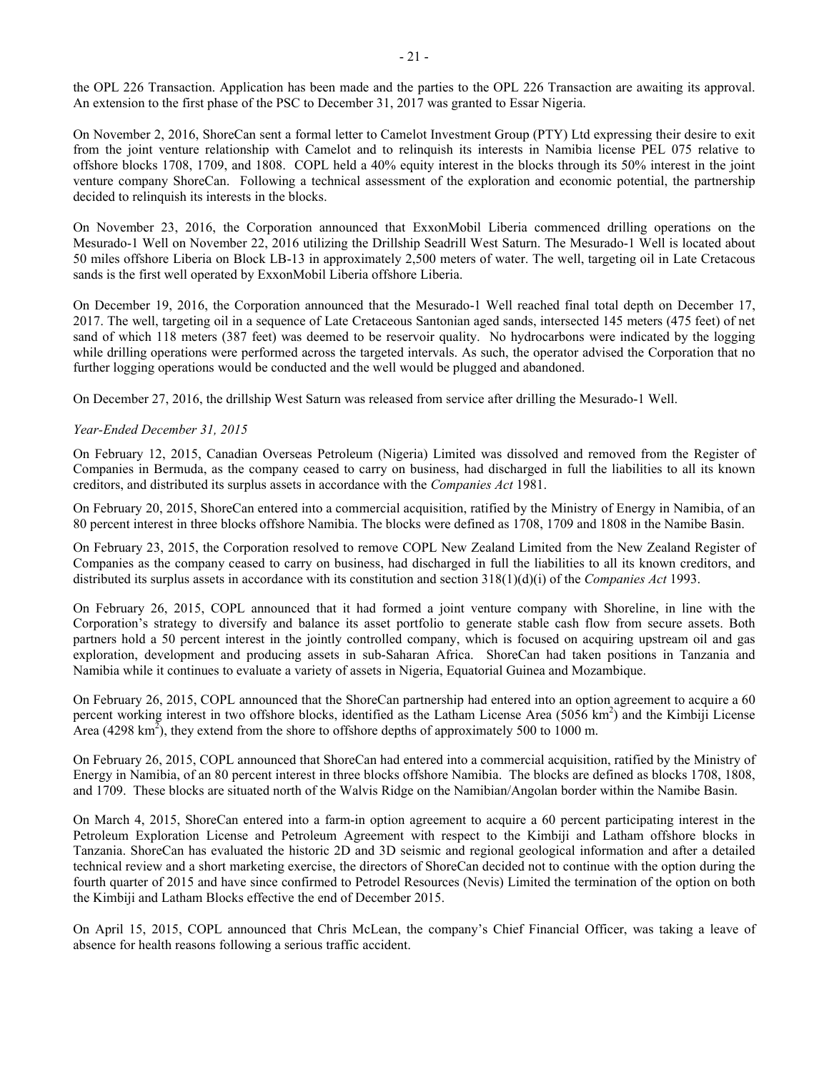the OPL 226 Transaction. Application has been made and the parties to the OPL 226 Transaction are awaiting its approval. An extension to the first phase of the PSC to December 31, 2017 was granted to Essar Nigeria.

On November 2, 2016, ShoreCan sent a formal letter to Camelot Investment Group (PTY) Ltd expressing their desire to exit from the joint venture relationship with Camelot and to relinquish its interests in Namibia license PEL 075 relative to offshore blocks 1708, 1709, and 1808. COPL held a 40% equity interest in the blocks through its 50% interest in the joint venture company ShoreCan. Following a technical assessment of the exploration and economic potential, the partnership decided to relinquish its interests in the blocks.

On November 23, 2016, the Corporation announced that ExxonMobil Liberia commenced drilling operations on the Mesurado-1 Well on November 22, 2016 utilizing the Drillship Seadrill West Saturn. The Mesurado-1 Well is located about 50 miles offshore Liberia on Block LB-13 in approximately 2,500 meters of water. The well, targeting oil in Late Cretacous sands is the first well operated by ExxonMobil Liberia offshore Liberia.

On December 19, 2016, the Corporation announced that the Mesurado-1 Well reached final total depth on December 17, 2017. The well, targeting oil in a sequence of Late Cretaceous Santonian aged sands, intersected 145 meters (475 feet) of net sand of which 118 meters (387 feet) was deemed to be reservoir quality. No hydrocarbons were indicated by the logging while drilling operations were performed across the targeted intervals. As such, the operator advised the Corporation that no further logging operations would be conducted and the well would be plugged and abandoned.

On December 27, 2016, the drillship West Saturn was released from service after drilling the Mesurado-1 Well.

*Year-Ended December 31, 2015*

On February 12, 2015, Canadian Overseas Petroleum (Nigeria) Limited was dissolved and removed from the Register of Companies in Bermuda, as the company ceased to carry on business, had discharged in full the liabilities to all its known creditors, and distributed its surplus assets in accordance with the *Companies Act* 1981.

On February 20, 2015, ShoreCan entered into a commercial acquisition, ratified by the Ministry of Energy in Namibia, of an 80 percent interest in three blocks offshore Namibia. The blocks were defined as 1708, 1709 and 1808 in the Namibe Basin.

On February 23, 2015, the Corporation resolved to remove COPL New Zealand Limited from the New Zealand Register of Companies as the company ceased to carry on business, had discharged in full the liabilities to all its known creditors, and distributed its surplus assets in accordance with its constitution and section 318(1)(d)(i) of the *Companies Act* 1993.

On February 26, 2015, COPL announced that it had formed a joint venture company with Shoreline, in line with the Corporation's strategy to diversify and balance its asset portfolio to generate stable cash flow from secure assets. Both partners hold a 50 percent interest in the jointly controlled company, which is focused on acquiring upstream oil and gas exploration, development and producing assets in sub-Saharan Africa. ShoreCan had taken positions in Tanzania and Namibia while it continues to evaluate a variety of assets in Nigeria, Equatorial Guinea and Mozambique.

On February 26, 2015, COPL announced that the ShoreCan partnership had entered into an option agreement to acquire a 60 percent working interest in two offshore blocks, identified as the Latham License Area (5056 km$^2$) and the Kimbiji License Area (4298 km$^2$), they extend from the shore to offshore depths of approximately 500 to 1000 m.

On February 26, 2015, COPL announced that ShoreCan had entered into a commercial acquisition, ratified by the Ministry of Energy in Namibia, of an 80 percent interest in three blocks offshore Namibia. The blocks are defined as blocks 1708, 1808, and 1709. These blocks are situated north of the Walvis Ridge on the Namibian/Angolan border within the Namibe Basin.

On March 4, 2015, ShoreCan entered into a farm-in option agreement to acquire a 60 percent participating interest in the Petroleum Exploration License and Petroleum Agreement with respect to the Kimbiji and Latham offshore blocks in Tanzania. ShoreCan has evaluated the historic 2D and 3D seismic and regional geological information and after a detailed technical review and a short marketing exercise, the directors of ShoreCan decided not to continue with the option during the fourth quarter of 2015 and have since confirmed to Petrodel Resources (Nevis) Limited the termination of the option on both the Kimbiji and Latham Blocks effective the end of December 2015.

On April 15, 2015, COPL announced that Chris McLean, the company's Chief Financial Officer, was taking a leave of absence for health reasons following a serious traffic accident.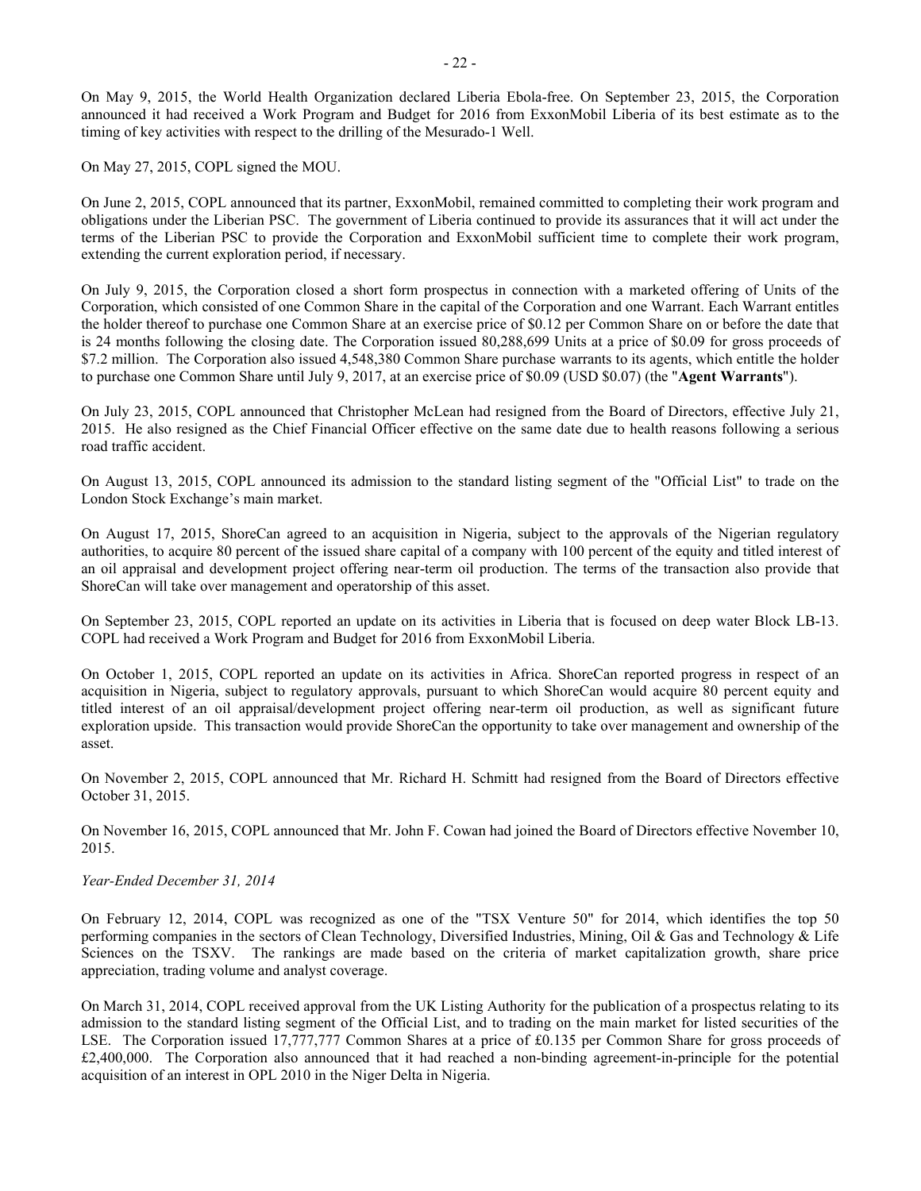On May 9, 2015, the World Health Organization declared Liberia Ebola-free. On September 23, 2015, the Corporation announced it had received a Work Program and Budget for 2016 from ExxonMobil Liberia of its best estimate as to the timing of key activities with respect to the drilling of the Mesurado-1 Well.

On May 27, 2015, COPL signed the MOU.

On June 2, 2015, COPL announced that its partner, ExxonMobil, remained committed to completing their work program and obligations under the Liberian PSC. The government of Liberia continued to provide its assurances that it will act under the terms of the Liberian PSC to provide the Corporation and ExxonMobil sufficient time to complete their work program, extending the current exploration period, if necessary.

On July 9, 2015, the Corporation closed a short form prospectus in connection with a marketed offering of Units of the Corporation, which consisted of one Common Share in the capital of the Corporation and one Warrant. Each Warrant entitles the holder thereof to purchase one Common Share at an exercise price of $0.12 per Common Share on or before the date that is 24 months following the closing date. The Corporation issued 80,288,699 Units at a price of $0.09 for gross proceeds of $7.2 million. The Corporation also issued 4,548,380 Common Share purchase warrants to its agents, which entitle the holder to purchase one Common Share until July 9, 2017, at an exercise price of $0.09 (USD $0.07) (the "**Agent Warrants**").

On July 23, 2015, COPL announced that Christopher McLean had resigned from the Board of Directors, effective July 21, 2015. He also resigned as the Chief Financial Officer effective on the same date due to health reasons following a serious road traffic accident.

On August 13, 2015, COPL announced its admission to the standard listing segment of the "Official List" to trade on the London Stock Exchange's main market.

On August 17, 2015, ShoreCan agreed to an acquisition in Nigeria, subject to the approvals of the Nigerian regulatory authorities, to acquire 80 percent of the issued share capital of a company with 100 percent of the equity and titled interest of an oil appraisal and development project offering near-term oil production. The terms of the transaction also provide that ShoreCan will take over management and operatorship of this asset.

On September 23, 2015, COPL reported an update on its activities in Liberia that is focused on deep water Block LB-13. COPL had received a Work Program and Budget for 2016 from ExxonMobil Liberia.

On October 1, 2015, COPL reported an update on its activities in Africa. ShoreCan reported progress in respect of an acquisition in Nigeria, subject to regulatory approvals, pursuant to which ShoreCan would acquire 80 percent equity and titled interest of an oil appraisal/development project offering near-term oil production, as well as significant future exploration upside. This transaction would provide ShoreCan the opportunity to take over management and ownership of the asset.

On November 2, 2015, COPL announced that Mr. Richard H. Schmitt had resigned from the Board of Directors effective October 31, 2015.

On November 16, 2015, COPL announced that Mr. John F. Cowan had joined the Board of Directors effective November 10, 2015.

*Year-Ended December 31, 2014*

On February 12, 2014, COPL was recognized as one of the "TSX Venture 50" for 2014, which identifies the top 50 performing companies in the sectors of Clean Technology, Diversified Industries, Mining, Oil & Gas and Technology & Life Sciences on the TSXV. The rankings are made based on the criteria of market capitalization growth, share price appreciation, trading volume and analyst coverage.

On March 31, 2014, COPL received approval from the UK Listing Authority for the publication of a prospectus relating to its admission to the standard listing segment of the Official List, and to trading on the main market for listed securities of the LSE. The Corporation issued 17,777,777 Common Shares at a price of £0.135 per Common Share for gross proceeds of £2,400,000. The Corporation also announced that it had reached a non-binding agreement-in-principle for the potential acquisition of an interest in OPL 2010 in the Niger Delta in Nigeria.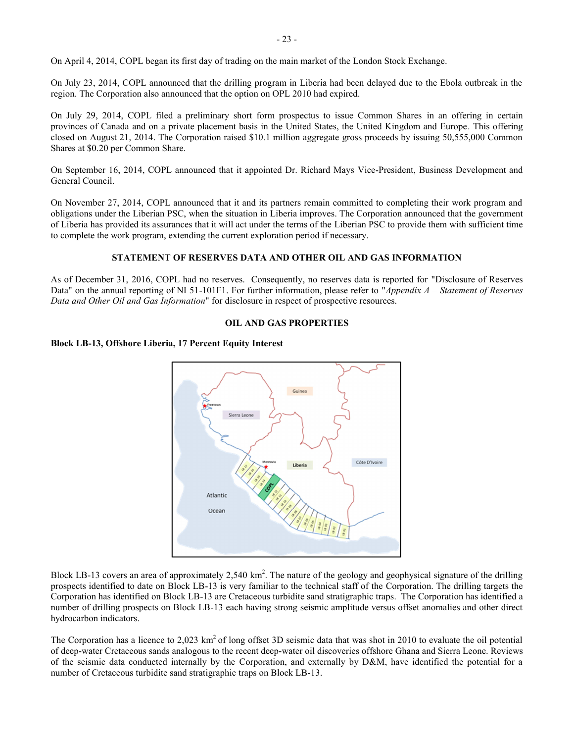On April 4, 2014, COPL began its first day of trading on the main market of the London Stock Exchange.

On July 23, 2014, COPL announced that the drilling program in Liberia had been delayed due to the Ebola outbreak in the region. The Corporation also announced that the option on OPL 2010 had expired.

On July 29, 2014, COPL filed a preliminary short form prospectus to issue Common Shares in an offering in certain provinces of Canada and on a private placement basis in the United States, the United Kingdom and Europe. This offering closed on August 21, 2014. The Corporation raised $10.1 million aggregate gross proceeds by issuing 50,555,000 Common Shares at $0.20 per Common Share.

On September 16, 2014, COPL announced that it appointed Dr. Richard Mays Vice-President, Business Development and General Council.

On November 27, 2014, COPL announced that it and its partners remain committed to completing their work program and obligations under the Liberian PSC, when the situation in Liberia improves. The Corporation announced that the government of Liberia has provided its assurances that it will act under the terms of the Liberian PSC to provide them with sufficient time to complete the work program, extending the current exploration period if necessary.

## STATEMENT OF RESERVES DATA AND OTHER OIL AND GAS INFORMATION

As of December 31, 2016, COPL had no reserves. Consequently, no reserves data is reported for "Disclosure of Reserves Data" on the annual reporting of NI 51-101F1. For further information, please refer to "*Appendix A – Statement of Reserves Data and Other Oil and Gas Information*" for disclosure in respect of prospective resources.

## OIL AND GAS PROPERTIES

**Block LB-13, Offshore Liberia, 17 Percent Equity Interest**

Block LB-13 covers an area of approximately 2,540 km$^2$. The nature of the geology and geophysical signature of the drilling prospects identified to date on Block LB-13 is very familiar to the technical staff of the Corporation. The drilling targets the Corporation has identified on Block LB-13 are Cretaceous turbidite sand stratigraphic traps. The Corporation has identified a number of drilling prospects on Block LB-13 each having strong seismic amplitude versus offset anomalies and other direct hydrocarbon indicators.

The Corporation has a licence to 2,023 km$^2$ of long offset 3D seismic data that was shot in 2010 to evaluate the oil potential of deep-water Cretaceous sands analogous to the recent deep-water oil discoveries offshore Ghana and Sierra Leone. Reviews of the seismic data conducted internally by the Corporation, and externally by D&M, have identified the potential for a number of Cretaceous turbidite sand stratigraphic traps on Block LB-13.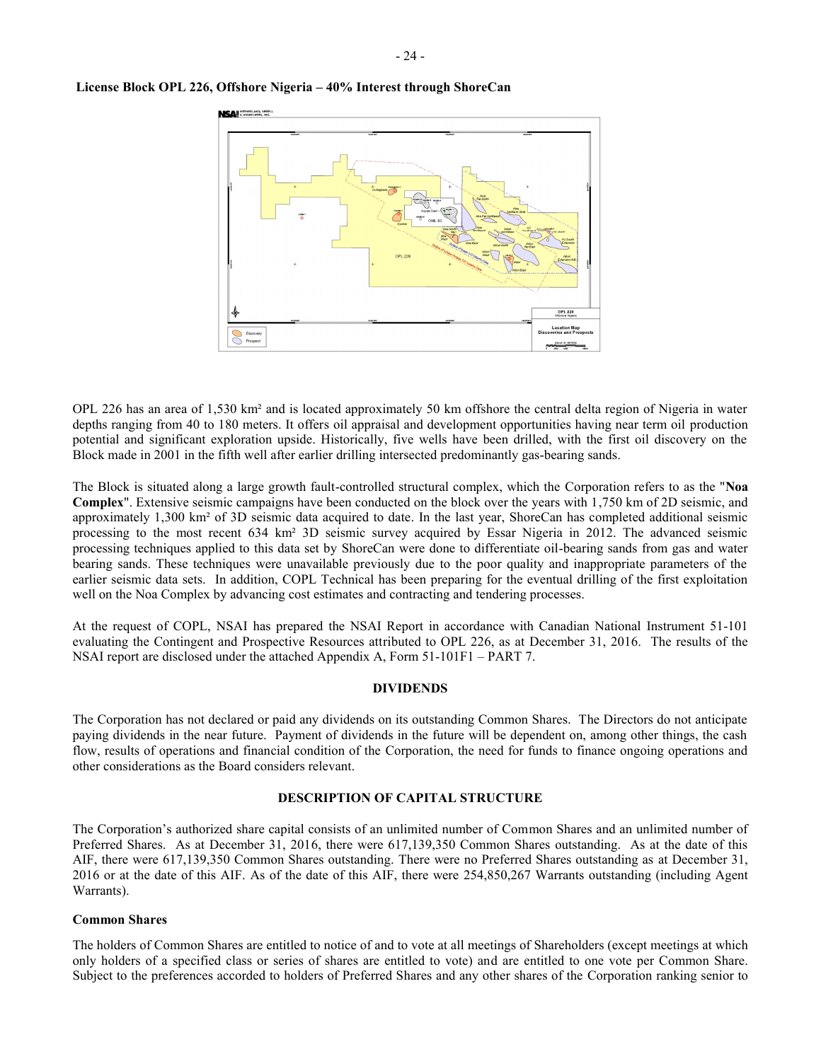**License Block OPL 226, Offshore Nigeria – 40% Interest through ShoreCan**

OPL 226 has an area of 1,530 km² and is located approximately 50 km offshore the central delta region of Nigeria in water depths ranging from 40 to 180 meters. It offers oil appraisal and development opportunities having near term oil production potential and significant exploration upside. Historically, five wells have been drilled, with the first oil discovery on the Block made in 2001 in the fifth well after earlier drilling intersected predominantly gas-bearing sands.

The Block is situated along a large growth fault-controlled structural complex, which the Corporation refers to as the "**Noa Complex**". Extensive seismic campaigns have been conducted on the block over the years with 1,750 km of 2D seismic, and approximately 1,300 km² of 3D seismic data acquired to date. In the last year, ShoreCan has completed additional seismic processing to the most recent 634 km² 3D seismic survey acquired by Essar Nigeria in 2012. The advanced seismic processing techniques applied to this data set by ShoreCan were done to differentiate oil-bearing sands from gas and water bearing sands. These techniques were unavailable previously due to the poor quality and inappropriate parameters of the earlier seismic data sets. In addition, COPL Technical has been preparing for the eventual drilling of the first exploitation well on the Noa Complex by advancing cost estimates and contracting and tendering processes.

At the request of COPL, NSAI has prepared the NSAI Report in accordance with Canadian National Instrument 51-101 evaluating the Contingent and Prospective Resources attributed to OPL 226, as at December 31, 2016. The results of the NSAI report are disclosed under the attached Appendix A, Form 51-101F1 – PART 7.

## DIVIDENDS

The Corporation has not declared or paid any dividends on its outstanding Common Shares. The Directors do not anticipate paying dividends in the near future. Payment of dividends in the future will be dependent on, among other things, the cash flow, results of operations and financial condition of the Corporation, the need for funds to finance ongoing operations and other considerations as the Board considers relevant.

## DESCRIPTION OF CAPITAL STRUCTURE

The Corporation's authorized share capital consists of an unlimited number of Common Shares and an unlimited number of Preferred Shares. As at December 31, 2016, there were 617,139,350 Common Shares outstanding. As at the date of this AIF, there were 617,139,350 Common Shares outstanding. There were no Preferred Shares outstanding as at December 31, 2016 or at the date of this AIF. As of the date of this AIF, there were 254,850,267 Warrants outstanding (including Agent Warrants).

### Common Shares

The holders of Common Shares are entitled to notice of and to vote at all meetings of Shareholders (except meetings at which only holders of a specified class or series of shares are entitled to vote) and are entitled to one vote per Common Share. Subject to the preferences accorded to holders of Preferred Shares and any other shares of the Corporation ranking senior to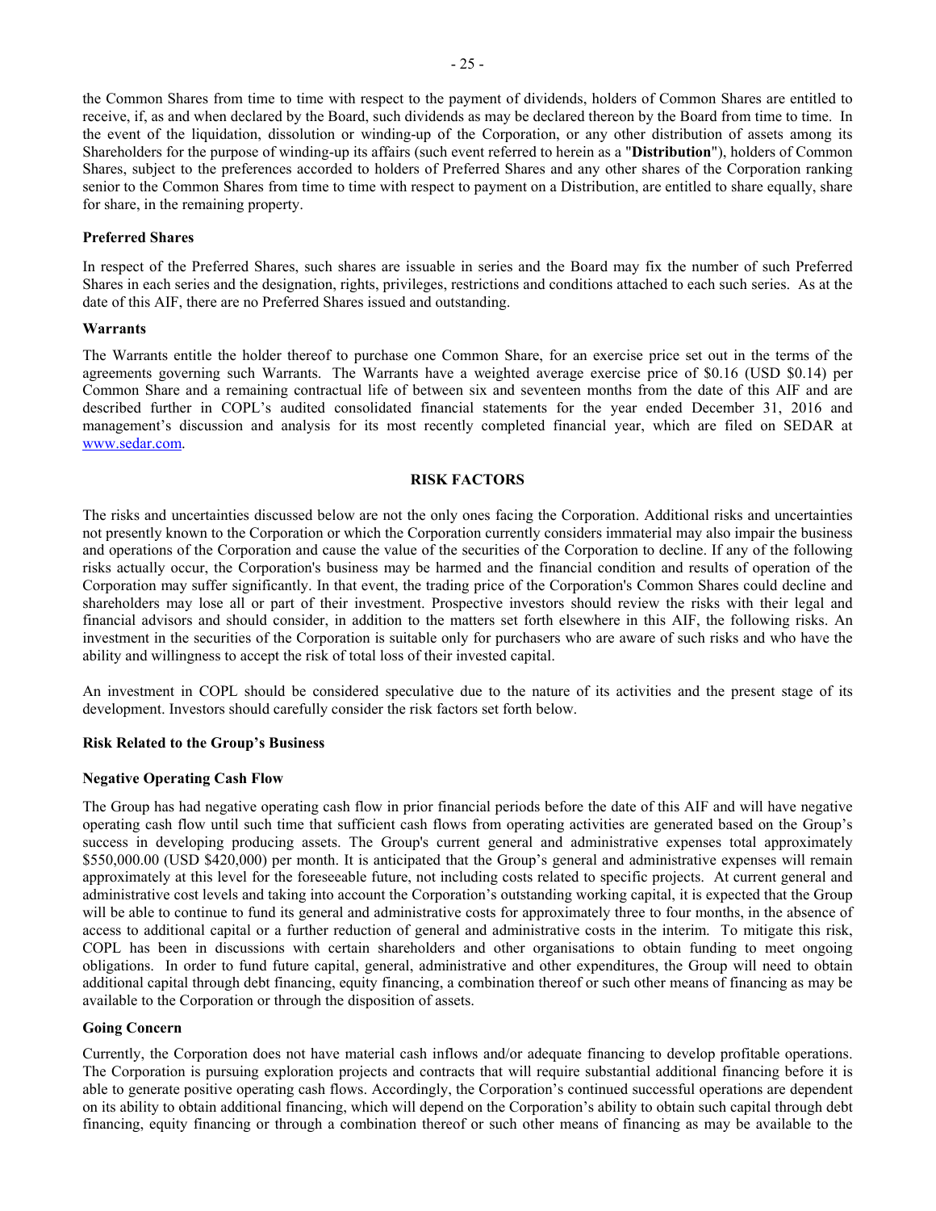the Common Shares from time to time with respect to the payment of dividends, holders of Common Shares are entitled to receive, if, as and when declared by the Board, such dividends as may be declared thereon by the Board from time to time. In the event of the liquidation, dissolution or winding-up of the Corporation, or any other distribution of assets among its Shareholders for the purpose of winding-up its affairs (such event referred to herein as a "**Distribution**"), holders of Common Shares, subject to the preferences accorded to holders of Preferred Shares and any other shares of the Corporation ranking senior to the Common Shares from time to time with respect to payment on a Distribution, are entitled to share equally, share for share, in the remaining property.

**Preferred Shares**

In respect of the Preferred Shares, such shares are issuable in series and the Board may fix the number of such Preferred Shares in each series and the designation, rights, privileges, restrictions and conditions attached to each such series. As at the date of this AIF, there are no Preferred Shares issued and outstanding.

**Warrants**

The Warrants entitle the holder thereof to purchase one Common Share, for an exercise price set out in the terms of the agreements governing such Warrants. The Warrants have a weighted average exercise price of $0.16 (USD $0.14) per Common Share and a remaining contractual life of between six and seventeen months from the date of this AIF and are described further in COPL's audited consolidated financial statements for the year ended December 31, 2016 and management's discussion and analysis for its most recently completed financial year, which are filed on SEDAR at www.sedar.com.

## RISK FACTORS

The risks and uncertainties discussed below are not the only ones facing the Corporation. Additional risks and uncertainties not presently known to the Corporation or which the Corporation currently considers immaterial may also impair the business and operations of the Corporation and cause the value of the securities of the Corporation to decline. If any of the following risks actually occur, the Corporation's business may be harmed and the financial condition and results of operation of the Corporation may suffer significantly. In that event, the trading price of the Corporation's Common Shares could decline and shareholders may lose all or part of their investment. Prospective investors should review the risks with their legal and financial advisors and should consider, in addition to the matters set forth elsewhere in this AIF, the following risks. An investment in the securities of the Corporation is suitable only for purchasers who are aware of such risks and who have the ability and willingness to accept the risk of total loss of their invested capital.

An investment in COPL should be considered speculative due to the nature of its activities and the present stage of its development. Investors should carefully consider the risk factors set forth below.

### Risk Related to the Group's Business

**Negative Operating Cash Flow**

The Group has had negative operating cash flow in prior financial periods before the date of this AIF and will have negative operating cash flow until such time that sufficient cash flows from operating activities are generated based on the Group's success in developing producing assets. The Group's current general and administrative expenses total approximately $550,000.00 (USD $420,000) per month. It is anticipated that the Group's general and administrative expenses will remain approximately at this level for the foreseeable future, not including costs related to specific projects. At current general and administrative cost levels and taking into account the Corporation's outstanding working capital, it is expected that the Group will be able to continue to fund its general and administrative costs for approximately three to four months, in the absence of access to additional capital or a further reduction of general and administrative costs in the interim. To mitigate this risk, COPL has been in discussions with certain shareholders and other organisations to obtain funding to meet ongoing obligations. In order to fund future capital, general, administrative and other expenditures, the Group will need to obtain additional capital through debt financing, equity financing, a combination thereof or such other means of financing as may be available to the Corporation or through the disposition of assets.

**Going Concern**

Currently, the Corporation does not have material cash inflows and/or adequate financing to develop profitable operations. The Corporation is pursuing exploration projects and contracts that will require substantial additional financing before it is able to generate positive operating cash flows. Accordingly, the Corporation's continued successful operations are dependent on its ability to obtain additional financing, which will depend on the Corporation's ability to obtain such capital through debt financing, equity financing or through a combination thereof or such other means of financing as may be available to the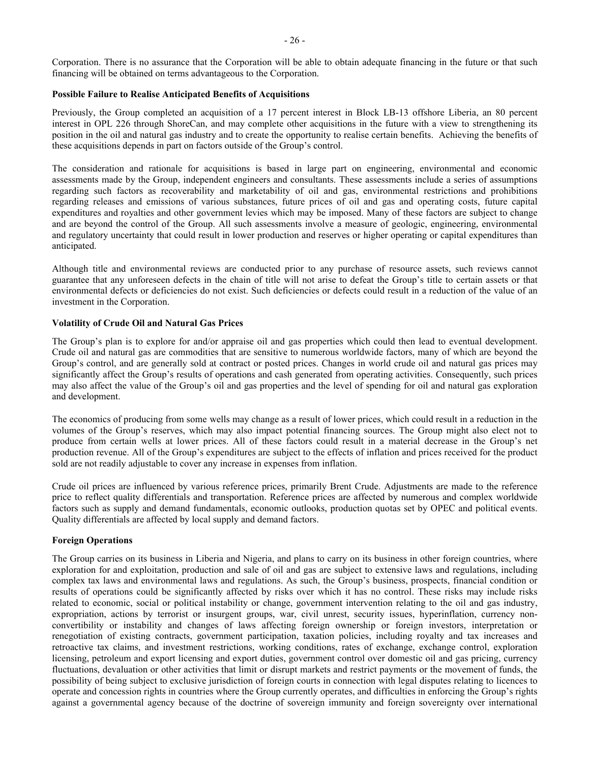Corporation. There is no assurance that the Corporation will be able to obtain adequate financing in the future or that such financing will be obtained on terms advantageous to the Corporation.

**Possible Failure to Realise Anticipated Benefits of Acquisitions**

Previously, the Group completed an acquisition of a 17 percent interest in Block LB-13 offshore Liberia, an 80 percent interest in OPL 226 through ShoreCan, and may complete other acquisitions in the future with a view to strengthening its position in the oil and natural gas industry and to create the opportunity to realise certain benefits. Achieving the benefits of these acquisitions depends in part on factors outside of the Group's control.

The consideration and rationale for acquisitions is based in large part on engineering, environmental and economic assessments made by the Group, independent engineers and consultants. These assessments include a series of assumptions regarding such factors as recoverability and marketability of oil and gas, environmental restrictions and prohibitions regarding releases and emissions of various substances, future prices of oil and gas and operating costs, future capital expenditures and royalties and other government levies which may be imposed. Many of these factors are subject to change and are beyond the control of the Group. All such assessments involve a measure of geologic, engineering, environmental and regulatory uncertainty that could result in lower production and reserves or higher operating or capital expenditures than anticipated.

Although title and environmental reviews are conducted prior to any purchase of resource assets, such reviews cannot guarantee that any unforeseen defects in the chain of title will not arise to defeat the Group's title to certain assets or that environmental defects or deficiencies do not exist. Such deficiencies or defects could result in a reduction of the value of an investment in the Corporation.

**Volatility of Crude Oil and Natural Gas Prices**

The Group's plan is to explore for and/or appraise oil and gas properties which could then lead to eventual development. Crude oil and natural gas are commodities that are sensitive to numerous worldwide factors, many of which are beyond the Group's control, and are generally sold at contract or posted prices. Changes in world crude oil and natural gas prices may significantly affect the Group's results of operations and cash generated from operating activities. Consequently, such prices may also affect the value of the Group's oil and gas properties and the level of spending for oil and natural gas exploration and development.

The economics of producing from some wells may change as a result of lower prices, which could result in a reduction in the volumes of the Group's reserves, which may also impact potential financing sources. The Group might also elect not to produce from certain wells at lower prices. All of these factors could result in a material decrease in the Group's net production revenue. All of the Group's expenditures are subject to the effects of inflation and prices received for the product sold are not readily adjustable to cover any increase in expenses from inflation.

Crude oil prices are influenced by various reference prices, primarily Brent Crude. Adjustments are made to the reference price to reflect quality differentials and transportation. Reference prices are affected by numerous and complex worldwide factors such as supply and demand fundamentals, economic outlooks, production quotas set by OPEC and political events. Quality differentials are affected by local supply and demand factors.

**Foreign Operations**

The Group carries on its business in Liberia and Nigeria, and plans to carry on its business in other foreign countries, where exploration for and exploitation, production and sale of oil and gas are subject to extensive laws and regulations, including complex tax laws and environmental laws and regulations. As such, the Group's business, prospects, financial condition or results of operations could be significantly affected by risks over which it has no control. These risks may include risks related to economic, social or political instability or change, government intervention relating to the oil and gas industry, expropriation, actions by terrorist or insurgent groups, war, civil unrest, security issues, hyperinflation, currency non-convertibility or instability and changes of laws affecting foreign ownership or foreign investors, interpretation or renegotiation of existing contracts, government participation, taxation policies, including royalty and tax increases and retroactive tax claims, and investment restrictions, working conditions, rates of exchange, exchange control, exploration licensing, petroleum and export licensing and export duties, government control over domestic oil and gas pricing, currency fluctuations, devaluation or other activities that limit or disrupt markets and restrict payments or the movement of funds, the possibility of being subject to exclusive jurisdiction of foreign courts in connection with legal disputes relating to licences to operate and concession rights in countries where the Group currently operates, and difficulties in enforcing the Group's rights against a governmental agency because of the doctrine of sovereign immunity and foreign sovereignty over international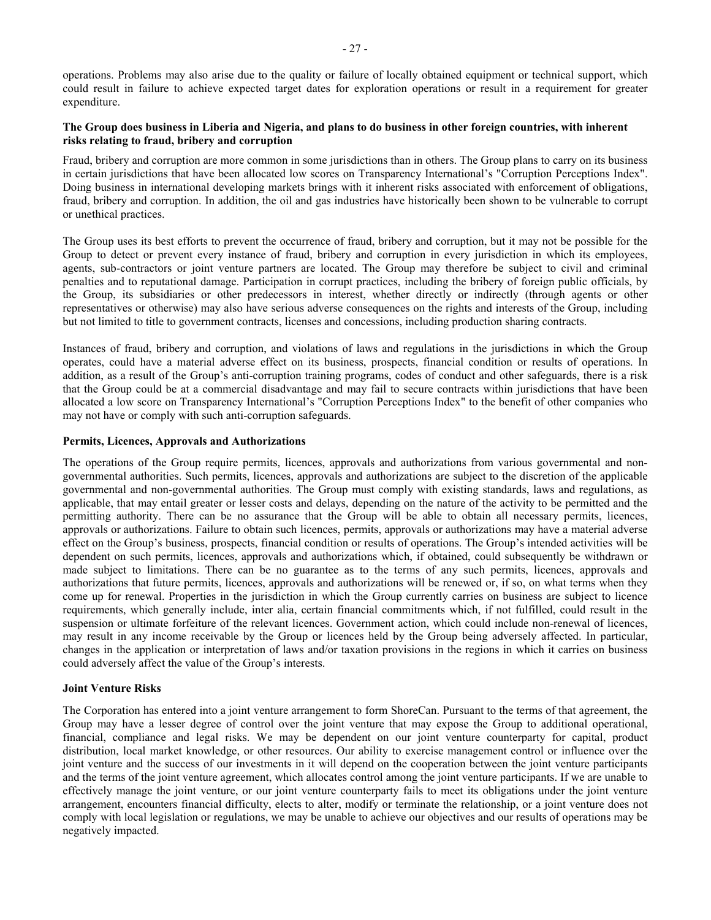operations. Problems may also arise due to the quality or failure of locally obtained equipment or technical support, which could result in failure to achieve expected target dates for exploration operations or result in a requirement for greater expenditure.

**The Group does business in Liberia and Nigeria, and plans to do business in other foreign countries, with inherent risks relating to fraud, bribery and corruption**

Fraud, bribery and corruption are more common in some jurisdictions than in others. The Group plans to carry on its business in certain jurisdictions that have been allocated low scores on Transparency International's "Corruption Perceptions Index". Doing business in international developing markets brings with it inherent risks associated with enforcement of obligations, fraud, bribery and corruption. In addition, the oil and gas industries have historically been shown to be vulnerable to corrupt or unethical practices.

The Group uses its best efforts to prevent the occurrence of fraud, bribery and corruption, but it may not be possible for the Group to detect or prevent every instance of fraud, bribery and corruption in every jurisdiction in which its employees, agents, sub-contractors or joint venture partners are located. The Group may therefore be subject to civil and criminal penalties and to reputational damage. Participation in corrupt practices, including the bribery of foreign public officials, by the Group, its subsidiaries or other predecessors in interest, whether directly or indirectly (through agents or other representatives or otherwise) may also have serious adverse consequences on the rights and interests of the Group, including but not limited to title to government contracts, licenses and concessions, including production sharing contracts.

Instances of fraud, bribery and corruption, and violations of laws and regulations in the jurisdictions in which the Group operates, could have a material adverse effect on its business, prospects, financial condition or results of operations. In addition, as a result of the Group's anti-corruption training programs, codes of conduct and other safeguards, there is a risk that the Group could be at a commercial disadvantage and may fail to secure contracts within jurisdictions that have been allocated a low score on Transparency International's "Corruption Perceptions Index" to the benefit of other companies who may not have or comply with such anti-corruption safeguards.

**Permits, Licences, Approvals and Authorizations**

The operations of the Group require permits, licences, approvals and authorizations from various governmental and non-governmental authorities. Such permits, licences, approvals and authorizations are subject to the discretion of the applicable governmental and non-governmental authorities. The Group must comply with existing standards, laws and regulations, as applicable, that may entail greater or lesser costs and delays, depending on the nature of the activity to be permitted and the permitting authority. There can be no assurance that the Group will be able to obtain all necessary permits, licences, approvals or authorizations. Failure to obtain such licences, permits, approvals or authorizations may have a material adverse effect on the Group's business, prospects, financial condition or results of operations. The Group's intended activities will be dependent on such permits, licences, approvals and authorizations which, if obtained, could subsequently be withdrawn or made subject to limitations. There can be no guarantee as to the terms of any such permits, licences, approvals and authorizations that future permits, licences, approvals and authorizations will be renewed or, if so, on what terms when they come up for renewal. Properties in the jurisdiction in which the Group currently carries on business are subject to licence requirements, which generally include, inter alia, certain financial commitments which, if not fulfilled, could result in the suspension or ultimate forfeiture of the relevant licences. Government action, which could include non-renewal of licences, may result in any income receivable by the Group or licences held by the Group being adversely affected. In particular, changes in the application or interpretation of laws and/or taxation provisions in the regions in which it carries on business could adversely affect the value of the Group's interests.

**Joint Venture Risks**

The Corporation has entered into a joint venture arrangement to form ShoreCan. Pursuant to the terms of that agreement, the Group may have a lesser degree of control over the joint venture that may expose the Group to additional operational, financial, compliance and legal risks. We may be dependent on our joint venture counterparty for capital, product distribution, local market knowledge, or other resources. Our ability to exercise management control or influence over the joint venture and the success of our investments in it will depend on the cooperation between the joint venture participants and the terms of the joint venture agreement, which allocates control among the joint venture participants. If we are unable to effectively manage the joint venture, or our joint venture counterparty fails to meet its obligations under the joint venture arrangement, encounters financial difficulty, elects to alter, modify or terminate the relationship, or a joint venture does not comply with local legislation or regulations, we may be unable to achieve our objectives and our results of operations may be negatively impacted.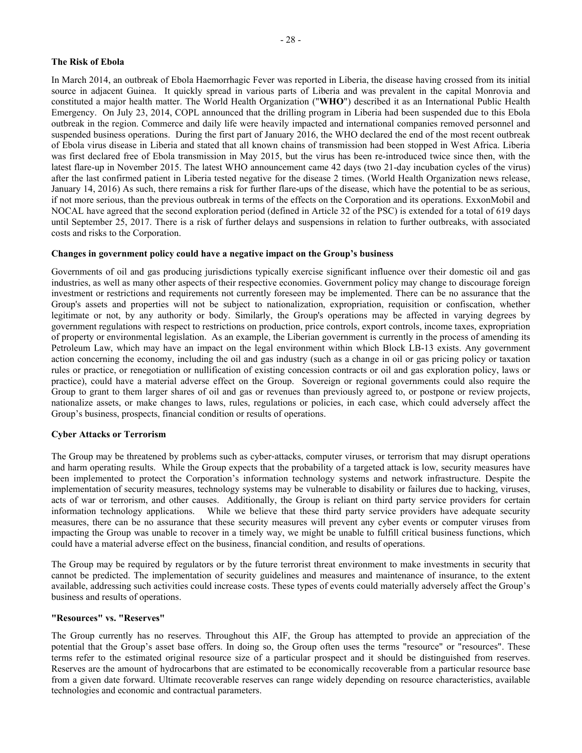### The Risk of Ebola

In March 2014, an outbreak of Ebola Haemorrhagic Fever was reported in Liberia, the disease having crossed from its initial source in adjacent Guinea. It quickly spread in various parts of Liberia and was prevalent in the capital Monrovia and constituted a major health matter. The World Health Organization ("**WHO**") described it as an International Public Health Emergency. On July 23, 2014, COPL announced that the drilling program in Liberia had been suspended due to this Ebola outbreak in the region. Commerce and daily life were heavily impacted and international companies removed personnel and suspended business operations. During the first part of January 2016, the WHO declared the end of the most recent outbreak of Ebola virus disease in Liberia and stated that all known chains of transmission had been stopped in West Africa. Liberia was first declared free of Ebola transmission in May 2015, but the virus has been re-introduced twice since then, with the latest flare-up in November 2015. The latest WHO announcement came 42 days (two 21-day incubation cycles of the virus) after the last confirmed patient in Liberia tested negative for the disease 2 times. (World Health Organization news release, January 14, 2016) As such, there remains a risk for further flare-ups of the disease, which have the potential to be as serious, if not more serious, than the previous outbreak in terms of the effects on the Corporation and its operations. ExxonMobil and NOCAL have agreed that the second exploration period (defined in Article 32 of the PSC) is extended for a total of 619 days until September 25, 2017. There is a risk of further delays and suspensions in relation to further outbreaks, with associated costs and risks to the Corporation.

### Changes in government policy could have a negative impact on the Group's business

Governments of oil and gas producing jurisdictions typically exercise significant influence over their domestic oil and gas industries, as well as many other aspects of their respective economies. Government policy may change to discourage foreign investment or restrictions and requirements not currently foreseen may be implemented. There can be no assurance that the Group's assets and properties will not be subject to nationalization, expropriation, requisition or confiscation, whether legitimate or not, by any authority or body. Similarly, the Group's operations may be affected in varying degrees by government regulations with respect to restrictions on production, price controls, export controls, income taxes, expropriation of property or environmental legislation. As an example, the Liberian government is currently in the process of amending its Petroleum Law, which may have an impact on the legal environment within which Block LB-13 exists. Any government action concerning the economy, including the oil and gas industry (such as a change in oil or gas pricing policy or taxation rules or practice, or renegotiation or nullification of existing concession contracts or oil and gas exploration policy, laws or practice), could have a material adverse effect on the Group. Sovereign or regional governments could also require the Group to grant to them larger shares of oil and gas or revenues than previously agreed to, or postpone or review projects, nationalize assets, or make changes to laws, rules, regulations or policies, in each case, which could adversely affect the Group's business, prospects, financial condition or results of operations.

### Cyber Attacks or Terrorism

The Group may be threatened by problems such as cyber-attacks, computer viruses, or terrorism that may disrupt operations and harm operating results. While the Group expects that the probability of a targeted attack is low, security measures have been implemented to protect the Corporation's information technology systems and network infrastructure. Despite the implementation of security measures, technology systems may be vulnerable to disability or failures due to hacking, viruses, acts of war or terrorism, and other causes. Additionally, the Group is reliant on third party service providers for certain information technology applications. While we believe that these third party service providers have adequate security measures, there can be no assurance that these security measures will prevent any cyber events or computer viruses from impacting the Group was unable to recover in a timely way, we might be unable to fulfill critical business functions, which could have a material adverse effect on the business, financial condition, and results of operations.

The Group may be required by regulators or by the future terrorist threat environment to make investments in security that cannot be predicted. The implementation of security guidelines and measures and maintenance of insurance, to the extent available, addressing such activities could increase costs. These types of events could materially adversely affect the Group's business and results of operations.

### "Resources" vs. "Reserves"

The Group currently has no reserves. Throughout this AIF, the Group has attempted to provide an appreciation of the potential that the Group's asset base offers. In doing so, the Group often uses the terms "resource" or "resources". These terms refer to the estimated original resource size of a particular prospect and it should be distinguished from reserves. Reserves are the amount of hydrocarbons that are estimated to be economically recoverable from a particular resource base from a given date forward. Ultimate recoverable reserves can range widely depending on resource characteristics, available technologies and economic and contractual parameters.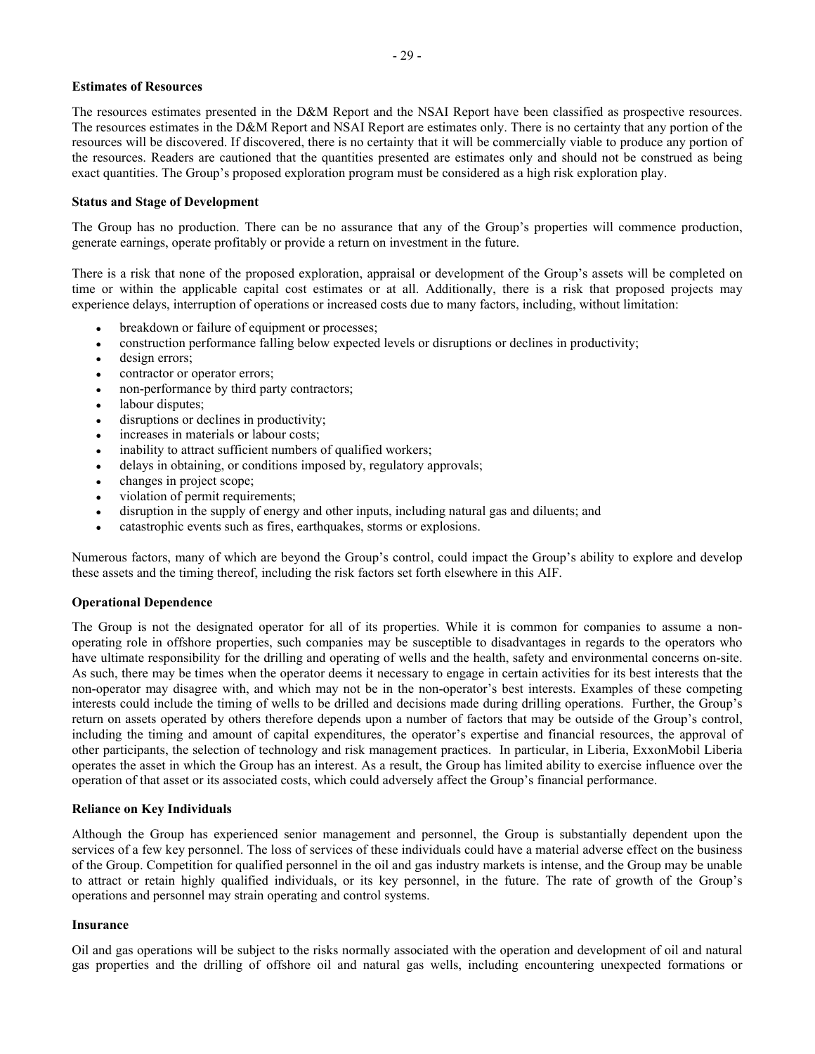**Estimates of Resources**

The resources estimates presented in the D&M Report and the NSAI Report have been classified as prospective resources. The resources estimates in the D&M Report and NSAI Report are estimates only. There is no certainty that any portion of the resources will be discovered. If discovered, there is no certainty that it will be commercially viable to produce any portion of the resources. Readers are cautioned that the quantities presented are estimates only and should not be construed as being exact quantities. The Group's proposed exploration program must be considered as a high risk exploration play.

**Status and Stage of Development**

The Group has no production. There can be no assurance that any of the Group's properties will commence production, generate earnings, operate profitably or provide a return on investment in the future.

There is a risk that none of the proposed exploration, appraisal or development of the Group's assets will be completed on time or within the applicable capital cost estimates or at all. Additionally, there is a risk that proposed projects may experience delays, interruption of operations or increased costs due to many factors, including, without limitation:

- breakdown or failure of equipment or processes;
- construction performance falling below expected levels or disruptions or declines in productivity;
- design errors;
- contractor or operator errors;
- non-performance by third party contractors;
- labour disputes;
- disruptions or declines in productivity;
- increases in materials or labour costs;
- inability to attract sufficient numbers of qualified workers;
- delays in obtaining, or conditions imposed by, regulatory approvals;
- changes in project scope;
- violation of permit requirements;
- disruption in the supply of energy and other inputs, including natural gas and diluents; and
- catastrophic events such as fires, earthquakes, storms or explosions.

Numerous factors, many of which are beyond the Group's control, could impact the Group's ability to explore and develop these assets and the timing thereof, including the risk factors set forth elsewhere in this AIF.

**Operational Dependence**

The Group is not the designated operator for all of its properties. While it is common for companies to assume a non-operating role in offshore properties, such companies may be susceptible to disadvantages in regards to the operators who have ultimate responsibility for the drilling and operating of wells and the health, safety and environmental concerns on-site. As such, there may be times when the operator deems it necessary to engage in certain activities for its best interests that the non-operator may disagree with, and which may not be in the non-operator's best interests. Examples of these competing interests could include the timing of wells to be drilled and decisions made during drilling operations. Further, the Group's return on assets operated by others therefore depends upon a number of factors that may be outside of the Group's control, including the timing and amount of capital expenditures, the operator's expertise and financial resources, the approval of other participants, the selection of technology and risk management practices. In particular, in Liberia, ExxonMobil Liberia operates the asset in which the Group has an interest. As a result, the Group has limited ability to exercise influence over the operation of that asset or its associated costs, which could adversely affect the Group's financial performance.

**Reliance on Key Individuals**

Although the Group has experienced senior management and personnel, the Group is substantially dependent upon the services of a few key personnel. The loss of services of these individuals could have a material adverse effect on the business of the Group. Competition for qualified personnel in the oil and gas industry markets is intense, and the Group may be unable to attract or retain highly qualified individuals, or its key personnel, in the future. The rate of growth of the Group's operations and personnel may strain operating and control systems.

**Insurance**

Oil and gas operations will be subject to the risks normally associated with the operation and development of oil and natural gas properties and the drilling of offshore oil and natural gas wells, including encountering unexpected formations or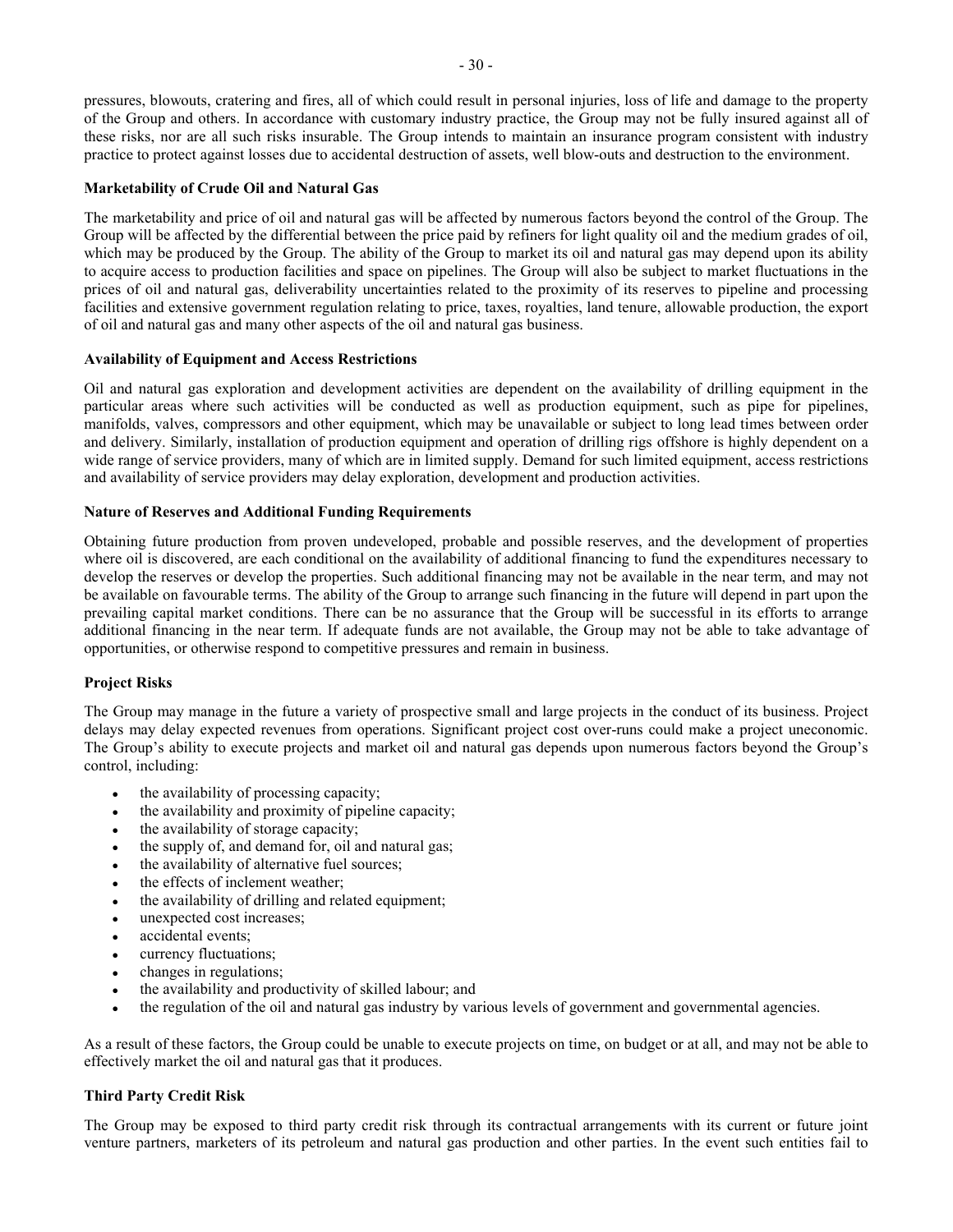pressures, blowouts, cratering and fires, all of which could result in personal injuries, loss of life and damage to the property of the Group and others. In accordance with customary industry practice, the Group may not be fully insured against all of these risks, nor are all such risks insurable. The Group intends to maintain an insurance program consistent with industry practice to protect against losses due to accidental destruction of assets, well blow-outs and destruction to the environment.

**Marketability of Crude Oil and Natural Gas**

The marketability and price of oil and natural gas will be affected by numerous factors beyond the control of the Group. The Group will be affected by the differential between the price paid by refiners for light quality oil and the medium grades of oil, which may be produced by the Group. The ability of the Group to market its oil and natural gas may depend upon its ability to acquire access to production facilities and space on pipelines. The Group will also be subject to market fluctuations in the prices of oil and natural gas, deliverability uncertainties related to the proximity of its reserves to pipeline and processing facilities and extensive government regulation relating to price, taxes, royalties, land tenure, allowable production, the export of oil and natural gas and many other aspects of the oil and natural gas business.

**Availability of Equipment and Access Restrictions**

Oil and natural gas exploration and development activities are dependent on the availability of drilling equipment in the particular areas where such activities will be conducted as well as production equipment, such as pipe for pipelines, manifolds, valves, compressors and other equipment, which may be unavailable or subject to long lead times between order and delivery. Similarly, installation of production equipment and operation of drilling rigs offshore is highly dependent on a wide range of service providers, many of which are in limited supply. Demand for such limited equipment, access restrictions and availability of service providers may delay exploration, development and production activities.

**Nature of Reserves and Additional Funding Requirements**

Obtaining future production from proven undeveloped, probable and possible reserves, and the development of properties where oil is discovered, are each conditional on the availability of additional financing to fund the expenditures necessary to develop the reserves or develop the properties. Such additional financing may not be available in the near term, and may not be available on favourable terms. The ability of the Group to arrange such financing in the future will depend in part upon the prevailing capital market conditions. There can be no assurance that the Group will be successful in its efforts to arrange additional financing in the near term. If adequate funds are not available, the Group may not be able to take advantage of opportunities, or otherwise respond to competitive pressures and remain in business.

**Project Risks**

The Group may manage in the future a variety of prospective small and large projects in the conduct of its business. Project delays may delay expected revenues from operations. Significant project cost over-runs could make a project uneconomic. The Group's ability to execute projects and market oil and natural gas depends upon numerous factors beyond the Group's control, including:

- the availability of processing capacity;
- the availability and proximity of pipeline capacity;
- the availability of storage capacity;
- the supply of, and demand for, oil and natural gas;
- the availability of alternative fuel sources;
- the effects of inclement weather;
- the availability of drilling and related equipment;
- unexpected cost increases;
- accidental events;
- currency fluctuations;
- changes in regulations;
- the availability and productivity of skilled labour; and
- the regulation of the oil and natural gas industry by various levels of government and governmental agencies.

As a result of these factors, the Group could be unable to execute projects on time, on budget or at all, and may not be able to effectively market the oil and natural gas that it produces.

**Third Party Credit Risk**

The Group may be exposed to third party credit risk through its contractual arrangements with its current or future joint venture partners, marketers of its petroleum and natural gas production and other parties. In the event such entities fail to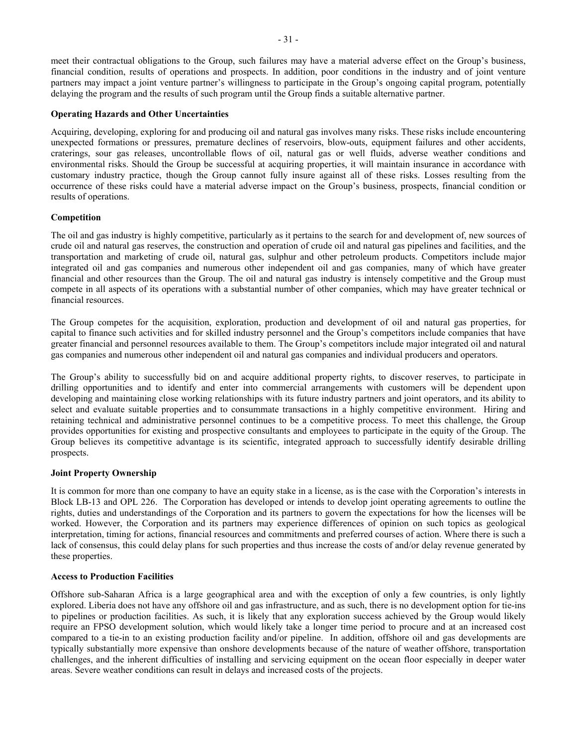meet their contractual obligations to the Group, such failures may have a material adverse effect on the Group's business, financial condition, results of operations and prospects. In addition, poor conditions in the industry and of joint venture partners may impact a joint venture partner's willingness to participate in the Group's ongoing capital program, potentially delaying the program and the results of such program until the Group finds a suitable alternative partner.

**Operating Hazards and Other Uncertainties**

Acquiring, developing, exploring for and producing oil and natural gas involves many risks. These risks include encountering unexpected formations or pressures, premature declines of reservoirs, blow-outs, equipment failures and other accidents, craterings, sour gas releases, uncontrollable flows of oil, natural gas or well fluids, adverse weather conditions and environmental risks. Should the Group be successful at acquiring properties, it will maintain insurance in accordance with customary industry practice, though the Group cannot fully insure against all of these risks. Losses resulting from the occurrence of these risks could have a material adverse impact on the Group's business, prospects, financial condition or results of operations.

**Competition**

The oil and gas industry is highly competitive, particularly as it pertains to the search for and development of, new sources of crude oil and natural gas reserves, the construction and operation of crude oil and natural gas pipelines and facilities, and the transportation and marketing of crude oil, natural gas, sulphur and other petroleum products. Competitors include major integrated oil and gas companies and numerous other independent oil and gas companies, many of which have greater financial and other resources than the Group. The oil and natural gas industry is intensely competitive and the Group must compete in all aspects of its operations with a substantial number of other companies, which may have greater technical or financial resources.

The Group competes for the acquisition, exploration, production and development of oil and natural gas properties, for capital to finance such activities and for skilled industry personnel and the Group's competitors include companies that have greater financial and personnel resources available to them. The Group's competitors include major integrated oil and natural gas companies and numerous other independent oil and natural gas companies and individual producers and operators.

The Group's ability to successfully bid on and acquire additional property rights, to discover reserves, to participate in drilling opportunities and to identify and enter into commercial arrangements with customers will be dependent upon developing and maintaining close working relationships with its future industry partners and joint operators, and its ability to select and evaluate suitable properties and to consummate transactions in a highly competitive environment. Hiring and retaining technical and administrative personnel continues to be a competitive process. To meet this challenge, the Group provides opportunities for existing and prospective consultants and employees to participate in the equity of the Group. The Group believes its competitive advantage is its scientific, integrated approach to successfully identify desirable drilling prospects.

**Joint Property Ownership**

It is common for more than one company to have an equity stake in a license, as is the case with the Corporation's interests in Block LB-13 and OPL 226. The Corporation has developed or intends to develop joint operating agreements to outline the rights, duties and understandings of the Corporation and its partners to govern the expectations for how the licenses will be worked. However, the Corporation and its partners may experience differences of opinion on such topics as geological interpretation, timing for actions, financial resources and commitments and preferred courses of action. Where there is such a lack of consensus, this could delay plans for such properties and thus increase the costs of and/or delay revenue generated by these properties.

**Access to Production Facilities**

Offshore sub-Saharan Africa is a large geographical area and with the exception of only a few countries, is only lightly explored. Liberia does not have any offshore oil and gas infrastructure, and as such, there is no development option for tie-ins to pipelines or production facilities. As such, it is likely that any exploration success achieved by the Group would likely require an FPSO development solution, which would likely take a longer time period to procure and at an increased cost compared to a tie-in to an existing production facility and/or pipeline. In addition, offshore oil and gas developments are typically substantially more expensive than onshore developments because of the nature of weather offshore, transportation challenges, and the inherent difficulties of installing and servicing equipment on the ocean floor especially in deeper water areas. Severe weather conditions can result in delays and increased costs of the projects.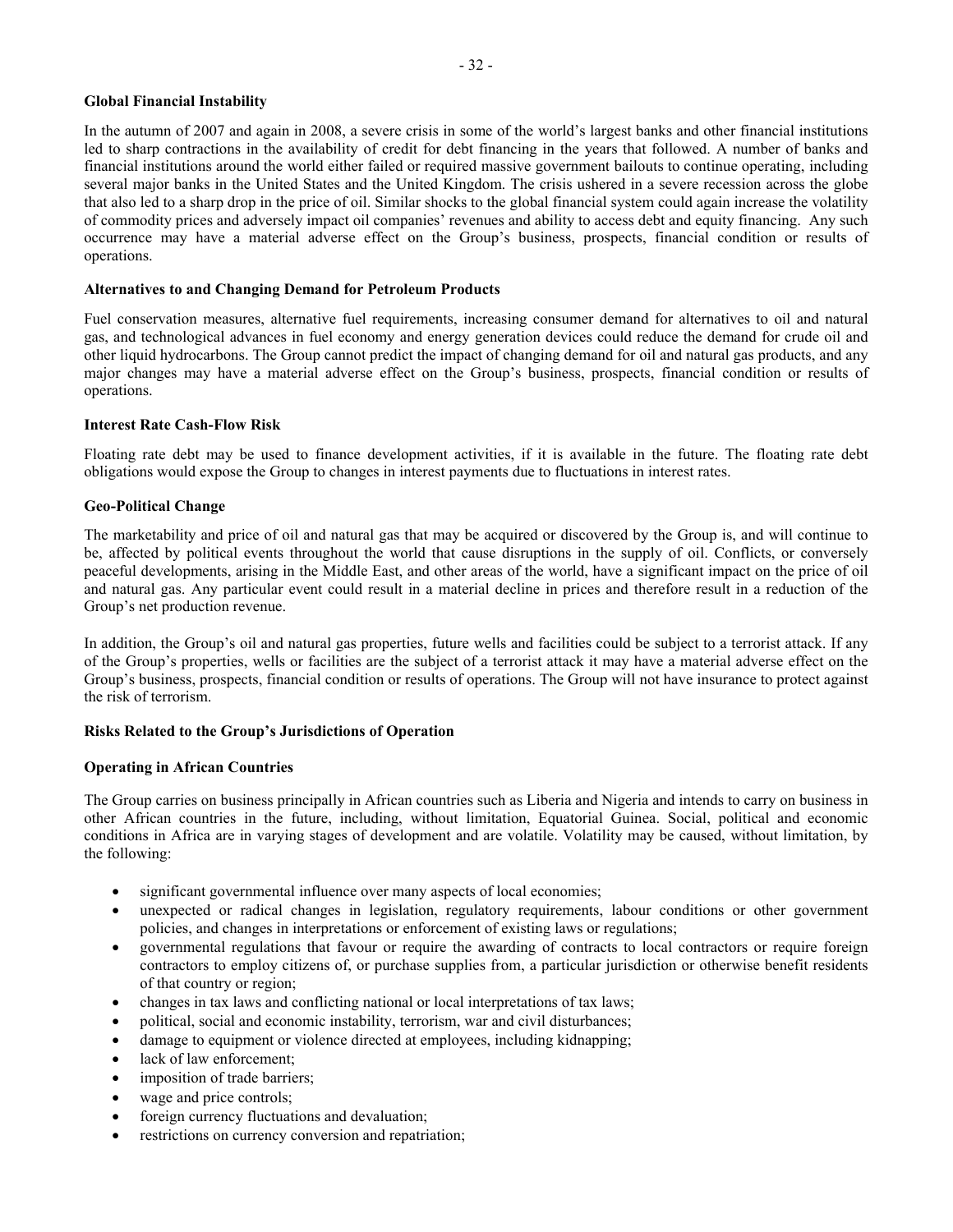**Global Financial Instability**

In the autumn of 2007 and again in 2008, a severe crisis in some of the world's largest banks and other financial institutions led to sharp contractions in the availability of credit for debt financing in the years that followed. A number of banks and financial institutions around the world either failed or required massive government bailouts to continue operating, including several major banks in the United States and the United Kingdom. The crisis ushered in a severe recession across the globe that also led to a sharp drop in the price of oil. Similar shocks to the global financial system could again increase the volatility of commodity prices and adversely impact oil companies' revenues and ability to access debt and equity financing. Any such occurrence may have a material adverse effect on the Group's business, prospects, financial condition or results of operations.

**Alternatives to and Changing Demand for Petroleum Products**

Fuel conservation measures, alternative fuel requirements, increasing consumer demand for alternatives to oil and natural gas, and technological advances in fuel economy and energy generation devices could reduce the demand for crude oil and other liquid hydrocarbons. The Group cannot predict the impact of changing demand for oil and natural gas products, and any major changes may have a material adverse effect on the Group's business, prospects, financial condition or results of operations.

**Interest Rate Cash-Flow Risk**

Floating rate debt may be used to finance development activities, if it is available in the future. The floating rate debt obligations would expose the Group to changes in interest payments due to fluctuations in interest rates.

**Geo-Political Change**

The marketability and price of oil and natural gas that may be acquired or discovered by the Group is, and will continue to be, affected by political events throughout the world that cause disruptions in the supply of oil. Conflicts, or conversely peaceful developments, arising in the Middle East, and other areas of the world, have a significant impact on the price of oil and natural gas. Any particular event could result in a material decline in prices and therefore result in a reduction of the Group's net production revenue.

In addition, the Group's oil and natural gas properties, future wells and facilities could be subject to a terrorist attack. If any of the Group's properties, wells or facilities are the subject of a terrorist attack it may have a material adverse effect on the Group's business, prospects, financial condition or results of operations. The Group will not have insurance to protect against the risk of terrorism.

**Risks Related to the Group's Jurisdictions of Operation**

**Operating in African Countries**

The Group carries on business principally in African countries such as Liberia and Nigeria and intends to carry on business in other African countries in the future, including, without limitation, Equatorial Guinea. Social, political and economic conditions in Africa are in varying stages of development and are volatile. Volatility may be caused, without limitation, by the following:

- significant governmental influence over many aspects of local economies;
- unexpected or radical changes in legislation, regulatory requirements, labour conditions or other government policies, and changes in interpretations or enforcement of existing laws or regulations;
- governmental regulations that favour or require the awarding of contracts to local contractors or require foreign contractors to employ citizens of, or purchase supplies from, a particular jurisdiction or otherwise benefit residents of that country or region;
- changes in tax laws and conflicting national or local interpretations of tax laws;
- political, social and economic instability, terrorism, war and civil disturbances;
- damage to equipment or violence directed at employees, including kidnapping;
- lack of law enforcement;
- imposition of trade barriers;
- wage and price controls;
- foreign currency fluctuations and devaluation;
- restrictions on currency conversion and repatriation;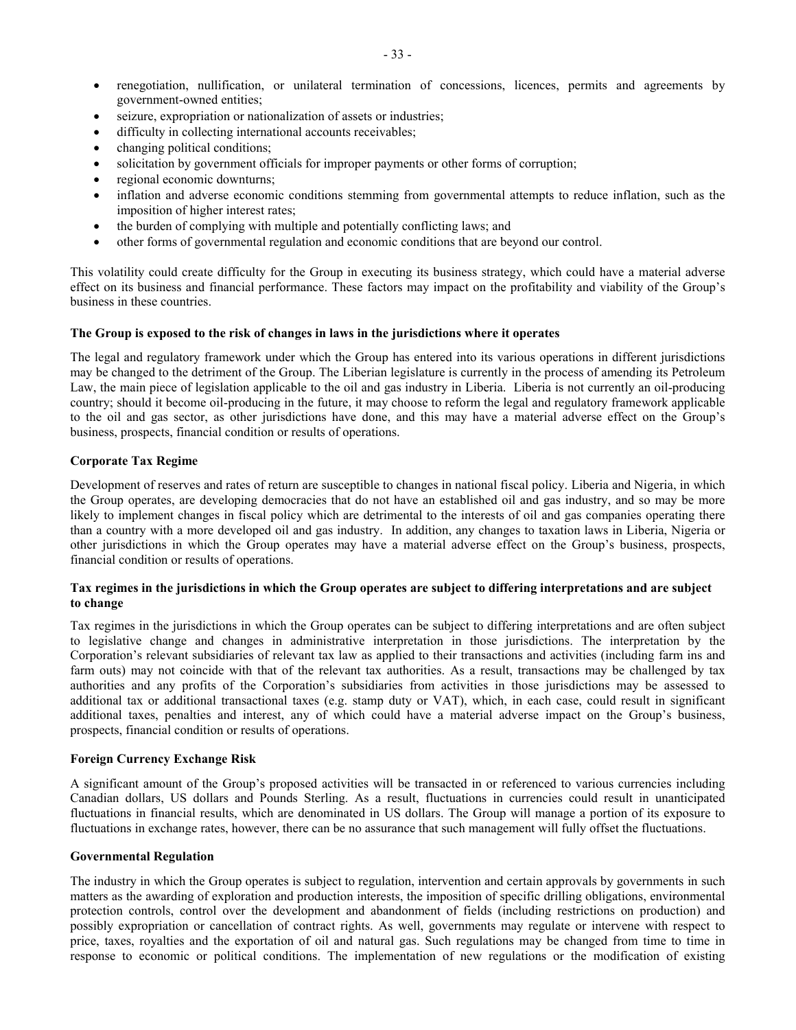- renegotiation, nullification, or unilateral termination of concessions, licences, permits and agreements by government-owned entities;
- seizure, expropriation or nationalization of assets or industries;
- difficulty in collecting international accounts receivables;
- changing political conditions;
- solicitation by government officials for improper payments or other forms of corruption;
- regional economic downturns;
- inflation and adverse economic conditions stemming from governmental attempts to reduce inflation, such as the imposition of higher interest rates;
- the burden of complying with multiple and potentially conflicting laws; and
- other forms of governmental regulation and economic conditions that are beyond our control.

This volatility could create difficulty for the Group in executing its business strategy, which could have a material adverse effect on its business and financial performance. These factors may impact on the profitability and viability of the Group's business in these countries.

**The Group is exposed to the risk of changes in laws in the jurisdictions where it operates**

The legal and regulatory framework under which the Group has entered into its various operations in different jurisdictions may be changed to the detriment of the Group. The Liberian legislature is currently in the process of amending its Petroleum Law, the main piece of legislation applicable to the oil and gas industry in Liberia. Liberia is not currently an oil-producing country; should it become oil-producing in the future, it may choose to reform the legal and regulatory framework applicable to the oil and gas sector, as other jurisdictions have done, and this may have a material adverse effect on the Group's business, prospects, financial condition or results of operations.

**Corporate Tax Regime**

Development of reserves and rates of return are susceptible to changes in national fiscal policy. Liberia and Nigeria, in which the Group operates, are developing democracies that do not have an established oil and gas industry, and so may be more likely to implement changes in fiscal policy which are detrimental to the interests of oil and gas companies operating there than a country with a more developed oil and gas industry. In addition, any changes to taxation laws in Liberia, Nigeria or other jurisdictions in which the Group operates may have a material adverse effect on the Group's business, prospects, financial condition or results of operations.

**Tax regimes in the jurisdictions in which the Group operates are subject to differing interpretations and are subject to change**

Tax regimes in the jurisdictions in which the Group operates can be subject to differing interpretations and are often subject to legislative change and changes in administrative interpretation in those jurisdictions. The interpretation by the Corporation's relevant subsidiaries of relevant tax law as applied to their transactions and activities (including farm ins and farm outs) may not coincide with that of the relevant tax authorities. As a result, transactions may be challenged by tax authorities and any profits of the Corporation's subsidiaries from activities in those jurisdictions may be assessed to additional tax or additional transactional taxes (e.g. stamp duty or VAT), which, in each case, could result in significant additional taxes, penalties and interest, any of which could have a material adverse impact on the Group's business, prospects, financial condition or results of operations.

**Foreign Currency Exchange Risk**

A significant amount of the Group's proposed activities will be transacted in or referenced to various currencies including Canadian dollars, US dollars and Pounds Sterling. As a result, fluctuations in currencies could result in unanticipated fluctuations in financial results, which are denominated in US dollars. The Group will manage a portion of its exposure to fluctuations in exchange rates, however, there can be no assurance that such management will fully offset the fluctuations.

**Governmental Regulation**

The industry in which the Group operates is subject to regulation, intervention and certain approvals by governments in such matters as the awarding of exploration and production interests, the imposition of specific drilling obligations, environmental protection controls, control over the development and abandonment of fields (including restrictions on production) and possibly expropriation or cancellation of contract rights. As well, governments may regulate or intervene with respect to price, taxes, royalties and the exportation of oil and natural gas. Such regulations may be changed from time to time in response to economic or political conditions. The implementation of new regulations or the modification of existing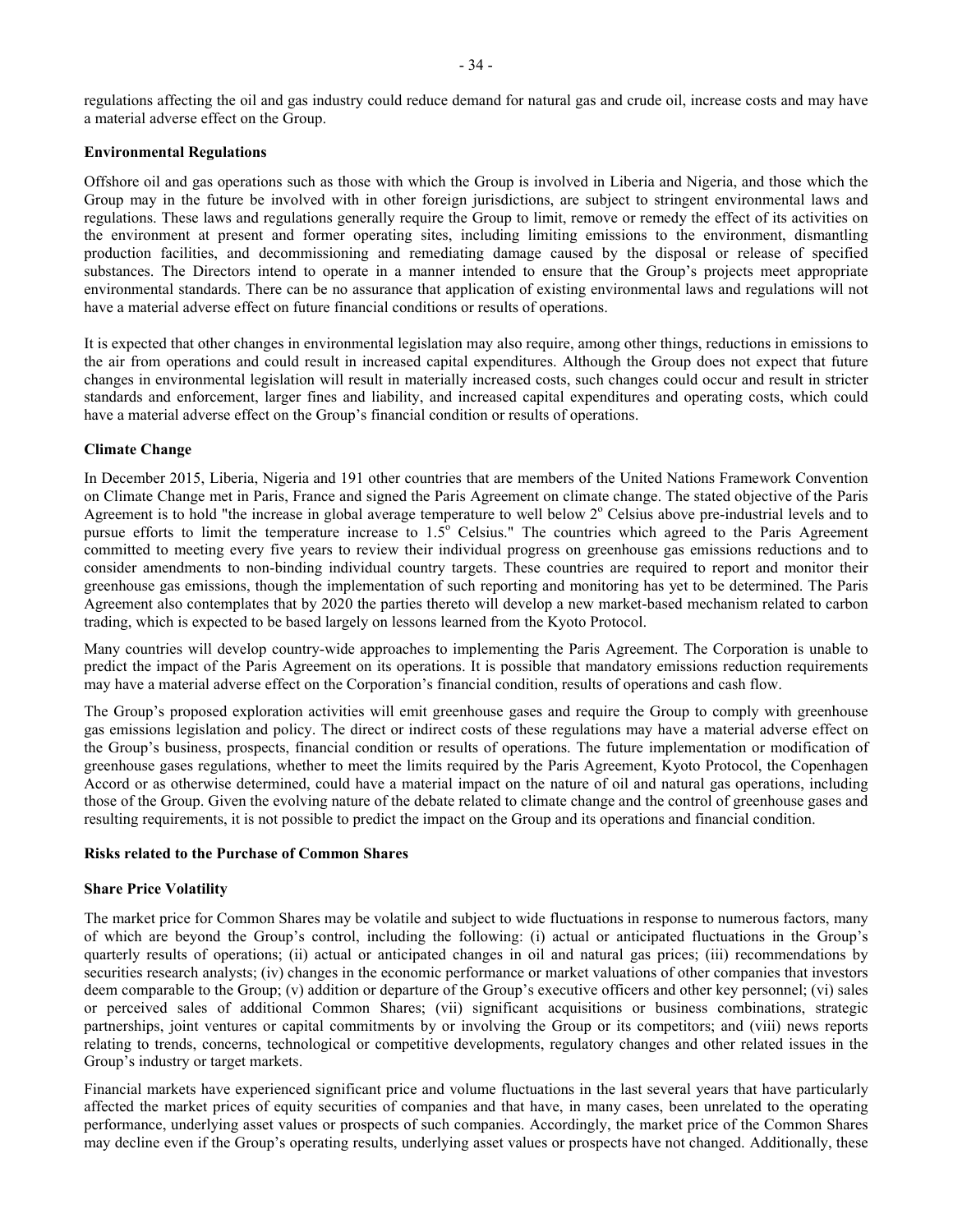regulations affecting the oil and gas industry could reduce demand for natural gas and crude oil, increase costs and may have a material adverse effect on the Group.

**Environmental Regulations**

Offshore oil and gas operations such as those with which the Group is involved in Liberia and Nigeria, and those which the Group may in the future be involved with in other foreign jurisdictions, are subject to stringent environmental laws and regulations. These laws and regulations generally require the Group to limit, remove or remedy the effect of its activities on the environment at present and former operating sites, including limiting emissions to the environment, dismantling production facilities, and decommissioning and remediating damage caused by the disposal or release of specified substances. The Directors intend to operate in a manner intended to ensure that the Group's projects meet appropriate environmental standards. There can be no assurance that application of existing environmental laws and regulations will not have a material adverse effect on future financial conditions or results of operations.

It is expected that other changes in environmental legislation may also require, among other things, reductions in emissions to the air from operations and could result in increased capital expenditures. Although the Group does not expect that future changes in environmental legislation will result in materially increased costs, such changes could occur and result in stricter standards and enforcement, larger fines and liability, and increased capital expenditures and operating costs, which could have a material adverse effect on the Group's financial condition or results of operations.

**Climate Change**

In December 2015, Liberia, Nigeria and 191 other countries that are members of the United Nations Framework Convention on Climate Change met in Paris, France and signed the Paris Agreement on climate change. The stated objective of the Paris Agreement is to hold "the increase in global average temperature to well below 2° Celsius above pre-industrial levels and to pursue efforts to limit the temperature increase to 1.5° Celsius." The countries which agreed to the Paris Agreement committed to meeting every five years to review their individual progress on greenhouse gas emissions reductions and to consider amendments to non-binding individual country targets. These countries are required to report and monitor their greenhouse gas emissions, though the implementation of such reporting and monitoring has yet to be determined. The Paris Agreement also contemplates that by 2020 the parties thereto will develop a new market-based mechanism related to carbon trading, which is expected to be based largely on lessons learned from the Kyoto Protocol.

Many countries will develop country-wide approaches to implementing the Paris Agreement. The Corporation is unable to predict the impact of the Paris Agreement on its operations. It is possible that mandatory emissions reduction requirements may have a material adverse effect on the Corporation's financial condition, results of operations and cash flow.

The Group's proposed exploration activities will emit greenhouse gases and require the Group to comply with greenhouse gas emissions legislation and policy. The direct or indirect costs of these regulations may have a material adverse effect on the Group's business, prospects, financial condition or results of operations. The future implementation or modification of greenhouse gases regulations, whether to meet the limits required by the Paris Agreement, Kyoto Protocol, the Copenhagen Accord or as otherwise determined, could have a material impact on the nature of oil and natural gas operations, including those of the Group. Given the evolving nature of the debate related to climate change and the control of greenhouse gases and resulting requirements, it is not possible to predict the impact on the Group and its operations and financial condition.

**Risks related to the Purchase of Common Shares**

**Share Price Volatility**

The market price for Common Shares may be volatile and subject to wide fluctuations in response to numerous factors, many of which are beyond the Group's control, including the following: (i) actual or anticipated fluctuations in the Group's quarterly results of operations; (ii) actual or anticipated changes in oil and natural gas prices; (iii) recommendations by securities research analysts; (iv) changes in the economic performance or market valuations of other companies that investors deem comparable to the Group; (v) addition or departure of the Group's executive officers and other key personnel; (vi) sales or perceived sales of additional Common Shares; (vii) significant acquisitions or business combinations, strategic partnerships, joint ventures or capital commitments by or involving the Group or its competitors; and (viii) news reports relating to trends, concerns, technological or competitive developments, regulatory changes and other related issues in the Group's industry or target markets.

Financial markets have experienced significant price and volume fluctuations in the last several years that have particularly affected the market prices of equity securities of companies and that have, in many cases, been unrelated to the operating performance, underlying asset values or prospects of such companies. Accordingly, the market price of the Common Shares may decline even if the Group's operating results, underlying asset values or prospects have not changed. Additionally, these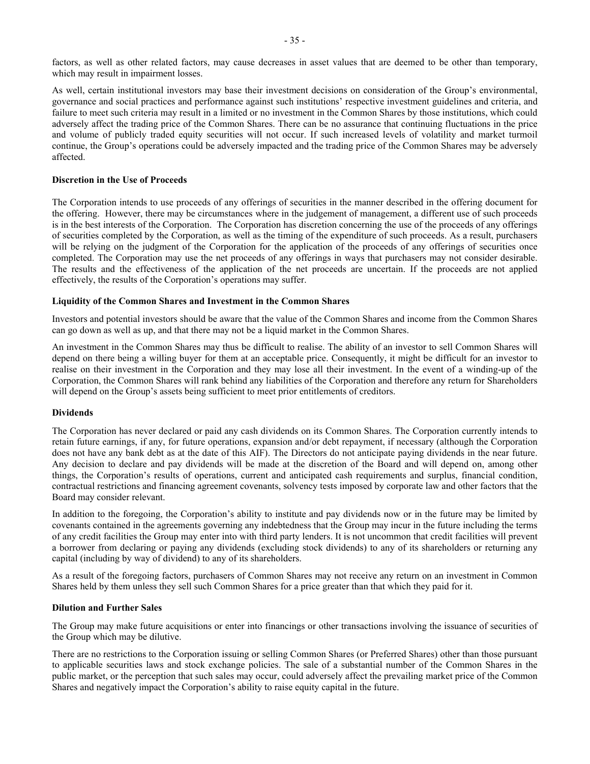factors, as well as other related factors, may cause decreases in asset values that are deemed to be other than temporary, which may result in impairment losses.

As well, certain institutional investors may base their investment decisions on consideration of the Group's environmental, governance and social practices and performance against such institutions' respective investment guidelines and criteria, and failure to meet such criteria may result in a limited or no investment in the Common Shares by those institutions, which could adversely affect the trading price of the Common Shares. There can be no assurance that continuing fluctuations in the price and volume of publicly traded equity securities will not occur. If such increased levels of volatility and market turmoil continue, the Group's operations could be adversely impacted and the trading price of the Common Shares may be adversely affected.

**Discretion in the Use of Proceeds**

The Corporation intends to use proceeds of any offerings of securities in the manner described in the offering document for the offering. However, there may be circumstances where in the judgement of management, a different use of such proceeds is in the best interests of the Corporation. The Corporation has discretion concerning the use of the proceeds of any offerings of securities completed by the Corporation, as well as the timing of the expenditure of such proceeds. As a result, purchasers will be relying on the judgment of the Corporation for the application of the proceeds of any offerings of securities once completed. The Corporation may use the net proceeds of any offerings in ways that purchasers may not consider desirable. The results and the effectiveness of the application of the net proceeds are uncertain. If the proceeds are not applied effectively, the results of the Corporation's operations may suffer.

**Liquidity of the Common Shares and Investment in the Common Shares**

Investors and potential investors should be aware that the value of the Common Shares and income from the Common Shares can go down as well as up, and that there may not be a liquid market in the Common Shares.

An investment in the Common Shares may thus be difficult to realise. The ability of an investor to sell Common Shares will depend on there being a willing buyer for them at an acceptable price. Consequently, it might be difficult for an investor to realise on their investment in the Corporation and they may lose all their investment. In the event of a winding-up of the Corporation, the Common Shares will rank behind any liabilities of the Corporation and therefore any return for Shareholders will depend on the Group's assets being sufficient to meet prior entitlements of creditors.

**Dividends**

The Corporation has never declared or paid any cash dividends on its Common Shares. The Corporation currently intends to retain future earnings, if any, for future operations, expansion and/or debt repayment, if necessary (although the Corporation does not have any bank debt as at the date of this AIF). The Directors do not anticipate paying dividends in the near future. Any decision to declare and pay dividends will be made at the discretion of the Board and will depend on, among other things, the Corporation's results of operations, current and anticipated cash requirements and surplus, financial condition, contractual restrictions and financing agreement covenants, solvency tests imposed by corporate law and other factors that the Board may consider relevant.

In addition to the foregoing, the Corporation's ability to institute and pay dividends now or in the future may be limited by covenants contained in the agreements governing any indebtedness that the Group may incur in the future including the terms of any credit facilities the Group may enter into with third party lenders. It is not uncommon that credit facilities will prevent a borrower from declaring or paying any dividends (excluding stock dividends) to any of its shareholders or returning any capital (including by way of dividend) to any of its shareholders.

As a result of the foregoing factors, purchasers of Common Shares may not receive any return on an investment in Common Shares held by them unless they sell such Common Shares for a price greater than that which they paid for it.

**Dilution and Further Sales**

The Group may make future acquisitions or enter into financings or other transactions involving the issuance of securities of the Group which may be dilutive.

There are no restrictions to the Corporation issuing or selling Common Shares (or Preferred Shares) other than those pursuant to applicable securities laws and stock exchange policies. The sale of a substantial number of the Common Shares in the public market, or the perception that such sales may occur, could adversely affect the prevailing market price of the Common Shares and negatively impact the Corporation's ability to raise equity capital in the future.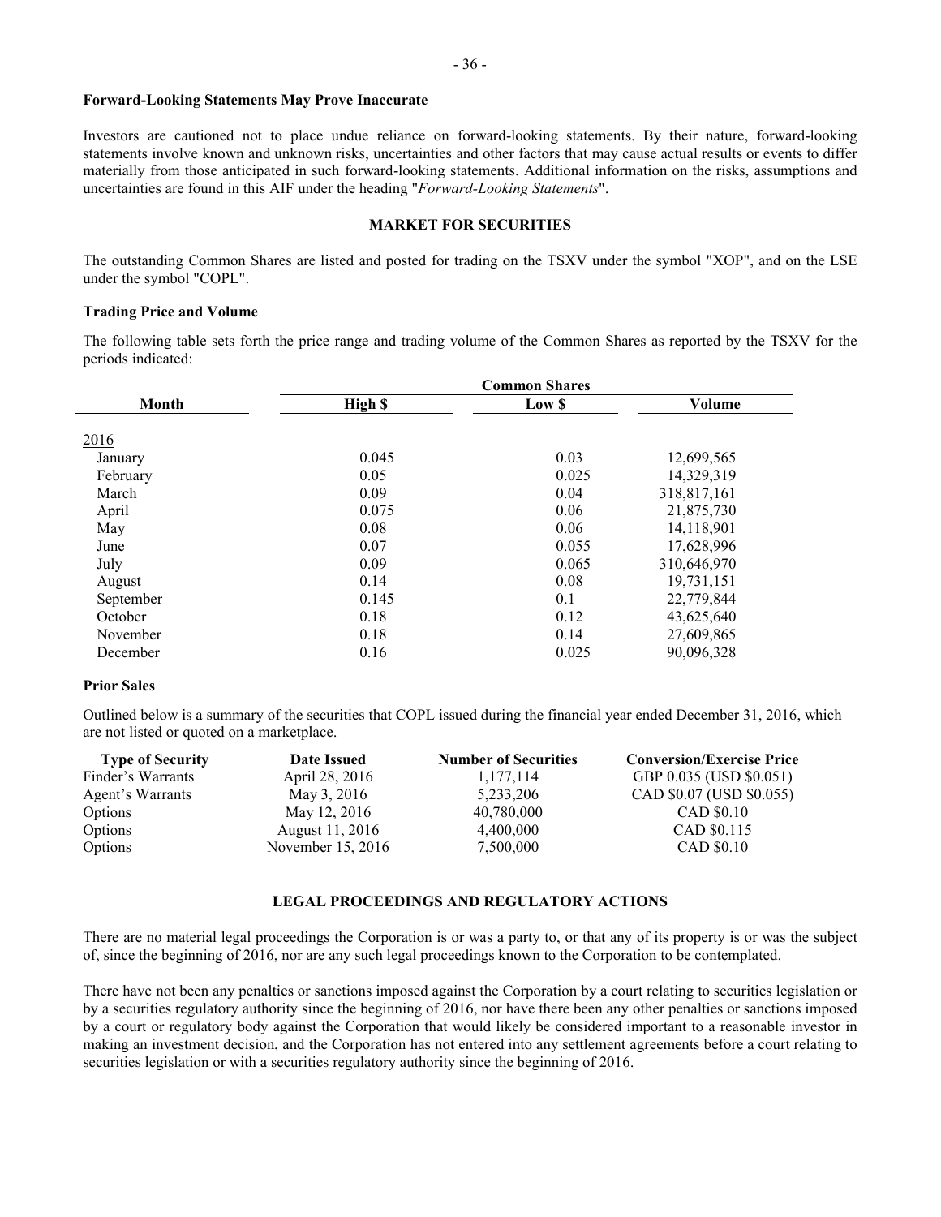**Forward-Looking Statements May Prove Inaccurate**

Investors are cautioned not to place undue reliance on forward-looking statements. By their nature, forward-looking statements involve known and unknown risks, uncertainties and other factors that may cause actual results or events to differ materially from those anticipated in such forward-looking statements. Additional information on the risks, assumptions and uncertainties are found in this AIF under the heading "*Forward-Looking Statements*".

## MARKET FOR SECURITIES

The outstanding Common Shares are listed and posted for trading on the TSXV under the symbol "XOP", and on the LSE under the symbol "COPL".

### Trading Price and Volume

The following table sets forth the price range and trading volume of the Common Shares as reported by the TSXV for the periods indicated:

| | Common Shares | | |
|---|---|---|---|
| **Month** | **High $** | **Low $** | **Volume** |
| 2016 | | | |
| January | 0.045 | 0.03 | 12,699,565 |
| February | 0.05 | 0.025 | 14,329,319 |
| March | 0.09 | 0.04 | 318,817,161 |
| April | 0.075 | 0.06 | 21,875,730 |
| May | 0.08 | 0.06 | 14,118,901 |
| June | 0.07 | 0.055 | 17,628,996 |
| July | 0.09 | 0.065 | 310,646,970 |
| August | 0.14 | 0.08 | 19,731,151 |
| September | 0.145 | 0.1 | 22,779,844 |
| October | 0.18 | 0.12 | 43,625,640 |
| November | 0.18 | 0.14 | 27,609,865 |
| December | 0.16 | 0.025 | 90,096,328 |

### Prior Sales

Outlined below is a summary of the securities that COPL issued during the financial year ended December 31, 2016, which are not listed or quoted on a marketplace.

| Type of Security | Date Issued | Number of Securities | Conversion/Exercise Price |
|---|---|---|---|
| Finder's Warrants | April 28, 2016 | 1,177,114 | GBP 0.035 (USD $0.051) |
| Agent's Warrants | May 3, 2016 | 5,233,206 | CAD $0.07 (USD $0.055) |
| Options | May 12, 2016 | 40,780,000 | CAD $0.10 |
| Options | August 11, 2016 | 4,400,000 | CAD $0.115 |
| Options | November 15, 2016 | 7,500,000 | CAD $0.10 |

## LEGAL PROCEEDINGS AND REGULATORY ACTIONS

There are no material legal proceedings the Corporation is or was a party to, or that any of its property is or was the subject of, since the beginning of 2016, nor are any such legal proceedings known to the Corporation to be contemplated.

There have not been any penalties or sanctions imposed against the Corporation by a court relating to securities legislation or by a securities regulatory authority since the beginning of 2016, nor have there been any other penalties or sanctions imposed by a court or regulatory body against the Corporation that would likely be considered important to a reasonable investor in making an investment decision, and the Corporation has not entered into any settlement agreements before a court relating to securities legislation or with a securities regulatory authority since the beginning of 2016.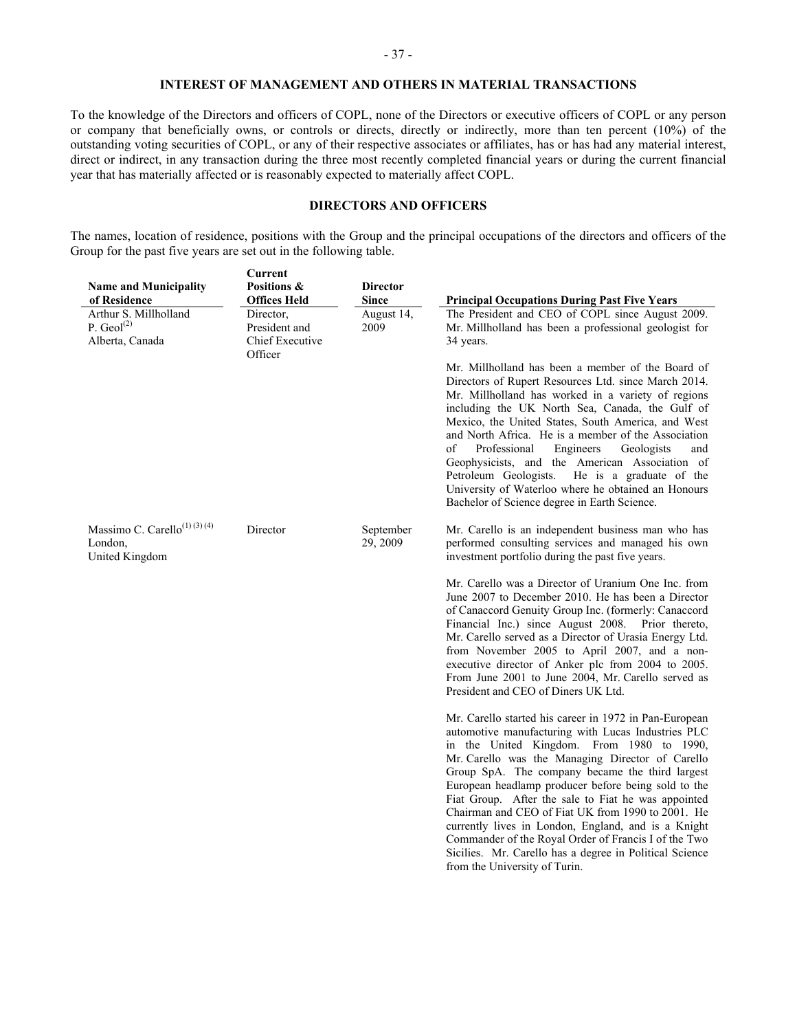## INTEREST OF MANAGEMENT AND OTHERS IN MATERIAL TRANSACTIONS

To the knowledge of the Directors and officers of COPL, none of the Directors or executive officers of COPL or any person or company that beneficially owns, or controls or directs, directly or indirectly, more than ten percent (10%) of the outstanding voting securities of COPL, or any of their respective associates or affiliates, has or has had any material interest, direct or indirect, in any transaction during the three most recently completed financial years or during the current financial year that has materially affected or is reasonably expected to materially affect COPL.

## DIRECTORS AND OFFICERS

The names, location of residence, positions with the Group and the principal occupations of the directors and officers of the Group for the past five years are set out in the following table.

| Name and Municipality of Residence | Current Positions & Offices Held | Director Since | Principal Occupations During Past Five Years |
|---|---|---|---|
| Arthur S. Millholland P. Geol[2] Alberta, Canada | Director, President and Chief Executive Officer | August 14, 2009 | The President and CEO of COPL since August 2009. Mr. Millholland has been a professional geologist for 34 years.<br><br>Mr. Millholland has been a member of the Board of Directors of Rupert Resources Ltd. since March 2014. Mr. Millholland has worked in a variety of regions including the UK North Sea, Canada, the Gulf of Mexico, the United States, South America, and West and North Africa. He is a member of the Association of Professional Engineers Geologists and Geophysicists, and the American Association of Petroleum Geologists. He is a graduate of the University of Waterloo where he obtained an Honours Bachelor of Science degree in Earth Science. |
| Massimo C. Carello[1][3][4] London, United Kingdom | Director | September 29, 2009 | Mr. Carello is an independent business man who has performed consulting services and managed his own investment portfolio during the past five years.<br><br>Mr. Carello was a Director of Uranium One Inc. from June 2007 to December 2010. He has been a Director of Canaccord Genuity Group Inc. (formerly: Canaccord Financial Inc.) since August 2008. Prior thereto, Mr. Carello served as a Director of Urasia Energy Ltd. from November 2005 to April 2007, and a non-executive director of Anker plc from 2004 to 2005. From June 2001 to June 2004, Mr. Carello served as President and CEO of Diners UK Ltd.<br><br>Mr. Carello started his career in 1972 in Pan-European automotive manufacturing with Lucas Industries PLC in the United Kingdom. From 1980 to 1990, Mr. Carello was the Managing Director of Carello Group SpA. The company became the third largest European headlamp producer before being sold to the Fiat Group. After the sale to Fiat he was appointed Chairman and CEO of Fiat UK from 1990 to 2001. He currently lives in London, England, and is a Knight Commander of the Royal Order of Francis I of the Two Sicilies. Mr. Carello has a degree in Political Science from the University of Turin. |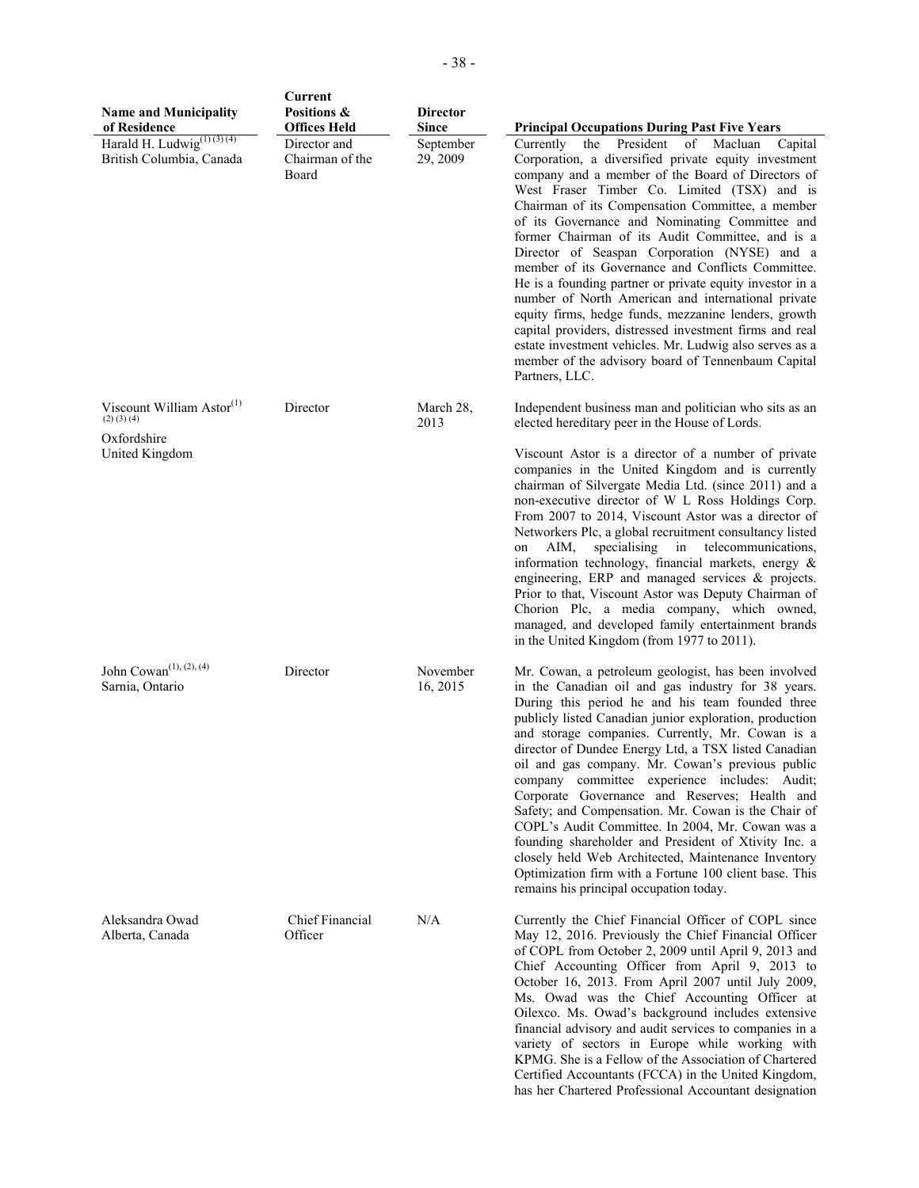| Name and Municipality of Residence | Current Positions & Offices Held | Director Since | Principal Occupations During Past Five Years |
|---|---|---|---|
| Harald H. Ludwig[(1) (3) (4)] British Columbia, Canada | Director and Chairman of the Board | September 29, 2009 | Currently the President of Macluan Capital Corporation, a diversified private equity investment company and a member of the Board of Directors of West Fraser Timber Co. Limited (TSX) and is Chairman of its Compensation Committee, a member of its Governance and Nominating Committee and former Chairman of its Audit Committee, and is a Director of Seaspan Corporation (NYSE) and a member of its Governance and Conflicts Committee. He is a founding partner or private equity investor in a number of North American and international private equity firms, hedge funds, mezzanine lenders, growth capital providers, distressed investment firms and real estate investment vehicles. Mr. Ludwig also serves as a member of the advisory board of Tennenbaum Capital Partners, LLC. |
| Viscount William Astor[(1) (2) (3) (4)] Oxfordshire United Kingdom | Director | March 28, 2013 | Independent business man and politician who sits as an elected hereditary peer in the House of Lords.<br><br>Viscount Astor is a director of a number of private companies in the United Kingdom and is currently chairman of Silvergate Media Ltd. (since 2011) and a non-executive director of W L Ross Holdings Corp. From 2007 to 2014, Viscount Astor was a director of Networkers Plc, a global recruitment consultancy listed on AIM, specialising in telecommunications, information technology, financial markets, energy & engineering, ERP and managed services & projects. Prior to that, Viscount Astor was Deputy Chairman of Chorion Plc, a media company, which owned, managed, and developed family entertainment brands in the United Kingdom (from 1977 to 2011). |
| John Cowan[(1), (2), (4)] Sarnia, Ontario | Director | November 16, 2015 | Mr. Cowan, a petroleum geologist, has been involved in the Canadian oil and gas industry for 38 years. During this period he and his team founded three publicly listed Canadian junior exploration, production and storage companies. Currently, Mr. Cowan is a director of Dundee Energy Ltd, a TSX listed Canadian oil and gas company. Mr. Cowan's previous public company committee experience includes: Audit; Corporate Governance and Reserves; Health and Safety; and Compensation. Mr. Cowan is the Chair of COPL's Audit Committee. In 2004, Mr. Cowan was a founding shareholder and President of Xtivity Inc. a closely held Web Architected, Maintenance Inventory Optimization firm with a Fortune 100 client base. This remains his principal occupation today. |
| Aleksandra Owad Alberta, Canada | Chief Financial Officer | N/A | Currently the Chief Financial Officer of COPL since May 12, 2016. Previously the Chief Financial Officer of COPL from October 2, 2009 until April 9, 2013 and Chief Accounting Officer from April 9, 2013 to October 16, 2013. From April 2007 until July 2009, Ms. Owad was the Chief Accounting Officer at Oilexco. Ms. Owad's background includes extensive financial advisory and audit services to companies in a variety of sectors in Europe while working with KPMG. She is a Fellow of the Association of Chartered Certified Accountants (FCCA) in the United Kingdom, has her Chartered Professional Accountant designation |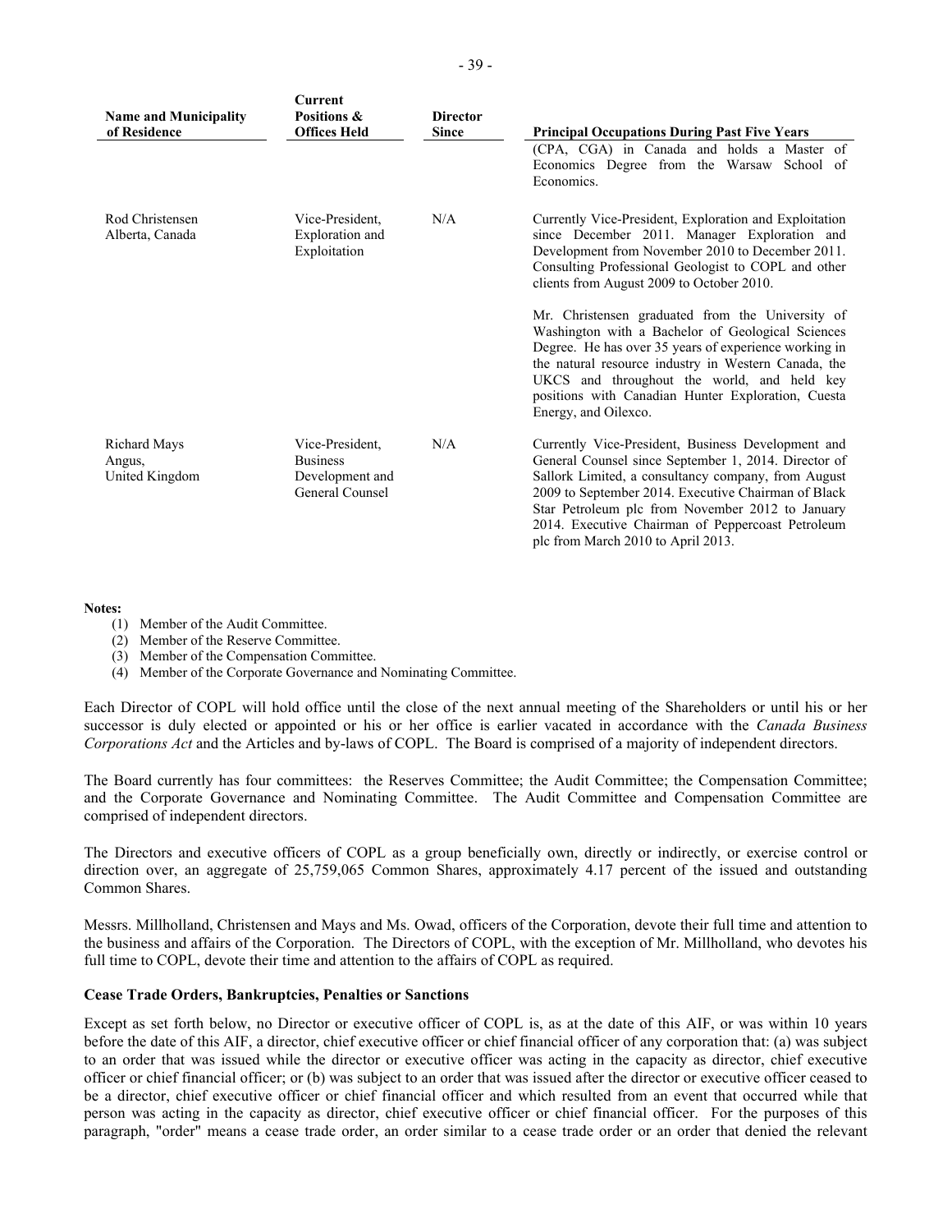| Name and Municipality of Residence | Current Positions & Offices Held | Director Since | Principal Occupations During Past Five Years |
|---|---|---|---|
| | | | (CPA, CGA) in Canada and holds a Master of Economics Degree from the Warsaw School of Economics. |
| Rod Christensen<br>Alberta, Canada | Vice-President, Exploration and Exploitation | N/A | Currently Vice-President, Exploration and Exploitation since December 2011. Manager Exploration and Development from November 2010 to December 2011. Consulting Professional Geologist to COPL and other clients from August 2009 to October 2010.<br><br>Mr. Christensen graduated from the University of Washington with a Bachelor of Geological Sciences Degree. He has over 35 years of experience working in the natural resource industry in Western Canada, the UKCS and throughout the world, and held key positions with Canadian Hunter Exploration, Cuesta Energy, and Oilexco. |
| Richard Mays<br>Angus,<br>United Kingdom | Vice-President, Business Development and General Counsel | N/A | Currently Vice-President, Business Development and General Counsel since September 1, 2014. Director of Sallork Limited, a consultancy company, from August 2009 to September 2014. Executive Chairman of Black Star Petroleum plc from November 2012 to January 2014. Executive Chairman of Peppercoast Petroleum plc from March 2010 to April 2013. |

**Notes:**

(1) Member of the Audit Committee.
(2) Member of the Reserve Committee.
(3) Member of the Compensation Committee.
(4) Member of the Corporate Governance and Nominating Committee.

Each Director of COPL will hold office until the close of the next annual meeting of the Shareholders or until his or her successor is duly elected or appointed or his or her office is earlier vacated in accordance with the *Canada Business Corporations Act* and the Articles and by-laws of COPL. The Board is comprised of a majority of independent directors.

The Board currently has four committees: the Reserves Committee; the Audit Committee; the Compensation Committee; and the Corporate Governance and Nominating Committee. The Audit Committee and Compensation Committee are comprised of independent directors.

The Directors and executive officers of COPL as a group beneficially own, directly or indirectly, or exercise control or direction over, an aggregate of 25,759,065 Common Shares, approximately 4.17 percent of the issued and outstanding Common Shares.

Messrs. Millholland, Christensen and Mays and Ms. Owad, officers of the Corporation, devote their full time and attention to the business and affairs of the Corporation. The Directors of COPL, with the exception of Mr. Millholland, who devotes his full time to COPL, devote their time and attention to the affairs of COPL as required.

**Cease Trade Orders, Bankruptcies, Penalties or Sanctions**

Except as set forth below, no Director or executive officer of COPL is, as at the date of this AIF, or was within 10 years before the date of this AIF, a director, chief executive officer or chief financial officer of any corporation that: (a) was subject to an order that was issued while the director or executive officer was acting in the capacity as director, chief executive officer or chief financial officer; or (b) was subject to an order that was issued after the director or executive officer ceased to be a director, chief executive officer or chief financial officer and which resulted from an event that occurred while that person was acting in the capacity as director, chief executive officer or chief financial officer. For the purposes of this paragraph, "order" means a cease trade order, an order similar to a cease trade order or an order that denied the relevant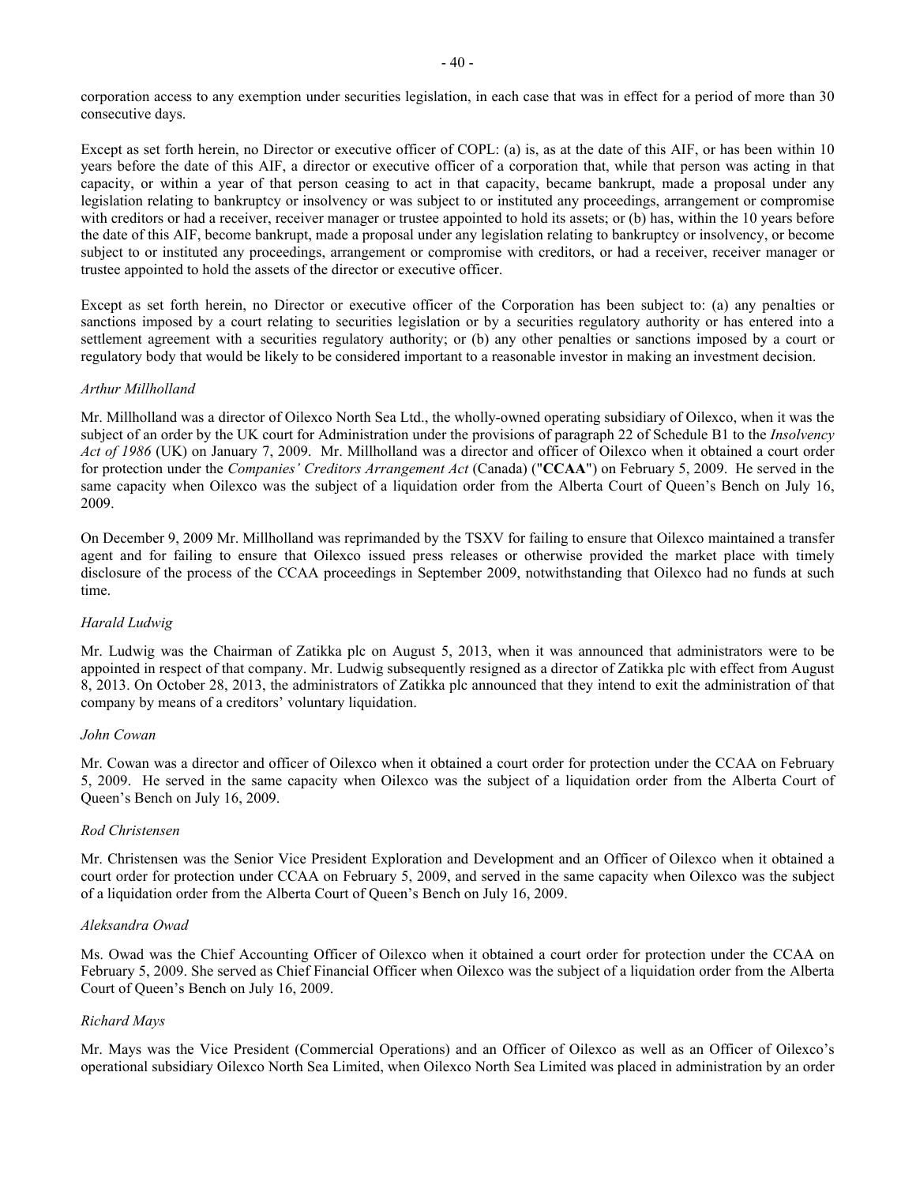corporation access to any exemption under securities legislation, in each case that was in effect for a period of more than 30 consecutive days.

Except as set forth herein, no Director or executive officer of COPL: (a) is, as at the date of this AIF, or has been within 10 years before the date of this AIF, a director or executive officer of a corporation that, while that person was acting in that capacity, or within a year of that person ceasing to act in that capacity, became bankrupt, made a proposal under any legislation relating to bankruptcy or insolvency or was subject to or instituted any proceedings, arrangement or compromise with creditors or had a receiver, receiver manager or trustee appointed to hold its assets; or (b) has, within the 10 years before the date of this AIF, become bankrupt, made a proposal under any legislation relating to bankruptcy or insolvency, or become subject to or instituted any proceedings, arrangement or compromise with creditors, or had a receiver, receiver manager or trustee appointed to hold the assets of the director or executive officer.

Except as set forth herein, no Director or executive officer of the Corporation has been subject to: (a) any penalties or sanctions imposed by a court relating to securities legislation or by a securities regulatory authority or has entered into a settlement agreement with a securities regulatory authority; or (b) any other penalties or sanctions imposed by a court or regulatory body that would be likely to be considered important to a reasonable investor in making an investment decision.

*Arthur Millholland*

Mr. Millholland was a director of Oilexco North Sea Ltd., the wholly-owned operating subsidiary of Oilexco, when it was the subject of an order by the UK court for Administration under the provisions of paragraph 22 of Schedule B1 to the *Insolvency Act of 1986* (UK) on January 7, 2009. Mr. Millholland was a director and officer of Oilexco when it obtained a court order for protection under the *Companies' Creditors Arrangement Act* (Canada) ("**CCAA**") on February 5, 2009. He served in the same capacity when Oilexco was the subject of a liquidation order from the Alberta Court of Queen's Bench on July 16, 2009.

On December 9, 2009 Mr. Millholland was reprimanded by the TSXV for failing to ensure that Oilexco maintained a transfer agent and for failing to ensure that Oilexco issued press releases or otherwise provided the market place with timely disclosure of the process of the CCAA proceedings in September 2009, notwithstanding that Oilexco had no funds at such time.

*Harald Ludwig*

Mr. Ludwig was the Chairman of Zatikka plc on August 5, 2013, when it was announced that administrators were to be appointed in respect of that company. Mr. Ludwig subsequently resigned as a director of Zatikka plc with effect from August 8, 2013. On October 28, 2013, the administrators of Zatikka plc announced that they intend to exit the administration of that company by means of a creditors' voluntary liquidation.

*John Cowan*

Mr. Cowan was a director and officer of Oilexco when it obtained a court order for protection under the CCAA on February 5, 2009. He served in the same capacity when Oilexco was the subject of a liquidation order from the Alberta Court of Queen's Bench on July 16, 2009.

*Rod Christensen*

Mr. Christensen was the Senior Vice President Exploration and Development and an Officer of Oilexco when it obtained a court order for protection under CCAA on February 5, 2009, and served in the same capacity when Oilexco was the subject of a liquidation order from the Alberta Court of Queen's Bench on July 16, 2009.

*Aleksandra Owad*

Ms. Owad was the Chief Accounting Officer of Oilexco when it obtained a court order for protection under the CCAA on February 5, 2009. She served as Chief Financial Officer when Oilexco was the subject of a liquidation order from the Alberta Court of Queen's Bench on July 16, 2009.

*Richard Mays*

Mr. Mays was the Vice President (Commercial Operations) and an Officer of Oilexco as well as an Officer of Oilexco's operational subsidiary Oilexco North Sea Limited, when Oilexco North Sea Limited was placed in administration by an order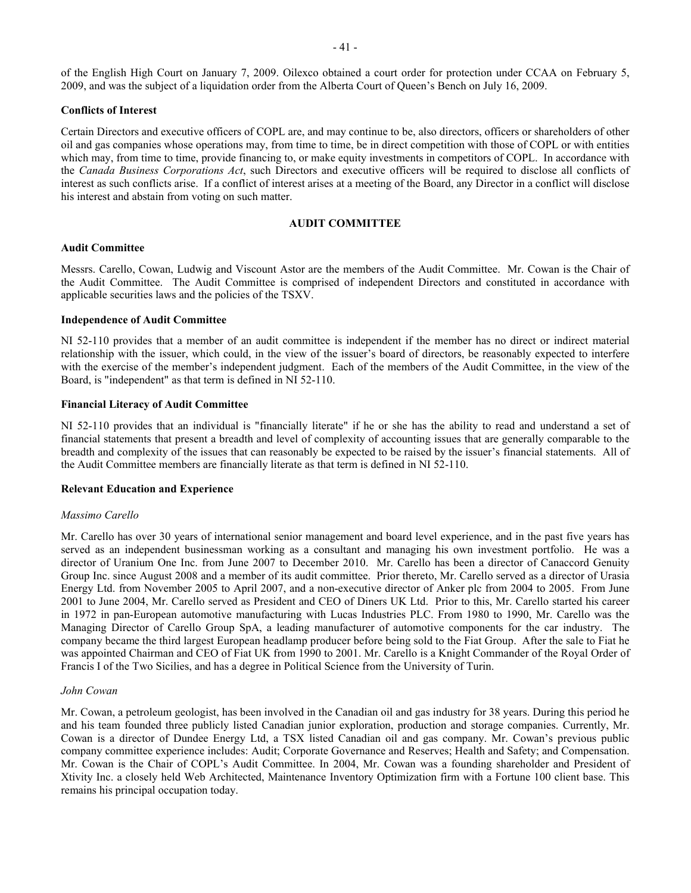of the English High Court on January 7, 2009. Oilexco obtained a court order for protection under CCAA on February 5, 2009, and was the subject of a liquidation order from the Alberta Court of Queen's Bench on July 16, 2009.

**Conflicts of Interest**

Certain Directors and executive officers of COPL are, and may continue to be, also directors, officers or shareholders of other oil and gas companies whose operations may, from time to time, be in direct competition with those of COPL or with entities which may, from time to time, provide financing to, or make equity investments in competitors of COPL. In accordance with the *Canada Business Corporations Act*, such Directors and executive officers will be required to disclose all conflicts of interest as such conflicts arise. If a conflict of interest arises at a meeting of the Board, any Director in a conflict will disclose his interest and abstain from voting on such matter.

## AUDIT COMMITTEE

**Audit Committee**

Messrs. Carello, Cowan, Ludwig and Viscount Astor are the members of the Audit Committee. Mr. Cowan is the Chair of the Audit Committee. The Audit Committee is comprised of independent Directors and constituted in accordance with applicable securities laws and the policies of the TSXV.

**Independence of Audit Committee**

NI 52-110 provides that a member of an audit committee is independent if the member has no direct or indirect material relationship with the issuer, which could, in the view of the issuer's board of directors, be reasonably expected to interfere with the exercise of the member's independent judgment. Each of the members of the Audit Committee, in the view of the Board, is "independent" as that term is defined in NI 52-110.

**Financial Literacy of Audit Committee**

NI 52-110 provides that an individual is "financially literate" if he or she has the ability to read and understand a set of financial statements that present a breadth and level of complexity of accounting issues that are generally comparable to the breadth and complexity of the issues that can reasonably be expected to be raised by the issuer's financial statements. All of the Audit Committee members are financially literate as that term is defined in NI 52-110.

**Relevant Education and Experience**

*Massimo Carello*

Mr. Carello has over 30 years of international senior management and board level experience, and in the past five years has served as an independent businessman working as a consultant and managing his own investment portfolio. He was a director of Uranium One Inc. from June 2007 to December 2010. Mr. Carello has been a director of Canaccord Genuity Group Inc. since August 2008 and a member of its audit committee. Prior thereto, Mr. Carello served as a director of Urasia Energy Ltd. from November 2005 to April 2007, and a non-executive director of Anker plc from 2004 to 2005. From June 2001 to June 2004, Mr. Carello served as President and CEO of Diners UK Ltd. Prior to this, Mr. Carello started his career in 1972 in pan-European automotive manufacturing with Lucas Industries PLC. From 1980 to 1990, Mr. Carello was the Managing Director of Carello Group SpA, a leading manufacturer of automotive components for the car industry. The company became the third largest European headlamp producer before being sold to the Fiat Group. After the sale to Fiat he was appointed Chairman and CEO of Fiat UK from 1990 to 2001. Mr. Carello is a Knight Commander of the Royal Order of Francis I of the Two Sicilies, and has a degree in Political Science from the University of Turin.

*John Cowan*

Mr. Cowan, a petroleum geologist, has been involved in the Canadian oil and gas industry for 38 years. During this period he and his team founded three publicly listed Canadian junior exploration, production and storage companies. Currently, Mr. Cowan is a director of Dundee Energy Ltd, a TSX listed Canadian oil and gas company. Mr. Cowan's previous public company committee experience includes: Audit; Corporate Governance and Reserves; Health and Safety; and Compensation. Mr. Cowan is the Chair of COPL's Audit Committee. In 2004, Mr. Cowan was a founding shareholder and President of Xtivity Inc. a closely held Web Architected, Maintenance Inventory Optimization firm with a Fortune 100 client base. This remains his principal occupation today.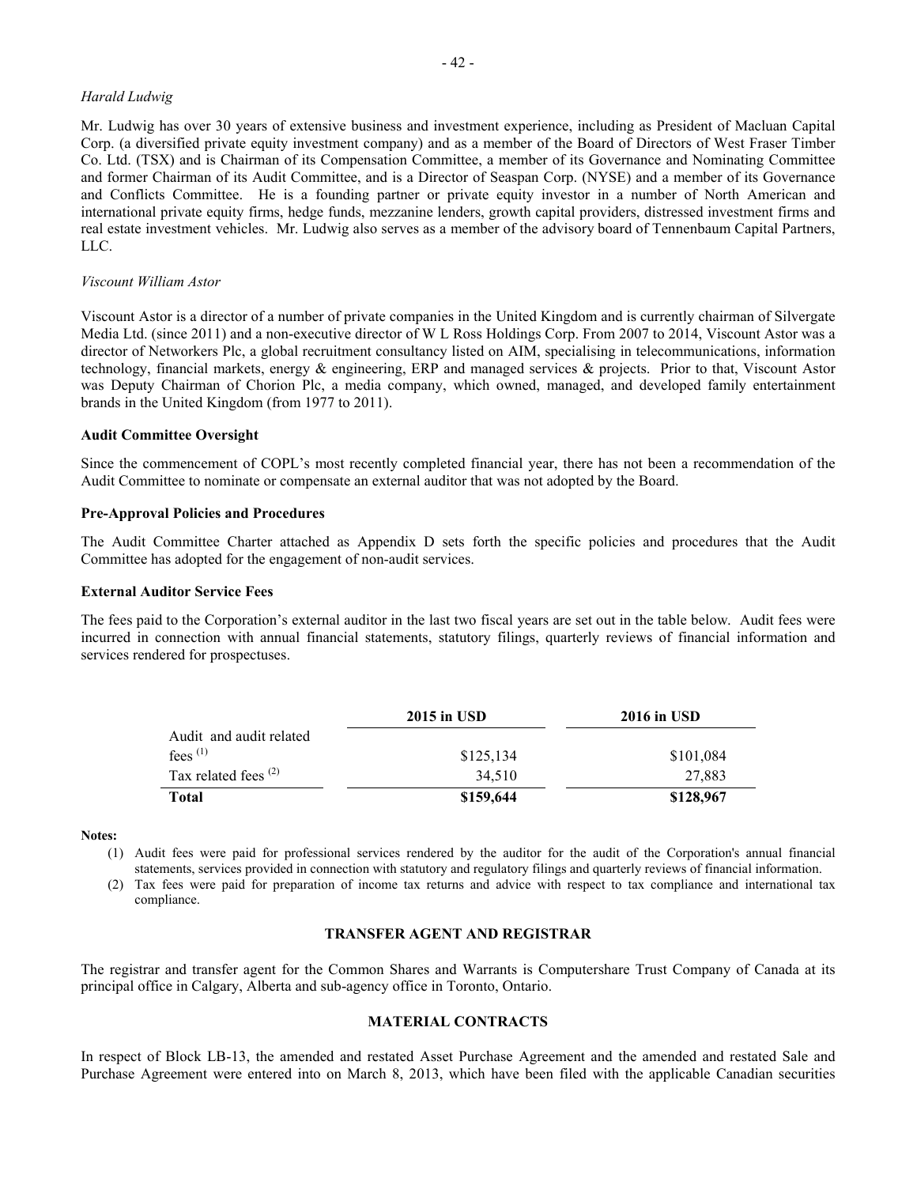*Harald Ludwig*

Mr. Ludwig has over 30 years of extensive business and investment experience, including as President of Macluan Capital Corp. (a diversified private equity investment company) and as a member of the Board of Directors of West Fraser Timber Co. Ltd. (TSX) and is Chairman of its Compensation Committee, a member of its Governance and Nominating Committee and former Chairman of its Audit Committee, and is a Director of Seaspan Corp. (NYSE) and a member of its Governance and Conflicts Committee. He is a founding partner or private equity investor in a number of North American and international private equity firms, hedge funds, mezzanine lenders, growth capital providers, distressed investment firms and real estate investment vehicles. Mr. Ludwig also serves as a member of the advisory board of Tennenbaum Capital Partners, LLC.

*Viscount William Astor*

Viscount Astor is a director of a number of private companies in the United Kingdom and is currently chairman of Silvergate Media Ltd. (since 2011) and a non-executive director of W L Ross Holdings Corp. From 2007 to 2014, Viscount Astor was a director of Networkers Plc, a global recruitment consultancy listed on AIM, specialising in telecommunications, information technology, financial markets, energy & engineering, ERP and managed services & projects. Prior to that, Viscount Astor was Deputy Chairman of Chorion Plc, a media company, which owned, managed, and developed family entertainment brands in the United Kingdom (from 1977 to 2011).

**Audit Committee Oversight**

Since the commencement of COPL's most recently completed financial year, there has not been a recommendation of the Audit Committee to nominate or compensate an external auditor that was not adopted by the Board.

**Pre-Approval Policies and Procedures**

The Audit Committee Charter attached as Appendix D sets forth the specific policies and procedures that the Audit Committee has adopted for the engagement of non-audit services.

**External Auditor Service Fees**

The fees paid to the Corporation's external auditor in the last two fiscal years are set out in the table below. Audit fees were incurred in connection with annual financial statements, statutory filings, quarterly reviews of financial information and services rendered for prospectuses.

| | **2015 in USD** | **2016 in USD** |
|---|---|---|
| Audit and audit related fees [(1)] | $125,134 | $101,084 |
| Tax related fees [(2)] | 34,510 | 27,883 |
| **Total** | **$159,644** | **$128,967** |

**Notes:**

(1) Audit fees were paid for professional services rendered by the auditor for the audit of the Corporation's annual financial statements, services provided in connection with statutory and regulatory filings and quarterly reviews of financial information.

(2) Tax fees were paid for preparation of income tax returns and advice with respect to tax compliance and international tax compliance.

## TRANSFER AGENT AND REGISTRAR

The registrar and transfer agent for the Common Shares and Warrants is Computershare Trust Company of Canada at its principal office in Calgary, Alberta and sub-agency office in Toronto, Ontario.

## MATERIAL CONTRACTS

In respect of Block LB-13, the amended and restated Asset Purchase Agreement and the amended and restated Sale and Purchase Agreement were entered into on March 8, 2013, which have been filed with the applicable Canadian securities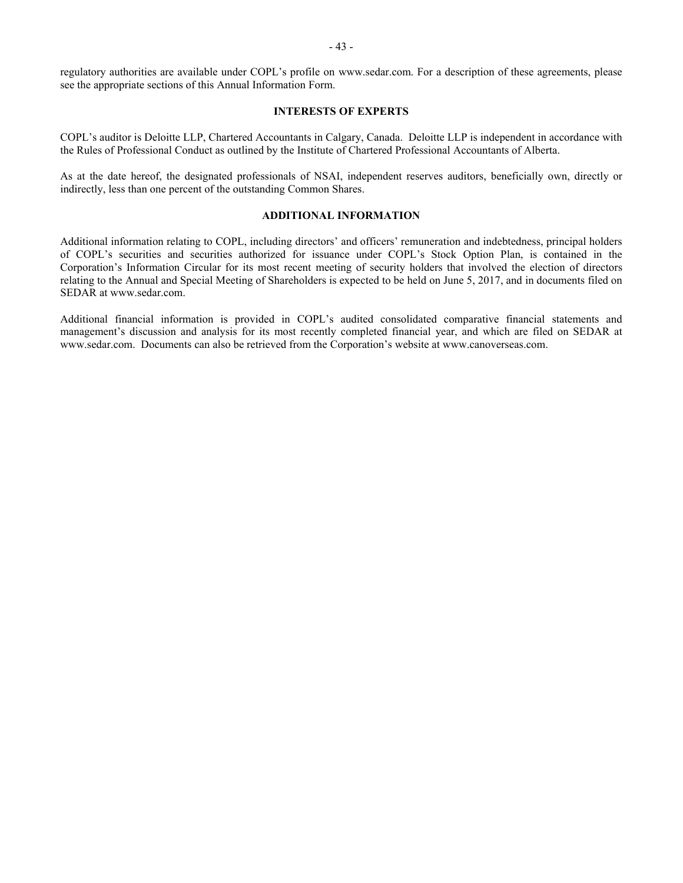regulatory authorities are available under COPL's profile on www.sedar.com. For a description of these agreements, please see the appropriate sections of this Annual Information Form.

## INTERESTS OF EXPERTS

COPL's auditor is Deloitte LLP, Chartered Accountants in Calgary, Canada. Deloitte LLP is independent in accordance with the Rules of Professional Conduct as outlined by the Institute of Chartered Professional Accountants of Alberta.

As at the date hereof, the designated professionals of NSAI, independent reserves auditors, beneficially own, directly or indirectly, less than one percent of the outstanding Common Shares.

## ADDITIONAL INFORMATION

Additional information relating to COPL, including directors' and officers' remuneration and indebtedness, principal holders of COPL's securities and securities authorized for issuance under COPL's Stock Option Plan, is contained in the Corporation's Information Circular for its most recent meeting of security holders that involved the election of directors relating to the Annual and Special Meeting of Shareholders is expected to be held on June 5, 2017, and in documents filed on SEDAR at www.sedar.com.

Additional financial information is provided in COPL's audited consolidated comparative financial statements and management's discussion and analysis for its most recently completed financial year, and which are filed on SEDAR at www.sedar.com. Documents can also be retrieved from the Corporation's website at www.canoverseas.com.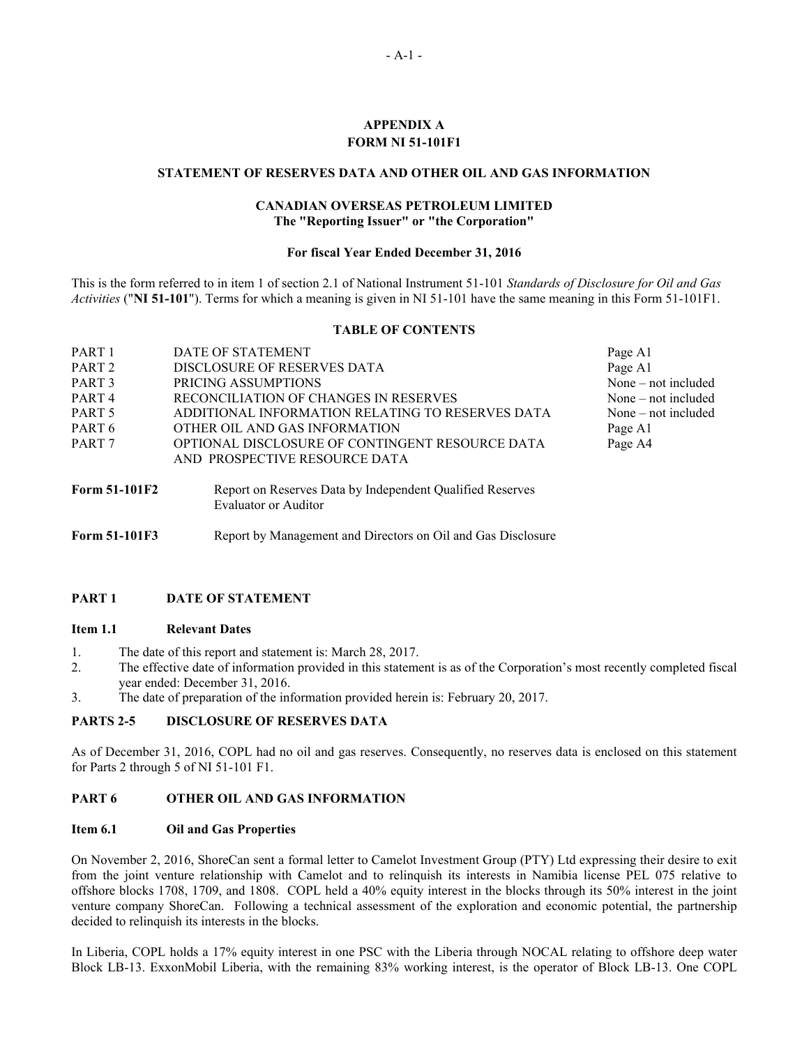# APPENDIX A
# FORM NI 51-101F1

## STATEMENT OF RESERVES DATA AND OTHER OIL AND GAS INFORMATION

**CANADIAN OVERSEAS PETROLEUM LIMITED**
**The "Reporting Issuer" or "the Corporation"**

**For fiscal Year Ended December 31, 2016**

This is the form referred to in item 1 of section 2.1 of National Instrument 51-101 *Standards of Disclosure for Oil and Gas Activities* ("**NI 51-101**"). Terms for which a meaning is given in NI 51-101 have the same meaning in this Form 51-101F1.

### TABLE OF CONTENTS

| | | |
|---|---|---|
| PART 1 | DATE OF STATEMENT | Page A1 |
| PART 2 | DISCLOSURE OF RESERVES DATA | Page A1 |
| PART 3 | PRICING ASSUMPTIONS | None – not included |
| PART 4 | RECONCILIATION OF CHANGES IN RESERVES | None – not included |
| PART 5 | ADDITIONAL INFORMATION RELATING TO RESERVES DATA | None – not included |
| PART 6 | OTHER OIL AND GAS INFORMATION | Page A1 |
| PART 7 | OPTIONAL DISCLOSURE OF CONTINGENT RESOURCE DATA AND PROSPECTIVE RESOURCE DATA | Page A4 |

| | |
|---|---|
| **Form 51-101F2** | Report on Reserves Data by Independent Qualified Reserves Evaluator or Auditor |
| **Form 51-101F3** | Report by Management and Directors on Oil and Gas Disclosure |

## PART 1 DATE OF STATEMENT

### Item 1.1 Relevant Dates

1. The date of this report and statement is: March 28, 2017.
2. The effective date of information provided in this statement is as of the Corporation's most recently completed fiscal year ended: December 31, 2016.
3. The date of preparation of the information provided herein is: February 20, 2017.

## PARTS 2-5 DISCLOSURE OF RESERVES DATA

As of December 31, 2016, COPL had no oil and gas reserves. Consequently, no reserves data is enclosed on this statement for Parts 2 through 5 of NI 51-101 F1.

## PART 6 OTHER OIL AND GAS INFORMATION

### Item 6.1 Oil and Gas Properties

On November 2, 2016, ShoreCan sent a formal letter to Camelot Investment Group (PTY) Ltd expressing their desire to exit from the joint venture relationship with Camelot and to relinquish its interests in Namibia license PEL 075 relative to offshore blocks 1708, 1709, and 1808. COPL held a 40% equity interest in the blocks through its 50% interest in the joint venture company ShoreCan. Following a technical assessment of the exploration and economic potential, the partnership decided to relinquish its interests in the blocks.

In Liberia, COPL holds a 17% equity interest in one PSC with the Liberia through NOCAL relating to offshore deep water Block LB-13. ExxonMobil Liberia, with the remaining 83% working interest, is the operator of Block LB-13. One COPL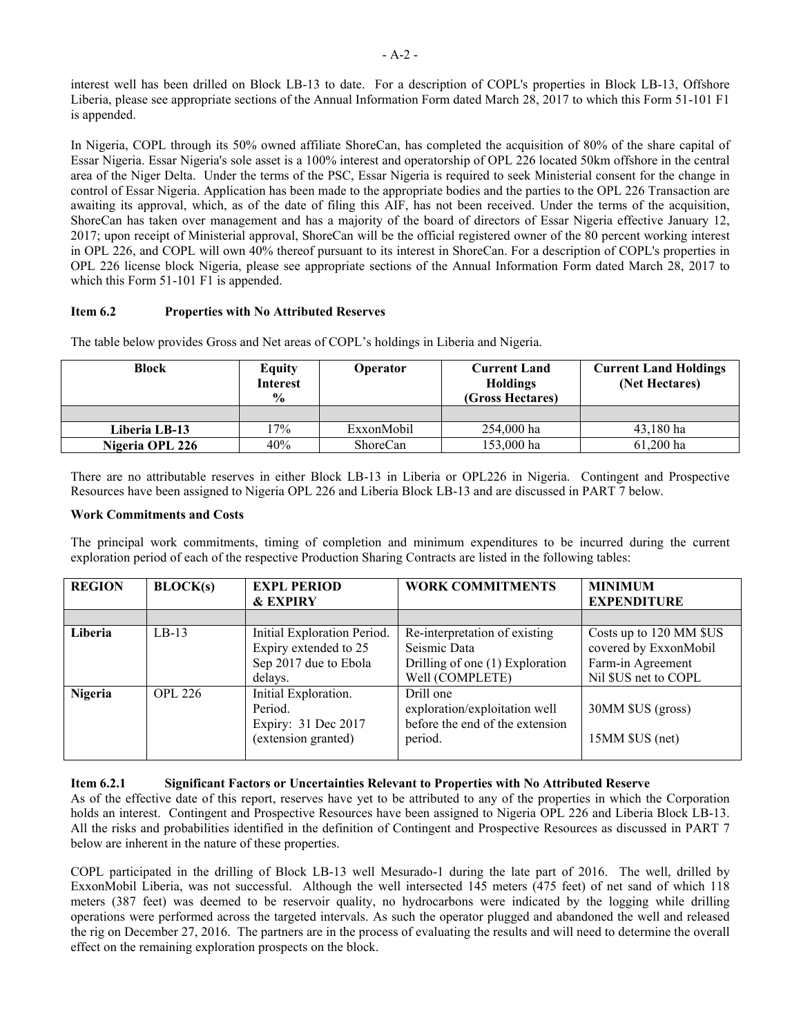interest well has been drilled on Block LB-13 to date. For a description of COPL's properties in Block LB-13, Offshore Liberia, please see appropriate sections of the Annual Information Form dated March 28, 2017 to which this Form 51-101 F1 is appended.

In Nigeria, COPL through its 50% owned affiliate ShoreCan, has completed the acquisition of 80% of the share capital of Essar Nigeria. Essar Nigeria's sole asset is a 100% interest and operatorship of OPL 226 located 50km offshore in the central area of the Niger Delta. Under the terms of the PSC, Essar Nigeria is required to seek Ministerial consent for the change in control of Essar Nigeria. Application has been made to the appropriate bodies and the parties to the OPL 226 Transaction are awaiting its approval, which, as of the date of filing this AIF, has not been received. Under the terms of the acquisition, ShoreCan has taken over management and has a majority of the board of directors of Essar Nigeria effective January 12, 2017; upon receipt of Ministerial approval, ShoreCan will be the official registered owner of the 80 percent working interest in OPL 226, and COPL will own 40% thereof pursuant to its interest in ShoreCan. For a description of COPL's properties in OPL 226 license block Nigeria, please see appropriate sections of the Annual Information Form dated March 28, 2017 to which this Form 51-101 F1 is appended.

### Item 6.2 Properties with No Attributed Reserves

The table below provides Gross and Net areas of COPL's holdings in Liberia and Nigeria.

| Block | Equity Interest % | Operator | Current Land Holdings (Gross Hectares) | Current Land Holdings (Net Hectares) |
|---|---|---|---|---|
| | | | | |
| **Liberia LB-13** | 17% | ExxonMobil | 254,000 ha | 43,180 ha |
| **Nigeria OPL 226** | 40% | ShoreCan | 153,000 ha | 61,200 ha |

There are no attributable reserves in either Block LB-13 in Liberia or OPL226 in Nigeria. Contingent and Prospective Resources have been assigned to Nigeria OPL 226 and Liberia Block LB-13 and are discussed in PART 7 below.

**Work Commitments and Costs**

The principal work commitments, timing of completion and minimum expenditures to be incurred during the current exploration period of each of the respective Production Sharing Contracts are listed in the following tables:

| REGION | BLOCK(s) | EXPL PERIOD & EXPIRY | WORK COMMITMENTS | MINIMUM EXPENDITURE |
|---|---|---|---|---|
| | | | | |
| **Liberia** | LB-13 | Initial Exploration Period. Expiry extended to 25 Sep 2017 due to Ebola delays. | Re-interpretation of existing Seismic Data<br>Drilling of one (1) Exploration Well (COMPLETE) | Costs up to 120 MM $US covered by ExxonMobil Farm-in Agreement<br>Nil $US net to COPL |
| **Nigeria** | OPL 226 | Initial Exploration. Period.<br>Expiry: 31 Dec 2017 (extension granted) | Drill one exploration/exploitation well before the end of the extension period. | 30MM $US (gross)<br><br>15MM $US (net) |

### Item 6.2.1 Significant Factors or Uncertainties Relevant to Properties with No Attributed Reserve

As of the effective date of this report, reserves have yet to be attributed to any of the properties in which the Corporation holds an interest. Contingent and Prospective Resources have been assigned to Nigeria OPL 226 and Liberia Block LB-13. All the risks and probabilities identified in the definition of Contingent and Prospective Resources as discussed in PART 7 below are inherent in the nature of these properties.

COPL participated in the drilling of Block LB-13 well Mesurado-1 during the late part of 2016. The well, drilled by ExxonMobil Liberia, was not successful. Although the well intersected 145 meters (475 feet) of net sand of which 118 meters (387 feet) was deemed to be reservoir quality, no hydrocarbons were indicated by the logging while drilling operations were performed across the targeted intervals. As such the operator plugged and abandoned the well and released the rig on December 27, 2016. The partners are in the process of evaluating the results and will need to determine the overall effect on the remaining exploration prospects on the block.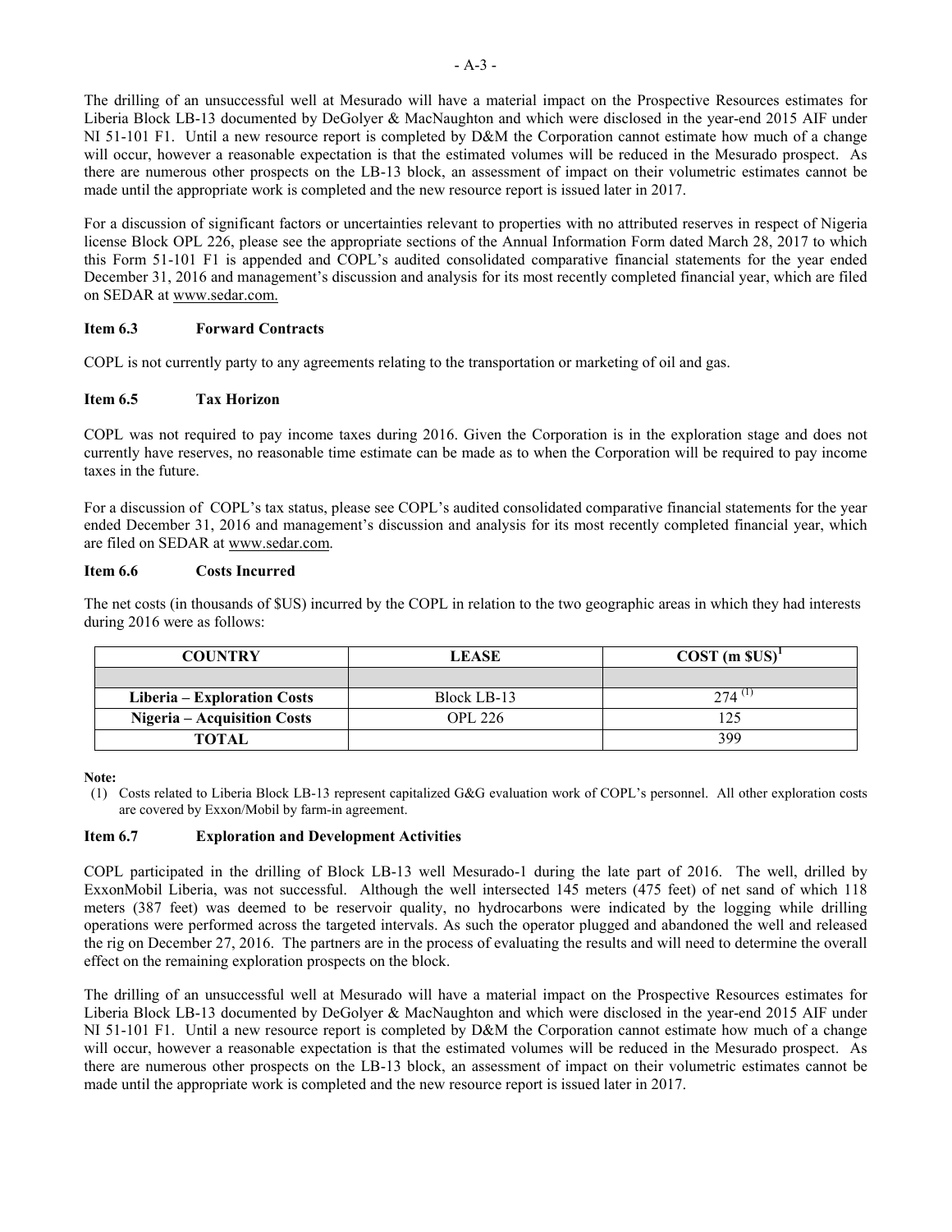The drilling of an unsuccessful well at Mesurado will have a material impact on the Prospective Resources estimates for Liberia Block LB-13 documented by DeGolyer & MacNaughton and which were disclosed in the year-end 2015 AIF under NI 51-101 F1. Until a new resource report is completed by D&M the Corporation cannot estimate how much of a change will occur, however a reasonable expectation is that the estimated volumes will be reduced in the Mesurado prospect. As there are numerous other prospects on the LB-13 block, an assessment of impact on their volumetric estimates cannot be made until the appropriate work is completed and the new resource report is issued later in 2017.

For a discussion of significant factors or uncertainties relevant to properties with no attributed reserves in respect of Nigeria license Block OPL 226, please see the appropriate sections of the Annual Information Form dated March 28, 2017 to which this Form 51-101 F1 is appended and COPL's audited consolidated comparative financial statements for the year ended December 31, 2016 and management's discussion and analysis for its most recently completed financial year, which are filed on SEDAR at www.sedar.com.

### Item 6.3 Forward Contracts

COPL is not currently party to any agreements relating to the transportation or marketing of oil and gas.

### Item 6.5 Tax Horizon

COPL was not required to pay income taxes during 2016. Given the Corporation is in the exploration stage and does not currently have reserves, no reasonable time estimate can be made as to when the Corporation will be required to pay income taxes in the future.

For a discussion of COPL's tax status, please see COPL's audited consolidated comparative financial statements for the year ended December 31, 2016 and management's discussion and analysis for its most recently completed financial year, which are filed on SEDAR at www.sedar.com.

### Item 6.6 Costs Incurred

The net costs (in thousands of $US) incurred by the COPL in relation to the two geographic areas in which they had interests during 2016 were as follows:

| COUNTRY | LEASE | COST (m $US)[1] |
|---|---|---|
| | | |
| **Liberia – Exploration Costs** | Block LB-13 | 274 (1) |
| **Nigeria – Acquisition Costs** | OPL 226 | 125 |
| **TOTAL** | | 399 |

**Note:**

(1) Costs related to Liberia Block LB-13 represent capitalized G&G evaluation work of COPL's personnel. All other exploration costs are covered by Exxon/Mobil by farm-in agreement.

### Item 6.7 Exploration and Development Activities

COPL participated in the drilling of Block LB-13 well Mesurado-1 during the late part of 2016. The well, drilled by ExxonMobil Liberia, was not successful. Although the well intersected 145 meters (475 feet) of net sand of which 118 meters (387 feet) was deemed to be reservoir quality, no hydrocarbons were indicated by the logging while drilling operations were performed across the targeted intervals. As such the operator plugged and abandoned the well and released the rig on December 27, 2016. The partners are in the process of evaluating the results and will need to determine the overall effect on the remaining exploration prospects on the block.

The drilling of an unsuccessful well at Mesurado will have a material impact on the Prospective Resources estimates for Liberia Block LB-13 documented by DeGolyer & MacNaughton and which were disclosed in the year-end 2015 AIF under NI 51-101 F1. Until a new resource report is completed by D&M the Corporation cannot estimate how much of a change will occur, however a reasonable expectation is that the estimated volumes will be reduced in the Mesurado prospect. As there are numerous other prospects on the LB-13 block, an assessment of impact on their volumetric estimates cannot be made until the appropriate work is completed and the new resource report is issued later in 2017.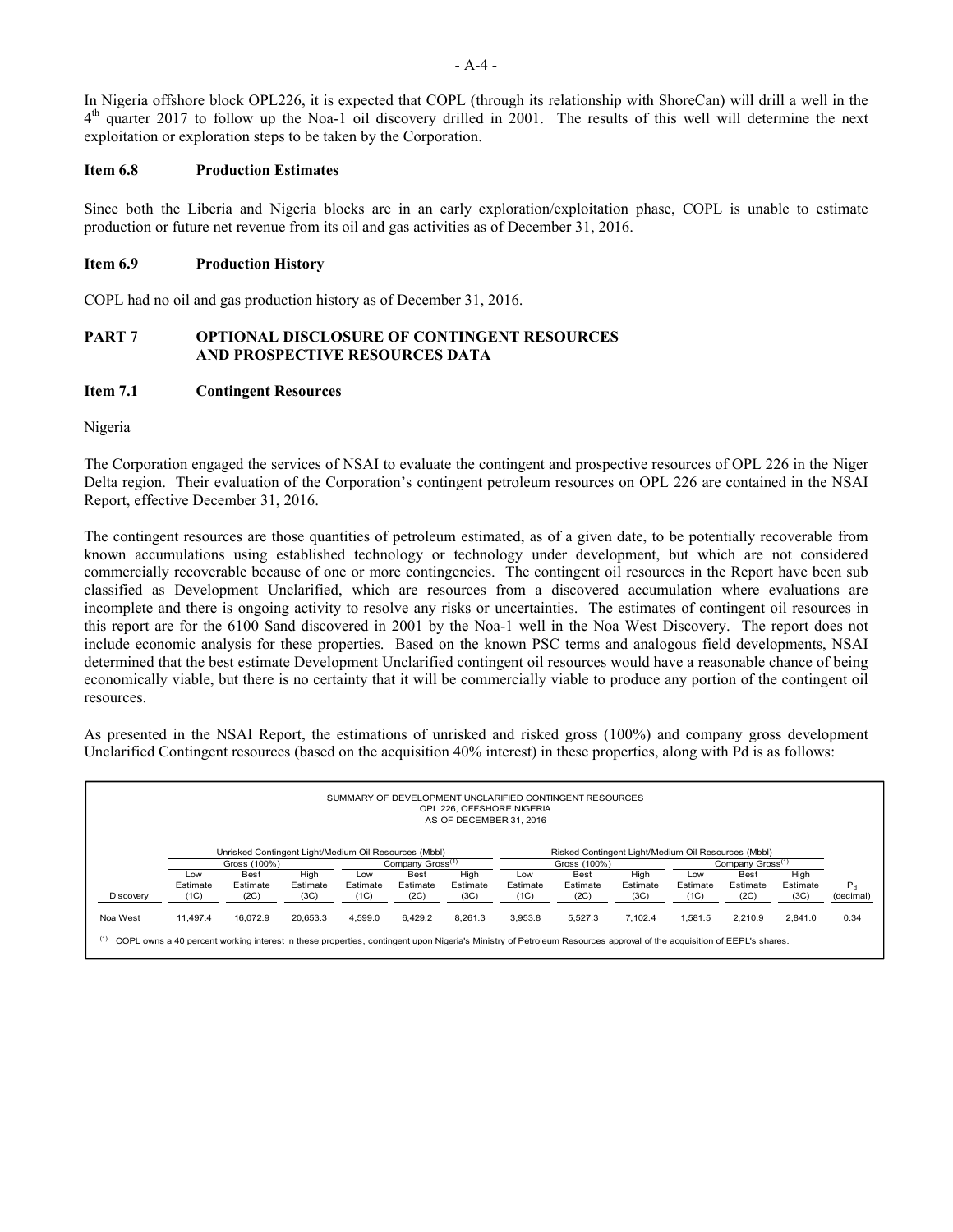In Nigeria offshore block OPL226, it is expected that COPL (through its relationship with ShoreCan) will drill a well in the 4th quarter 2017 to follow up the Noa-1 oil discovery drilled in 2001. The results of this well will determine the next exploitation or exploration steps to be taken by the Corporation.

**Item 6.8 Production Estimates**

Since both the Liberia and Nigeria blocks are in an early exploration/exploitation phase, COPL is unable to estimate production or future net revenue from its oil and gas activities as of December 31, 2016.

**Item 6.9 Production History**

COPL had no oil and gas production history as of December 31, 2016.

## PART 7 OPTIONAL DISCLOSURE OF CONTINGENT RESOURCES AND PROSPECTIVE RESOURCES DATA

**Item 7.1 Contingent Resources**

Nigeria

The Corporation engaged the services of NSAI to evaluate the contingent and prospective resources of OPL 226 in the Niger Delta region. Their evaluation of the Corporation's contingent petroleum resources on OPL 226 are contained in the NSAI Report, effective December 31, 2016.

The contingent resources are those quantities of petroleum estimated, as of a given date, to be potentially recoverable from known accumulations using established technology or technology under development, but which are not considered commercially recoverable because of one or more contingencies. The contingent oil resources in the Report have been sub classified as Development Unclarified, which are resources from a discovered accumulation where evaluations are incomplete and there is ongoing activity to resolve any risks or uncertainties. The estimates of contingent oil resources in this report are for the 6100 Sand discovered in 2001 by the Noa-1 well in the Noa West Discovery. The report does not include economic analysis for these properties. Based on the known PSC terms and analogous field developments, NSAI determined that the best estimate Development Unclarified contingent oil resources would have a reasonable chance of being economically viable, but there is no certainty that it will be commercially viable to produce any portion of the contingent oil resources.

As presented in the NSAI Report, the estimations of unrisked and risked gross (100%) and company gross development Unclarified Contingent resources (based on the acquisition 40% interest) in these properties, along with Pd is as follows:

SUMMARY OF DEVELOPMENT UNCLARIFIED CONTINGENT RESOURCES
OPL 226, OFFSHORE NIGERIA
AS OF DECEMBER 31, 2016

| | Unrisked Contingent Light/Medium Oil Resources (Mbbl) | | | | | | Risked Contingent Light/Medium Oil Resources (Mbbl) | | | | | | |
|---|---|---|---|---|---|---|---|---|---|---|---|---|---|
| | Gross (100%) | | | Company Gross[(1)] | | | Gross (100%) | | | Company Gross[(1)] | | | |
| Discovery | Low Estimate (1C) | Best Estimate (2C) | High Estimate (3C) | Low Estimate (1C) | Best Estimate (2C) | High Estimate (3C) | Low Estimate (1C) | Best Estimate (2C) | High Estimate (3C) | Low Estimate (1C) | Best Estimate (2C) | High Estimate (3C) | $P_d$ (decimal) |
| Noa West | 11,497.4 | 16,072.9 | 20,653.3 | 4,599.0 | 6,429.2 | 8,261.3 | 3,953.8 | 5,527.3 | 7,102.4 | 1,581.5 | 2,210.9 | 2,841.0 | 0.34 |

(1) COPL owns a 40 percent working interest in these properties, contingent upon Nigeria's Ministry of Petroleum Resources approval of the acquisition of EEPL's shares.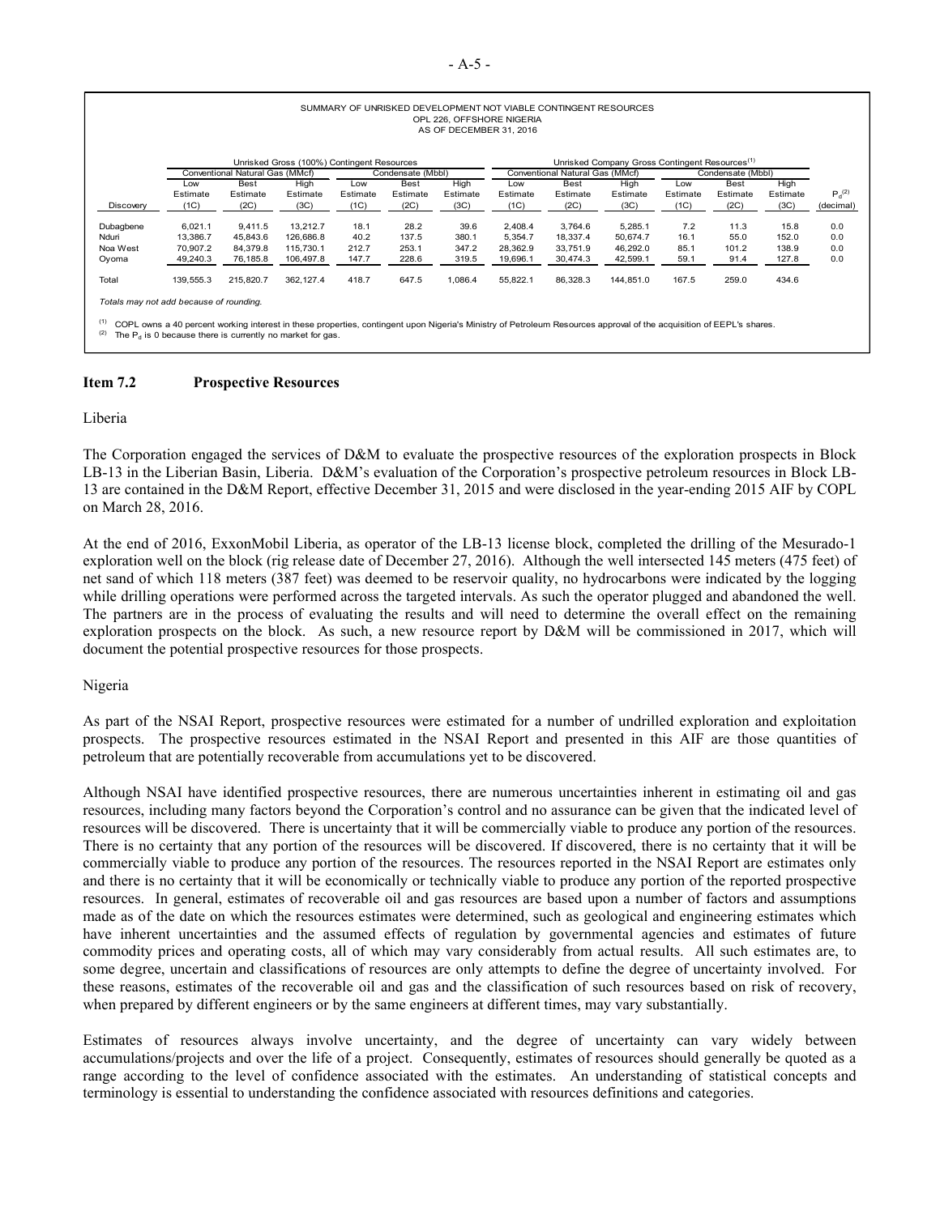SUMMARY OF UNRISKED DEVELOPMENT NOT VIABLE CONTINGENT RESOURCES
OPL 226, OFFSHORE NIGERIA
AS OF DECEMBER 31, 2016

| | Unrisked Gross (100%) Contingent Resources | | | | | | Unrisked Company Gross Contingent Resources[1] | | | | | | |
|---|---|---|---|---|---|---|---|---|---|---|---|---|---|
| | Conventional Natural Gas (MMcf) | | | Condensate (Mbbl) | | | Conventional Natural Gas (MMcf) | | | Condensate (Mbbl) | | | |
| Discovery | Low Estimate (1C) | Best Estimate (2C) | High Estimate (3C) | Low Estimate (1C) | Best Estimate (2C) | High Estimate (3C) | Low Estimate (1C) | Best Estimate (2C) | High Estimate (3C) | Low Estimate (1C) | Best Estimate (2C) | High Estimate (3C) | $P_d$[2] (decimal) |
| Dubagbene | 6,021.1 | 9,411.5 | 13,212.7 | 18.1 | 28.2 | 39.6 | 2,408.4 | 3,764.6 | 5,285.1 | 7.2 | 11.3 | 15.8 | 0.0 |
| Nduri | 13,386.7 | 45,843.6 | 126,686.8 | 40.2 | 137.5 | 380.1 | 5,354.7 | 18,337.4 | 50,674.7 | 16.1 | 55.0 | 152.0 | 0.0 |
| Noa West | 70,907.2 | 84,379.8 | 115,730.1 | 212.7 | 253.1 | 347.2 | 28,362.9 | 33,751.9 | 46,292.0 | 85.1 | 101.2 | 138.9 | 0.0 |
| Oyoma | 49,240.3 | 76,185.8 | 106,497.8 | 147.7 | 228.6 | 319.5 | 19,696.1 | 30,474.3 | 42,599.1 | 59.1 | 91.4 | 127.8 | 0.0 |
| Total | 139,555.3 | 215,820.7 | 362,127.4 | 418.7 | 647.5 | 1,086.4 | 55,822.1 | 86,328.3 | 144,851.0 | 167.5 | 259.0 | 434.6 | |

*Totals may not add because of rounding.*

(1) COPL owns a 40 percent working interest in these properties, contingent upon Nigeria's Ministry of Petroleum Resources approval of the acquisition of EEPL's shares.
(2) The $P_d$ is 0 because there is currently no market for gas.

## Item 7.2 Prospective Resources

Liberia

The Corporation engaged the services of D&M to evaluate the prospective resources of the exploration prospects in Block LB-13 in the Liberian Basin, Liberia. D&M's evaluation of the Corporation's prospective petroleum resources in Block LB-13 are contained in the D&M Report, effective December 31, 2015 and were disclosed in the year-ending 2015 AIF by COPL on March 28, 2016.

At the end of 2016, ExxonMobil Liberia, as operator of the LB-13 license block, completed the drilling of the Mesurado-1 exploration well on the block (rig release date of December 27, 2016). Although the well intersected 145 meters (475 feet) of net sand of which 118 meters (387 feet) was deemed to be reservoir quality, no hydrocarbons were indicated by the logging while drilling operations were performed across the targeted intervals. As such the operator plugged and abandoned the well. The partners are in the process of evaluating the results and will need to determine the overall effect on the remaining exploration prospects on the block. As such, a new resource report by D&M will be commissioned in 2017, which will document the potential prospective resources for those prospects.

Nigeria

As part of the NSAI Report, prospective resources were estimated for a number of undrilled exploration and exploitation prospects. The prospective resources estimated in the NSAI Report and presented in this AIF are those quantities of petroleum that are potentially recoverable from accumulations yet to be discovered.

Although NSAI have identified prospective resources, there are numerous uncertainties inherent in estimating oil and gas resources, including many factors beyond the Corporation's control and no assurance can be given that the indicated level of resources will be discovered. There is uncertainty that it will be commercially viable to produce any portion of the resources. There is no certainty that any portion of the resources will be discovered. If discovered, there is no certainty that it will be commercially viable to produce any portion of the resources. The resources reported in the NSAI Report are estimates only and there is no certainty that it will be economically or technically viable to produce any portion of the reported prospective resources. In general, estimates of recoverable oil and gas resources are based upon a number of factors and assumptions made as of the date on which the resources estimates were determined, such as geological and engineering estimates which have inherent uncertainties and the assumed effects of regulation by governmental agencies and estimates of future commodity prices and operating costs, all of which may vary considerably from actual results. All such estimates are, to some degree, uncertain and classifications of resources are only attempts to define the degree of uncertainty involved. For these reasons, estimates of the recoverable oil and gas and the classification of such resources based on risk of recovery, when prepared by different engineers or by the same engineers at different times, may vary substantially.

Estimates of resources always involve uncertainty, and the degree of uncertainty can vary widely between accumulations/projects and over the life of a project. Consequently, estimates of resources should generally be quoted as a range according to the level of confidence associated with the estimates. An understanding of statistical concepts and terminology is essential to understanding the confidence associated with resources definitions and categories.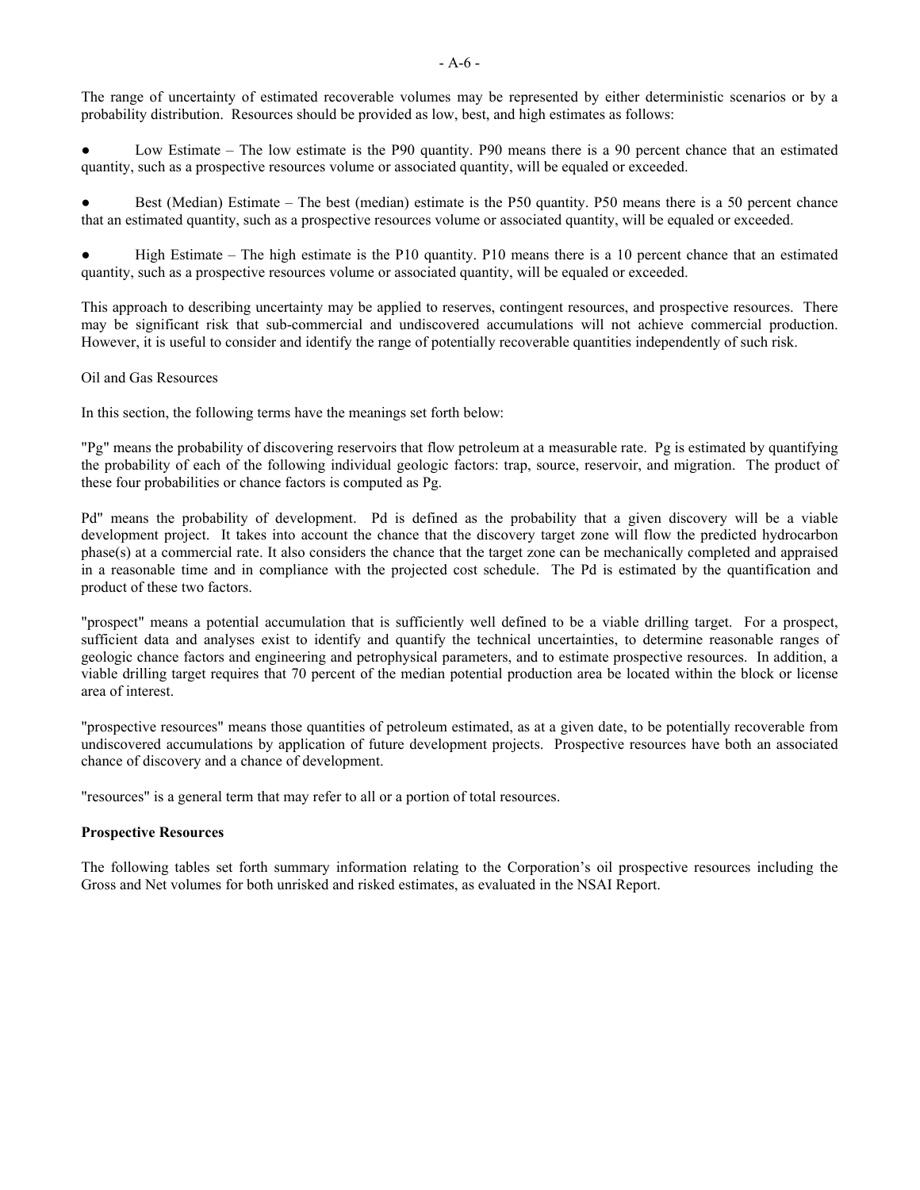The range of uncertainty of estimated recoverable volumes may be represented by either deterministic scenarios or by a probability distribution. Resources should be provided as low, best, and high estimates as follows:

- Low Estimate – The low estimate is the P90 quantity. P90 means there is a 90 percent chance that an estimated quantity, such as a prospective resources volume or associated quantity, will be equaled or exceeded.

- Best (Median) Estimate – The best (median) estimate is the P50 quantity. P50 means there is a 50 percent chance that an estimated quantity, such as a prospective resources volume or associated quantity, will be equaled or exceeded.

- High Estimate – The high estimate is the P10 quantity. P10 means there is a 10 percent chance that an estimated quantity, such as a prospective resources volume or associated quantity, will be equaled or exceeded.

This approach to describing uncertainty may be applied to reserves, contingent resources, and prospective resources. There may be significant risk that sub-commercial and undiscovered accumulations will not achieve commercial production. However, it is useful to consider and identify the range of potentially recoverable quantities independently of such risk.

Oil and Gas Resources

In this section, the following terms have the meanings set forth below:

"Pg" means the probability of discovering reservoirs that flow petroleum at a measurable rate. Pg is estimated by quantifying the probability of each of the following individual geologic factors: trap, source, reservoir, and migration. The product of these four probabilities or chance factors is computed as Pg.

Pd" means the probability of development. Pd is defined as the probability that a given discovery will be a viable development project. It takes into account the chance that the discovery target zone will flow the predicted hydrocarbon phase(s) at a commercial rate. It also considers the chance that the target zone can be mechanically completed and appraised in a reasonable time and in compliance with the projected cost schedule. The Pd is estimated by the quantification and product of these two factors.

"prospect" means a potential accumulation that is sufficiently well defined to be a viable drilling target. For a prospect, sufficient data and analyses exist to identify and quantify the technical uncertainties, to determine reasonable ranges of geologic chance factors and engineering and petrophysical parameters, and to estimate prospective resources. In addition, a viable drilling target requires that 70 percent of the median potential production area be located within the block or license area of interest.

"prospective resources" means those quantities of petroleum estimated, as at a given date, to be potentially recoverable from undiscovered accumulations by application of future development projects. Prospective resources have both an associated chance of discovery and a chance of development.

"resources" is a general term that may refer to all or a portion of total resources.

**Prospective Resources**

The following tables set forth summary information relating to the Corporation's oil prospective resources including the Gross and Net volumes for both unrisked and risked estimates, as evaluated in the NSAI Report.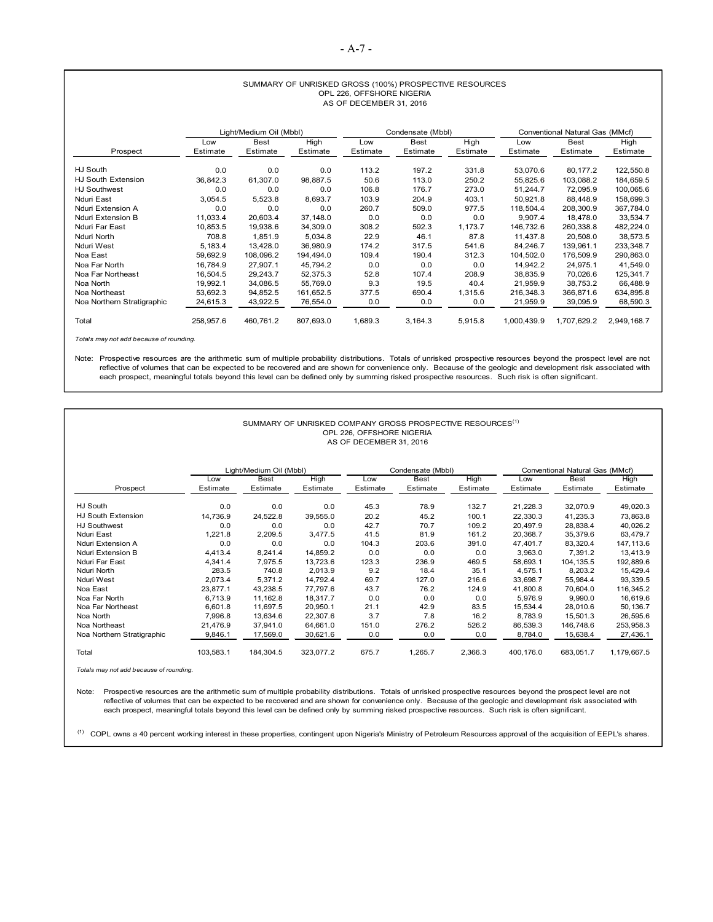## SUMMARY OF UNRISKED GROSS (100%) PROSPECTIVE RESOURCES
### OPL 226, OFFSHORE NIGERIA
### AS OF DECEMBER 31, 2016

| Prospect | Light/Medium Oil (Mbbl) Low Estimate | Light/Medium Oil (Mbbl) Best Estimate | Light/Medium Oil (Mbbl) High Estimate | Condensate (Mbbl) Low Estimate | Condensate (Mbbl) Best Estimate | Condensate (Mbbl) High Estimate | Conventional Natural Gas (MMcf) Low Estimate | Conventional Natural Gas (MMcf) Best Estimate | Conventional Natural Gas (MMcf) High Estimate |
|---|---|---|---|---|---|---|---|---|---|
| HJ South | 0.0 | 0.0 | 0.0 | 113.2 | 197.2 | 331.8 | 53,070.6 | 80,177.2 | 122,550.8 |
| HJ South Extension | 36,842.3 | 61,307.0 | 98,887.5 | 50.6 | 113.0 | 250.2 | 55,825.6 | 103,088.2 | 184,659.5 |
| HJ Southwest | 0.0 | 0.0 | 0.0 | 106.8 | 176.7 | 273.0 | 51,244.7 | 72,095.9 | 100,065.6 |
| Nduri East | 3,054.5 | 5,523.8 | 8,693.7 | 103.9 | 204.9 | 403.1 | 50,921.8 | 88,448.9 | 158,699.3 |
| Nduri Extension A | 0.0 | 0.0 | 0.0 | 260.7 | 509.0 | 977.5 | 118,504.4 | 208,300.9 | 367,784.0 |
| Nduri Extension B | 11,033.4 | 20,603.4 | 37,148.0 | 0.0 | 0.0 | 0.0 | 9,907.4 | 18,478.0 | 33,534.7 |
| Nduri Far East | 10,853.5 | 19,938.6 | 34,309.0 | 308.2 | 592.3 | 1,173.7 | 146,732.6 | 260,338.8 | 482,224.0 |
| Nduri North | 708.8 | 1,851.9 | 5,034.8 | 22.9 | 46.1 | 87.8 | 11,437.8 | 20,508.0 | 38,573.5 |
| Nduri West | 5,183.4 | 13,428.0 | 36,980.9 | 174.2 | 317.5 | 541.6 | 84,246.7 | 139,961.1 | 233,348.7 |
| Noa East | 59,692.9 | 108,096.2 | 194,494.0 | 109.4 | 190.4 | 312.3 | 104,502.0 | 176,509.9 | 290,863.0 |
| Noa Far North | 16,784.9 | 27,907.1 | 45,794.2 | 0.0 | 0.0 | 0.0 | 14,942.2 | 24,975.1 | 41,549.0 |
| Noa Far Northeast | 16,504.5 | 29,243.7 | 52,375.3 | 52.8 | 107.4 | 208.9 | 38,835.9 | 70,026.6 | 125,341.7 |
| Noa North | 19,992.1 | 34,086.5 | 55,769.0 | 9.3 | 19.5 | 40.4 | 21,959.9 | 38,753.2 | 66,488.9 |
| Noa Northeast | 53,692.3 | 94,852.5 | 161,652.5 | 377.5 | 690.4 | 1,315.6 | 216,348.3 | 366,871.6 | 634,895.8 |
| Noa Northern Stratigraphic | 24,615.3 | 43,922.5 | 76,554.0 | 0.0 | 0.0 | 0.0 | 21,959.9 | 39,095.9 | 68,590.3 |
| Total | 258,957.6 | 460,761.2 | 807,693.0 | 1,689.3 | 3,164.3 | 5,915.8 | 1,000,439.9 | 1,707,629.2 | 2,949,168.7 |

*Totals may not add because of rounding.*

Note: Prospective resources are the arithmetic sum of multiple probability distributions. Totals of unrisked prospective resources beyond the prospect level are not reflective of volumes that can be expected to be recovered and are shown for convenience only. Because of the geologic and development risk associated with each prospect, meaningful totals beyond this level can be defined only by summing risked prospective resources. Such risk is often significant.

## SUMMARY OF UNRISKED COMPANY GROSS PROSPECTIVE RESOURCES[(1)]
### OPL 226, OFFSHORE NIGERIA
### AS OF DECEMBER 31, 2016

| Prospect | Light/Medium Oil (Mbbl) Low Estimate | Light/Medium Oil (Mbbl) Best Estimate | Light/Medium Oil (Mbbl) High Estimate | Condensate (Mbbl) Low Estimate | Condensate (Mbbl) Best Estimate | Condensate (Mbbl) High Estimate | Conventional Natural Gas (MMcf) Low Estimate | Conventional Natural Gas (MMcf) Best Estimate | Conventional Natural Gas (MMcf) High Estimate |
|---|---|---|---|---|---|---|---|---|---|
| HJ South | 0.0 | 0.0 | 0.0 | 45.3 | 78.9 | 132.7 | 21,228.3 | 32,070.9 | 49,020.3 |
| HJ South Extension | 14,736.9 | 24,522.8 | 39,555.0 | 20.2 | 45.2 | 100.1 | 22,330.3 | 41,235.3 | 73,863.8 |
| HJ Southwest | 0.0 | 0.0 | 0.0 | 42.7 | 70.7 | 109.2 | 20,497.9 | 28,838.4 | 40,026.2 |
| Nduri East | 1,221.8 | 2,209.5 | 3,477.5 | 41.5 | 81.9 | 161.2 | 20,368.7 | 35,379.6 | 63,479.7 |
| Nduri Extension A | 0.0 | 0.0 | 0.0 | 104.3 | 203.6 | 391.0 | 47,401.7 | 83,320.4 | 147,113.6 |
| Nduri Extension B | 4,413.4 | 8,241.4 | 14,859.2 | 0.0 | 0.0 | 0.0 | 3,963.0 | 7,391.2 | 13,413.9 |
| Nduri Far East | 4,341.4 | 7,975.5 | 13,723.6 | 123.3 | 236.9 | 469.5 | 58,693.1 | 104,135.5 | 192,889.6 |
| Nduri North | 283.5 | 740.8 | 2,013.9 | 9.2 | 18.4 | 35.1 | 4,575.1 | 8,203.2 | 15,429.4 |
| Nduri West | 2,073.4 | 5,371.2 | 14,792.4 | 69.7 | 127.0 | 216.6 | 33,698.7 | 55,984.4 | 93,339.5 |
| Noa East | 23,877.1 | 43,238.5 | 77,797.6 | 43.7 | 76.2 | 124.9 | 41,800.8 | 70,604.0 | 116,345.2 |
| Noa Far North | 6,713.9 | 11,162.8 | 18,317.7 | 0.0 | 0.0 | 0.0 | 5,976.9 | 9,990.0 | 16,619.6 |
| Noa Far Northeast | 6,601.8 | 11,697.5 | 20,950.1 | 21.1 | 42.9 | 83.5 | 15,534.4 | 28,010.6 | 50,136.7 |
| Noa North | 7,996.8 | 13,634.6 | 22,307.6 | 3.7 | 7.8 | 16.2 | 8,783.9 | 15,501.3 | 26,595.6 |
| Noa Northeast | 21,476.9 | 37,941.0 | 64,661.0 | 151.0 | 276.2 | 526.2 | 86,539.3 | 146,748.6 | 253,958.3 |
| Noa Northern Stratigraphic | 9,846.1 | 17,569.0 | 30,621.6 | 0.0 | 0.0 | 0.0 | 8,784.0 | 15,638.4 | 27,436.1 |
| Total | 103,583.1 | 184,304.5 | 323,077.2 | 675.7 | 1,265.7 | 2,366.3 | 400,176.0 | 683,051.7 | 1,179,667.5 |

*Totals may not add because of rounding.*

Note: Prospective resources are the arithmetic sum of multiple probability distributions. Totals of unrisked prospective resources beyond the prospect level are not reflective of volumes that can be expected to be recovered and are shown for convenience only. Because of the geologic and development risk associated with each prospect, meaningful totals beyond this level can be defined only by summing risked prospective resources. Such risk is often significant.

(1) COPL owns a 40 percent working interest in these properties, contingent upon Nigeria's Ministry of Petroleum Resources approval of the acquisition of EEPL's shares.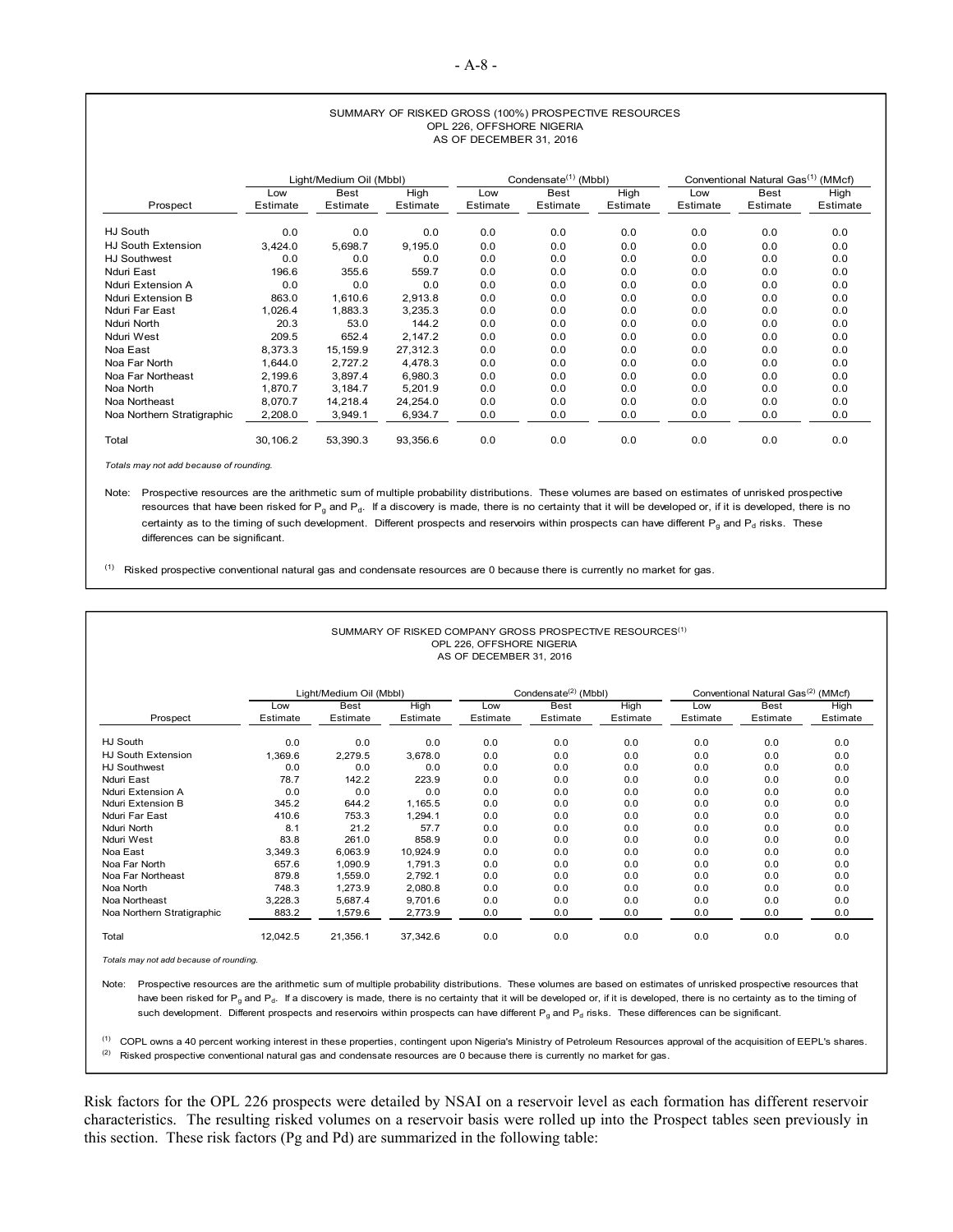SUMMARY OF RISKED GROSS (100%) PROSPECTIVE RESOURCES
OPL 226, OFFSHORE NIGERIA
AS OF DECEMBER 31, 2016

| | Light/Medium Oil (Mbbl) | | | Condensate[(1)] (Mbbl) | | | Conventional Natural Gas[(1)] (MMcf) | | |
|---|---|---|---|---|---|---|---|---|---|
| Prospect | Low Estimate | Best Estimate | High Estimate | Low Estimate | Best Estimate | High Estimate | Low Estimate | Best Estimate | High Estimate |
| HJ South | 0.0 | 0.0 | 0.0 | 0.0 | 0.0 | 0.0 | 0.0 | 0.0 | 0.0 |
| HJ South Extension | 3,424.0 | 5,698.7 | 9,195.0 | 0.0 | 0.0 | 0.0 | 0.0 | 0.0 | 0.0 |
| HJ Southwest | 0.0 | 0.0 | 0.0 | 0.0 | 0.0 | 0.0 | 0.0 | 0.0 | 0.0 |
| Nduri East | 196.6 | 355.6 | 559.7 | 0.0 | 0.0 | 0.0 | 0.0 | 0.0 | 0.0 |
| Nduri Extension A | 0.0 | 0.0 | 0.0 | 0.0 | 0.0 | 0.0 | 0.0 | 0.0 | 0.0 |
| Nduri Extension B | 863.0 | 1,610.6 | 2,913.8 | 0.0 | 0.0 | 0.0 | 0.0 | 0.0 | 0.0 |
| Nduri Far East | 1,026.4 | 1,883.3 | 3,235.3 | 0.0 | 0.0 | 0.0 | 0.0 | 0.0 | 0.0 |
| Nduri North | 20.3 | 53.0 | 144.2 | 0.0 | 0.0 | 0.0 | 0.0 | 0.0 | 0.0 |
| Nduri West | 209.5 | 652.4 | 2,147.2 | 0.0 | 0.0 | 0.0 | 0.0 | 0.0 | 0.0 |
| Noa East | 8,373.3 | 15,159.9 | 27,312.3 | 0.0 | 0.0 | 0.0 | 0.0 | 0.0 | 0.0 |
| Noa Far North | 1,644.0 | 2,727.2 | 4,478.3 | 0.0 | 0.0 | 0.0 | 0.0 | 0.0 | 0.0 |
| Noa Far Northeast | 2,199.6 | 3,897.4 | 6,980.3 | 0.0 | 0.0 | 0.0 | 0.0 | 0.0 | 0.0 |
| Noa North | 1,870.7 | 3,184.7 | 5,201.9 | 0.0 | 0.0 | 0.0 | 0.0 | 0.0 | 0.0 |
| Noa Northeast | 8,070.7 | 14,218.4 | 24,254.0 | 0.0 | 0.0 | 0.0 | 0.0 | 0.0 | 0.0 |
| Noa Northern Stratigraphic | 2,208.0 | 3,949.1 | 6,934.7 | 0.0 | 0.0 | 0.0 | 0.0 | 0.0 | 0.0 |
| Total | 30,106.2 | 53,390.3 | 93,356.6 | 0.0 | 0.0 | 0.0 | 0.0 | 0.0 | 0.0 |

*Totals may not add because of rounding.*

Note: Prospective resources are the arithmetic sum of multiple probability distributions. These volumes are based on estimates of unrisked prospective resources that have been risked for $P_g$ and $P_d$. If a discovery is made, there is no certainty that it will be developed or, if it is developed, there is no certainty as to the timing of such development. Different prospects and reservoirs within prospects can have different $P_g$ and $P_d$ risks. These differences can be significant.

(1) Risked prospective conventional natural gas and condensate resources are 0 because there is currently no market for gas.

SUMMARY OF RISKED COMPANY GROSS PROSPECTIVE RESOURCES[(1)]
OPL 226, OFFSHORE NIGERIA
AS OF DECEMBER 31, 2016

| | Light/Medium Oil (Mbbl) | | | Condensate[(2)] (Mbbl) | | | Conventional Natural Gas[(2)] (MMcf) | | |
|---|---|---|---|---|---|---|---|---|---|
| Prospect | Low Estimate | Best Estimate | High Estimate | Low Estimate | Best Estimate | High Estimate | Low Estimate | Best Estimate | High Estimate |
| HJ South | 0.0 | 0.0 | 0.0 | 0.0 | 0.0 | 0.0 | 0.0 | 0.0 | 0.0 |
| HJ South Extension | 1,369.6 | 2,279.5 | 3,678.0 | 0.0 | 0.0 | 0.0 | 0.0 | 0.0 | 0.0 |
| HJ Southwest | 0.0 | 0.0 | 0.0 | 0.0 | 0.0 | 0.0 | 0.0 | 0.0 | 0.0 |
| Nduri East | 78.7 | 142.2 | 223.9 | 0.0 | 0.0 | 0.0 | 0.0 | 0.0 | 0.0 |
| Nduri Extension A | 0.0 | 0.0 | 0.0 | 0.0 | 0.0 | 0.0 | 0.0 | 0.0 | 0.0 |
| Nduri Extension B | 345.2 | 644.2 | 1,165.5 | 0.0 | 0.0 | 0.0 | 0.0 | 0.0 | 0.0 |
| Nduri Far East | 410.6 | 753.3 | 1,294.1 | 0.0 | 0.0 | 0.0 | 0.0 | 0.0 | 0.0 |
| Nduri North | 8.1 | 21.2 | 57.7 | 0.0 | 0.0 | 0.0 | 0.0 | 0.0 | 0.0 |
| Nduri West | 83.8 | 261.0 | 858.9 | 0.0 | 0.0 | 0.0 | 0.0 | 0.0 | 0.0 |
| Noa East | 3,349.3 | 6,063.9 | 10,924.9 | 0.0 | 0.0 | 0.0 | 0.0 | 0.0 | 0.0 |
| Noa Far North | 657.6 | 1,090.9 | 1,791.3 | 0.0 | 0.0 | 0.0 | 0.0 | 0.0 | 0.0 |
| Noa Far Northeast | 879.8 | 1,559.0 | 2,792.1 | 0.0 | 0.0 | 0.0 | 0.0 | 0.0 | 0.0 |
| Noa North | 748.3 | 1,273.9 | 2,080.8 | 0.0 | 0.0 | 0.0 | 0.0 | 0.0 | 0.0 |
| Noa Northeast | 3,228.3 | 5,687.4 | 9,701.6 | 0.0 | 0.0 | 0.0 | 0.0 | 0.0 | 0.0 |
| Noa Northern Stratigraphic | 883.2 | 1,579.6 | 2,773.9 | 0.0 | 0.0 | 0.0 | 0.0 | 0.0 | 0.0 |
| Total | 12,042.5 | 21,356.1 | 37,342.6 | 0.0 | 0.0 | 0.0 | 0.0 | 0.0 | 0.0 |

*Totals may not add because of rounding.*

Note: Prospective resources are the arithmetic sum of multiple probability distributions. These volumes are based on estimates of unrisked prospective resources that have been risked for $P_g$ and $P_d$. If a discovery is made, there is no certainty that it will be developed or, if it is developed, there is no certainty as to the timing of such development. Different prospects and reservoirs within prospects can have different $P_g$ and $P_d$ risks. These differences can be significant.

(1) COPL owns a 40 percent working interest in these properties, contingent upon Nigeria's Ministry of Petroleum Resources approval of the acquisition of EEPL's shares.
(2) Risked prospective conventional natural gas and condensate resources are 0 because there is currently no market for gas.

Risk factors for the OPL 226 prospects were detailed by NSAI on a reservoir level as each formation has different reservoir characteristics. The resulting risked volumes on a reservoir basis were rolled up into the Prospect tables seen previously in this section. These risk factors (Pg and Pd) are summarized in the following table: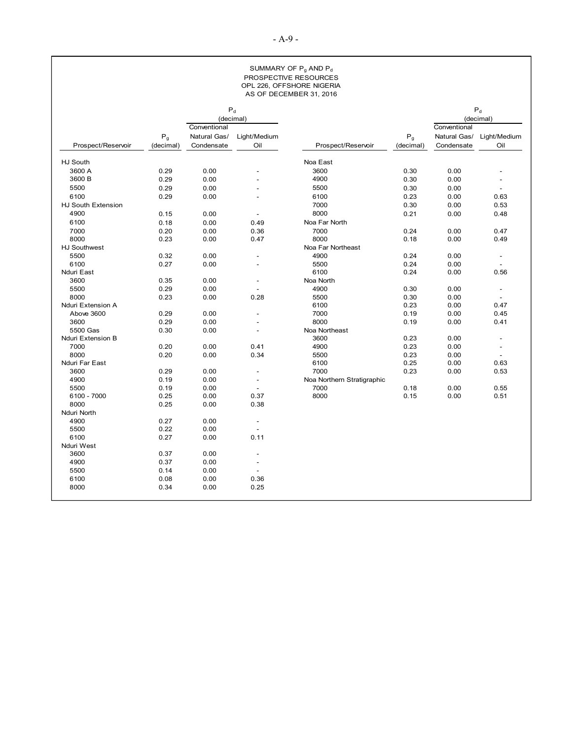SUMMARY OF $P_g$ AND $P_d$
PROSPECTIVE RESOURCES
OPL 226, OFFSHORE NIGERIA
AS OF DECEMBER 31, 2016

| Prospect/Reservoir | $P_g$ (decimal) | $P_d$ (decimal) Conventional Natural Gas/ Condensate | Light/Medium Oil |
|---|---|---|---|
| HJ South | | | |
| 3600 A | 0.29 | 0.00 | - |
| 3600 B | 0.29 | 0.00 | - |
| 5500 | 0.29 | 0.00 | - |
| 6100 | 0.29 | 0.00 | - |
| HJ South Extension | | | |
| 4900 | 0.15 | 0.00 | - |
| 6100 | 0.18 | 0.00 | 0.49 |
| 7000 | 0.20 | 0.00 | 0.36 |
| 8000 | 0.23 | 0.00 | 0.47 |
| HJ Southwest | | | |
| 5500 | 0.32 | 0.00 | - |
| 6100 | 0.27 | 0.00 | - |
| Nduri East | | | |
| 3600 | 0.35 | 0.00 | - |
| 5500 | 0.29 | 0.00 | - |
| 8000 | 0.23 | 0.00 | 0.28 |
| Nduri Extension A | | | |
| Above 3600 | 0.29 | 0.00 | - |
| 3600 | 0.29 | 0.00 | - |
| 5500 Gas | 0.30 | 0.00 | - |
| Nduri Extension B | | | |
| 7000 | 0.20 | 0.00 | 0.41 |
| 8000 | 0.20 | 0.00 | 0.34 |
| Nduri Far East | | | |
| 3600 | 0.29 | 0.00 | - |
| 4900 | 0.19 | 0.00 | - |
| 5500 | 0.19 | 0.00 | - |
| 6100 - 7000 | 0.25 | 0.00 | 0.37 |
| 8000 | 0.25 | 0.00 | 0.38 |
| Nduri North | | | |
| 4900 | 0.27 | 0.00 | - |
| 5500 | 0.22 | 0.00 | - |
| 6100 | 0.27 | 0.00 | 0.11 |
| Nduri West | | | |
| 3600 | 0.37 | 0.00 | - |
| 4900 | 0.37 | 0.00 | - |
| 5500 | 0.14 | 0.00 | - |
| 6100 | 0.08 | 0.00 | 0.36 |
| 8000 | 0.34 | 0.00 | 0.25 |
| Noa East | | | |
| 3600 | 0.30 | 0.00 | - |
| 4900 | 0.30 | 0.00 | - |
| 5500 | 0.30 | 0.00 | - |
| 6100 | 0.23 | 0.00 | 0.63 |
| 7000 | 0.30 | 0.00 | 0.53 |
| 8000 | 0.21 | 0.00 | 0.48 |
| Noa Far North | | | |
| 7000 | 0.24 | 0.00 | 0.47 |
| 8000 | 0.18 | 0.00 | 0.49 |
| Noa Far Northeast | | | |
| 4900 | 0.24 | 0.00 | - |
| 5500 | 0.24 | 0.00 | - |
| 6100 | 0.24 | 0.00 | 0.56 |
| Noa North | | | |
| 4900 | 0.30 | 0.00 | - |
| 5500 | 0.30 | 0.00 | - |
| 6100 | 0.23 | 0.00 | 0.47 |
| 7000 | 0.19 | 0.00 | 0.45 |
| 8000 | 0.19 | 0.00 | 0.41 |
| Noa Northeast | | | |
| 3600 | 0.23 | 0.00 | - |
| 4900 | 0.23 | 0.00 | - |
| 5500 | 0.23 | 0.00 | - |
| 6100 | 0.25 | 0.00 | 0.63 |
| 7000 | 0.23 | 0.00 | 0.53 |
| Noa Northern Stratigraphic | | | |
| 7000 | 0.18 | 0.00 | 0.55 |
| 8000 | 0.15 | 0.00 | 0.51 |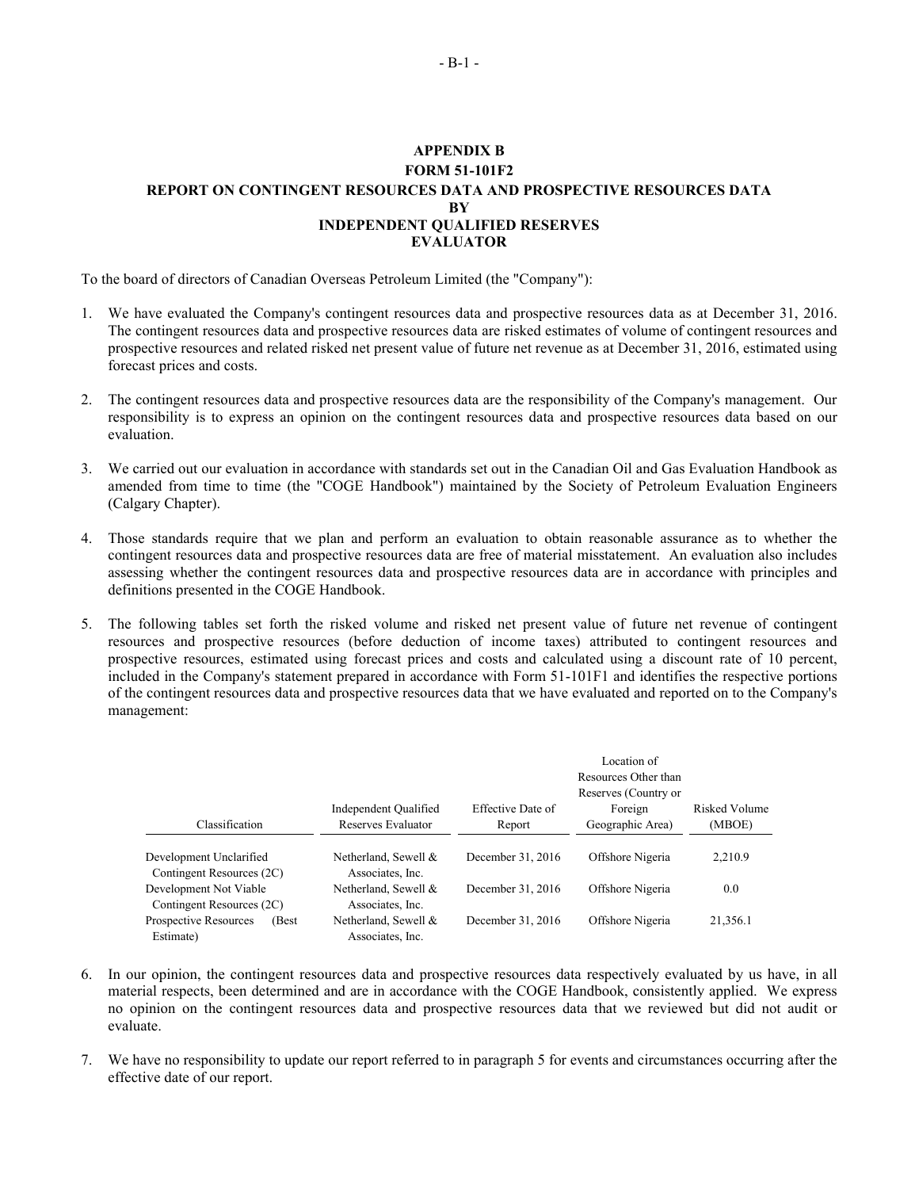# APPENDIX B
## FORM 51-101F2
## REPORT ON CONTINGENT RESOURCES DATA AND PROSPECTIVE RESOURCES DATA BY INDEPENDENT QUALIFIED RESERVES EVALUATOR

To the board of directors of Canadian Overseas Petroleum Limited (the "Company"):

1. We have evaluated the Company's contingent resources data and prospective resources data as at December 31, 2016. The contingent resources data and prospective resources data are risked estimates of volume of contingent resources and prospective resources and related risked net present value of future net revenue as at December 31, 2016, estimated using forecast prices and costs.

2. The contingent resources data and prospective resources data are the responsibility of the Company's management. Our responsibility is to express an opinion on the contingent resources data and prospective resources data based on our evaluation.

3. We carried out our evaluation in accordance with standards set out in the Canadian Oil and Gas Evaluation Handbook as amended from time to time (the "COGE Handbook") maintained by the Society of Petroleum Evaluation Engineers (Calgary Chapter).

4. Those standards require that we plan and perform an evaluation to obtain reasonable assurance as to whether the contingent resources data and prospective resources data are free of material misstatement. An evaluation also includes assessing whether the contingent resources data and prospective resources data are in accordance with principles and definitions presented in the COGE Handbook.

5. The following tables set forth the risked volume and risked net present value of future net revenue of contingent resources and prospective resources (before deduction of income taxes) attributed to contingent resources and prospective resources, estimated using forecast prices and costs and calculated using a discount rate of 10 percent, included in the Company's statement prepared in accordance with Form 51-101F1 and identifies the respective portions of the contingent resources data and prospective resources data that we have evaluated and reported on to the Company's management:

| Classification | Independent Qualified Reserves Evaluator | Effective Date of Report | Location of Resources Other than Reserves (Country or Foreign Geographic Area) | Risked Volume (MBOE) |
|---|---|---|---|---|
| Development Unclarified Contingent Resources (2C) | Netherland, Sewell & Associates, Inc. | December 31, 2016 | Offshore Nigeria | 2,210.9 |
| Development Not Viable Contingent Resources (2C) | Netherland, Sewell & Associates, Inc. | December 31, 2016 | Offshore Nigeria | 0.0 |
| Prospective Resources (Best Estimate) | Netherland, Sewell & Associates, Inc. | December 31, 2016 | Offshore Nigeria | 21,356.1 |

6. In our opinion, the contingent resources data and prospective resources data respectively evaluated by us have, in all material respects, been determined and are in accordance with the COGE Handbook, consistently applied. We express no opinion on the contingent resources data and prospective resources data that we reviewed but did not audit or evaluate.

7. We have no responsibility to update our report referred to in paragraph 5 for events and circumstances occurring after the effective date of our report.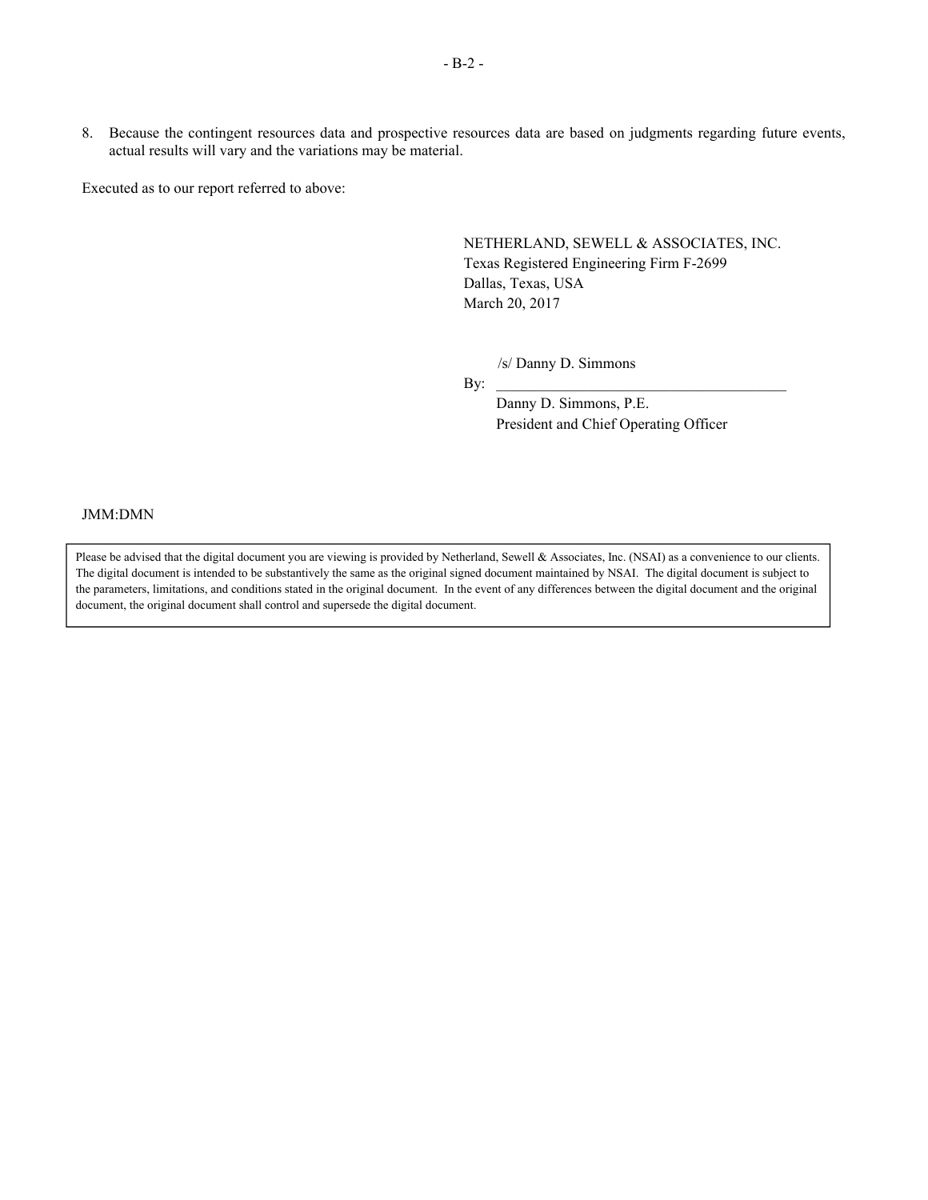8. Because the contingent resources data and prospective resources data are based on judgments regarding future events, actual results will vary and the variations may be material.

Executed as to our report referred to above:

NETHERLAND, SEWELL & ASSOCIATES, INC.
Texas Registered Engineering Firm F-2699
Dallas, Texas, USA
March 20, 2017

/s/ Danny D. Simmons

By: ______________________________________

Danny D. Simmons, P.E.
President and Chief Operating Officer

JMM:DMN

Please be advised that the digital document you are viewing is provided by Netherland, Sewell & Associates, Inc. (NSAI) as a convenience to our clients. The digital document is intended to be substantively the same as the original signed document maintained by NSAI. The digital document is subject to the parameters, limitations, and conditions stated in the original document. In the event of any differences between the digital document and the original document, the original document shall control and supersede the digital document.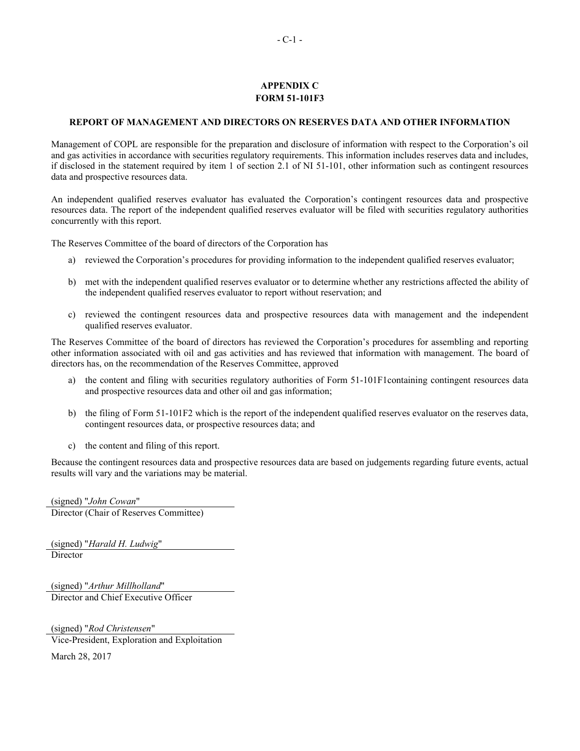# APPENDIX C
# FORM 51-101F3

## REPORT OF MANAGEMENT AND DIRECTORS ON RESERVES DATA AND OTHER INFORMATION

Management of COPL are responsible for the preparation and disclosure of information with respect to the Corporation's oil and gas activities in accordance with securities regulatory requirements. This information includes reserves data and includes, if disclosed in the statement required by item 1 of section 2.1 of NI 51-101, other information such as contingent resources data and prospective resources data.

An independent qualified reserves evaluator has evaluated the Corporation's contingent resources data and prospective resources data. The report of the independent qualified reserves evaluator will be filed with securities regulatory authorities concurrently with this report.

The Reserves Committee of the board of directors of the Corporation has

a) reviewed the Corporation's procedures for providing information to the independent qualified reserves evaluator;

b) met with the independent qualified reserves evaluator or to determine whether any restrictions affected the ability of the independent qualified reserves evaluator to report without reservation; and

c) reviewed the contingent resources data and prospective resources data with management and the independent qualified reserves evaluator.

The Reserves Committee of the board of directors has reviewed the Corporation's procedures for assembling and reporting other information associated with oil and gas activities and has reviewed that information with management. The board of directors has, on the recommendation of the Reserves Committee, approved

a) the content and filing with securities regulatory authorities of Form 51-101F1containing contingent resources data and prospective resources data and other oil and gas information;

b) the filing of Form 51-101F2 which is the report of the independent qualified reserves evaluator on the reserves data, contingent resources data, or prospective resources data; and

c) the content and filing of this report.

Because the contingent resources data and prospective resources data are based on judgements regarding future events, actual results will vary and the variations may be material.

(signed) "*John Cowan*"
Director (Chair of Reserves Committee)

(signed) "*Harald H. Ludwig*"
Director

(signed) "*Arthur Millholland*"
Director and Chief Executive Officer

(signed) "*Rod Christensen*"
Vice-President, Exploration and Exploitation

March 28, 2017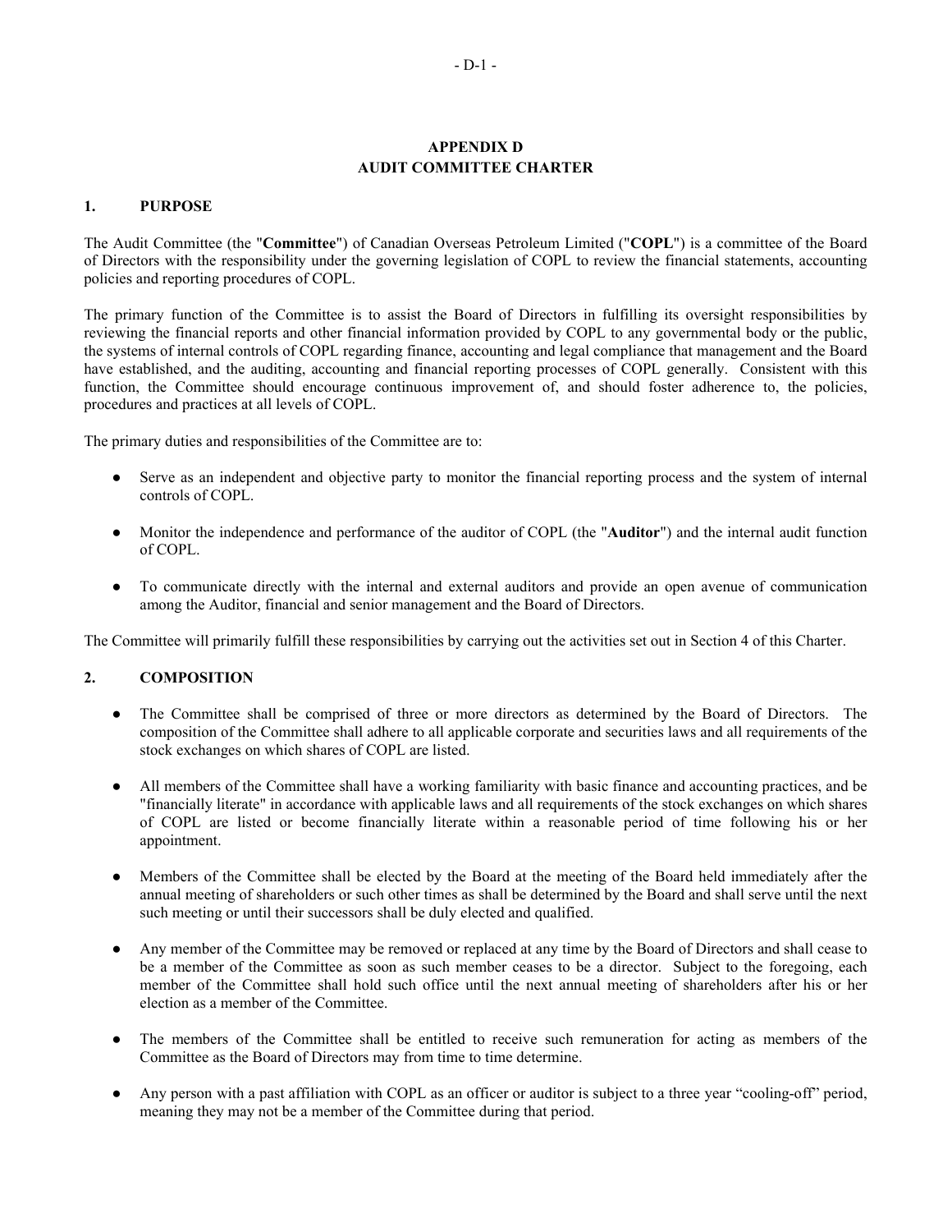# APPENDIX D
# AUDIT COMMITTEE CHARTER

## 1. PURPOSE

The Audit Committee (the "**Committee**") of Canadian Overseas Petroleum Limited ("**COPL**") is a committee of the Board of Directors with the responsibility under the governing legislation of COPL to review the financial statements, accounting policies and reporting procedures of COPL.

The primary function of the Committee is to assist the Board of Directors in fulfilling its oversight responsibilities by reviewing the financial reports and other financial information provided by COPL to any governmental body or the public, the systems of internal controls of COPL regarding finance, accounting and legal compliance that management and the Board have established, and the auditing, accounting and financial reporting processes of COPL generally. Consistent with this function, the Committee should encourage continuous improvement of, and should foster adherence to, the policies, procedures and practices at all levels of COPL.

The primary duties and responsibilities of the Committee are to:

- Serve as an independent and objective party to monitor the financial reporting process and the system of internal controls of COPL.
- Monitor the independence and performance of the auditor of COPL (the "**Auditor**") and the internal audit function of COPL.
- To communicate directly with the internal and external auditors and provide an open avenue of communication among the Auditor, financial and senior management and the Board of Directors.

The Committee will primarily fulfill these responsibilities by carrying out the activities set out in Section 4 of this Charter.

## 2. COMPOSITION

- The Committee shall be comprised of three or more directors as determined by the Board of Directors. The composition of the Committee shall adhere to all applicable corporate and securities laws and all requirements of the stock exchanges on which shares of COPL are listed.
- All members of the Committee shall have a working familiarity with basic finance and accounting practices, and be "financially literate" in accordance with applicable laws and all requirements of the stock exchanges on which shares of COPL are listed or become financially literate within a reasonable period of time following his or her appointment.
- Members of the Committee shall be elected by the Board at the meeting of the Board held immediately after the annual meeting of shareholders or such other times as shall be determined by the Board and shall serve until the next such meeting or until their successors shall be duly elected and qualified.
- Any member of the Committee may be removed or replaced at any time by the Board of Directors and shall cease to be a member of the Committee as soon as such member ceases to be a director. Subject to the foregoing, each member of the Committee shall hold such office until the next annual meeting of shareholders after his or her election as a member of the Committee.
- The members of the Committee shall be entitled to receive such remuneration for acting as members of the Committee as the Board of Directors may from time to time determine.
- Any person with a past affiliation with COPL as an officer or auditor is subject to a three year "cooling-off" period, meaning they may not be a member of the Committee during that period.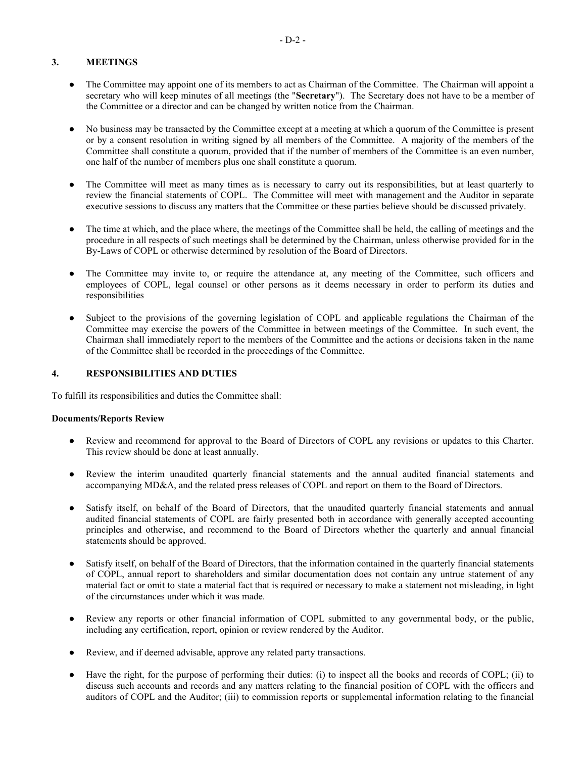## 3. MEETINGS

- The Committee may appoint one of its members to act as Chairman of the Committee. The Chairman will appoint a secretary who will keep minutes of all meetings (the "**Secretary**"). The Secretary does not have to be a member of the Committee or a director and can be changed by written notice from the Chairman.
- No business may be transacted by the Committee except at a meeting at which a quorum of the Committee is present or by a consent resolution in writing signed by all members of the Committee. A majority of the members of the Committee shall constitute a quorum, provided that if the number of members of the Committee is an even number, one half of the number of members plus one shall constitute a quorum.
- The Committee will meet as many times as is necessary to carry out its responsibilities, but at least quarterly to review the financial statements of COPL. The Committee will meet with management and the Auditor in separate executive sessions to discuss any matters that the Committee or these parties believe should be discussed privately.
- The time at which, and the place where, the meetings of the Committee shall be held, the calling of meetings and the procedure in all respects of such meetings shall be determined by the Chairman, unless otherwise provided for in the By-Laws of COPL or otherwise determined by resolution of the Board of Directors.
- The Committee may invite to, or require the attendance at, any meeting of the Committee, such officers and employees of COPL, legal counsel or other persons as it deems necessary in order to perform its duties and responsibilities
- Subject to the provisions of the governing legislation of COPL and applicable regulations the Chairman of the Committee may exercise the powers of the Committee in between meetings of the Committee. In such event, the Chairman shall immediately report to the members of the Committee and the actions or decisions taken in the name of the Committee shall be recorded in the proceedings of the Committee.

## 4. RESPONSIBILITIES AND DUTIES

To fulfill its responsibilities and duties the Committee shall:

**Documents/Reports Review**

- Review and recommend for approval to the Board of Directors of COPL any revisions or updates to this Charter. This review should be done at least annually.
- Review the interim unaudited quarterly financial statements and the annual audited financial statements and accompanying MD&A, and the related press releases of COPL and report on them to the Board of Directors.
- Satisfy itself, on behalf of the Board of Directors, that the unaudited quarterly financial statements and annual audited financial statements of COPL are fairly presented both in accordance with generally accepted accounting principles and otherwise, and recommend to the Board of Directors whether the quarterly and annual financial statements should be approved.
- Satisfy itself, on behalf of the Board of Directors, that the information contained in the quarterly financial statements of COPL, annual report to shareholders and similar documentation does not contain any untrue statement of any material fact or omit to state a material fact that is required or necessary to make a statement not misleading, in light of the circumstances under which it was made.
- Review any reports or other financial information of COPL submitted to any governmental body, or the public, including any certification, report, opinion or review rendered by the Auditor.
- Review, and if deemed advisable, approve any related party transactions.
- Have the right, for the purpose of performing their duties: (i) to inspect all the books and records of COPL; (ii) to discuss such accounts and records and any matters relating to the financial position of COPL with the officers and auditors of COPL and the Auditor; (iii) to commission reports or supplemental information relating to the financial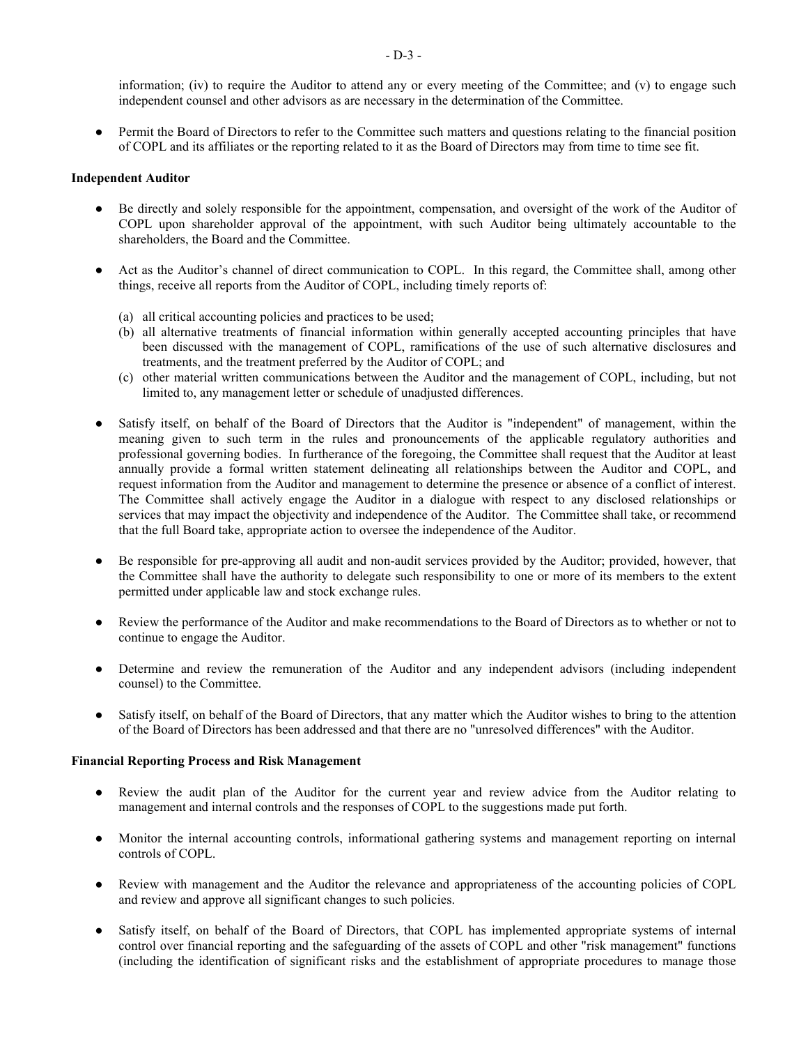information; (iv) to require the Auditor to attend any or every meeting of the Committee; and (v) to engage such independent counsel and other advisors as are necessary in the determination of the Committee.

- Permit the Board of Directors to refer to the Committee such matters and questions relating to the financial position of COPL and its affiliates or the reporting related to it as the Board of Directors may from time to time see fit.

**Independent Auditor**

- Be directly and solely responsible for the appointment, compensation, and oversight of the work of the Auditor of COPL upon shareholder approval of the appointment, with such Auditor being ultimately accountable to the shareholders, the Board and the Committee.

- Act as the Auditor's channel of direct communication to COPL. In this regard, the Committee shall, among other things, receive all reports from the Auditor of COPL, including timely reports of:

  (a) all critical accounting policies and practices to be used;
  (b) all alternative treatments of financial information within generally accepted accounting principles that have been discussed with the management of COPL, ramifications of the use of such alternative disclosures and treatments, and the treatment preferred by the Auditor of COPL; and
  (c) other material written communications between the Auditor and the management of COPL, including, but not limited to, any management letter or schedule of unadjusted differences.

- Satisfy itself, on behalf of the Board of Directors that the Auditor is "independent" of management, within the meaning given to such term in the rules and pronouncements of the applicable regulatory authorities and professional governing bodies. In furtherance of the foregoing, the Committee shall request that the Auditor at least annually provide a formal written statement delineating all relationships between the Auditor and COPL, and request information from the Auditor and management to determine the presence or absence of a conflict of interest. The Committee shall actively engage the Auditor in a dialogue with respect to any disclosed relationships or services that may impact the objectivity and independence of the Auditor. The Committee shall take, or recommend that the full Board take, appropriate action to oversee the independence of the Auditor.

- Be responsible for pre-approving all audit and non-audit services provided by the Auditor; provided, however, that the Committee shall have the authority to delegate such responsibility to one or more of its members to the extent permitted under applicable law and stock exchange rules.

- Review the performance of the Auditor and make recommendations to the Board of Directors as to whether or not to continue to engage the Auditor.

- Determine and review the remuneration of the Auditor and any independent advisors (including independent counsel) to the Committee.

- Satisfy itself, on behalf of the Board of Directors, that any matter which the Auditor wishes to bring to the attention of the Board of Directors has been addressed and that there are no "unresolved differences" with the Auditor.

**Financial Reporting Process and Risk Management**

- Review the audit plan of the Auditor for the current year and review advice from the Auditor relating to management and internal controls and the responses of COPL to the suggestions made put forth.

- Monitor the internal accounting controls, informational gathering systems and management reporting on internal controls of COPL.

- Review with management and the Auditor the relevance and appropriateness of the accounting policies of COPL and review and approve all significant changes to such policies.

- Satisfy itself, on behalf of the Board of Directors, that COPL has implemented appropriate systems of internal control over financial reporting and the safeguarding of the assets of COPL and other "risk management" functions (including the identification of significant risks and the establishment of appropriate procedures to manage those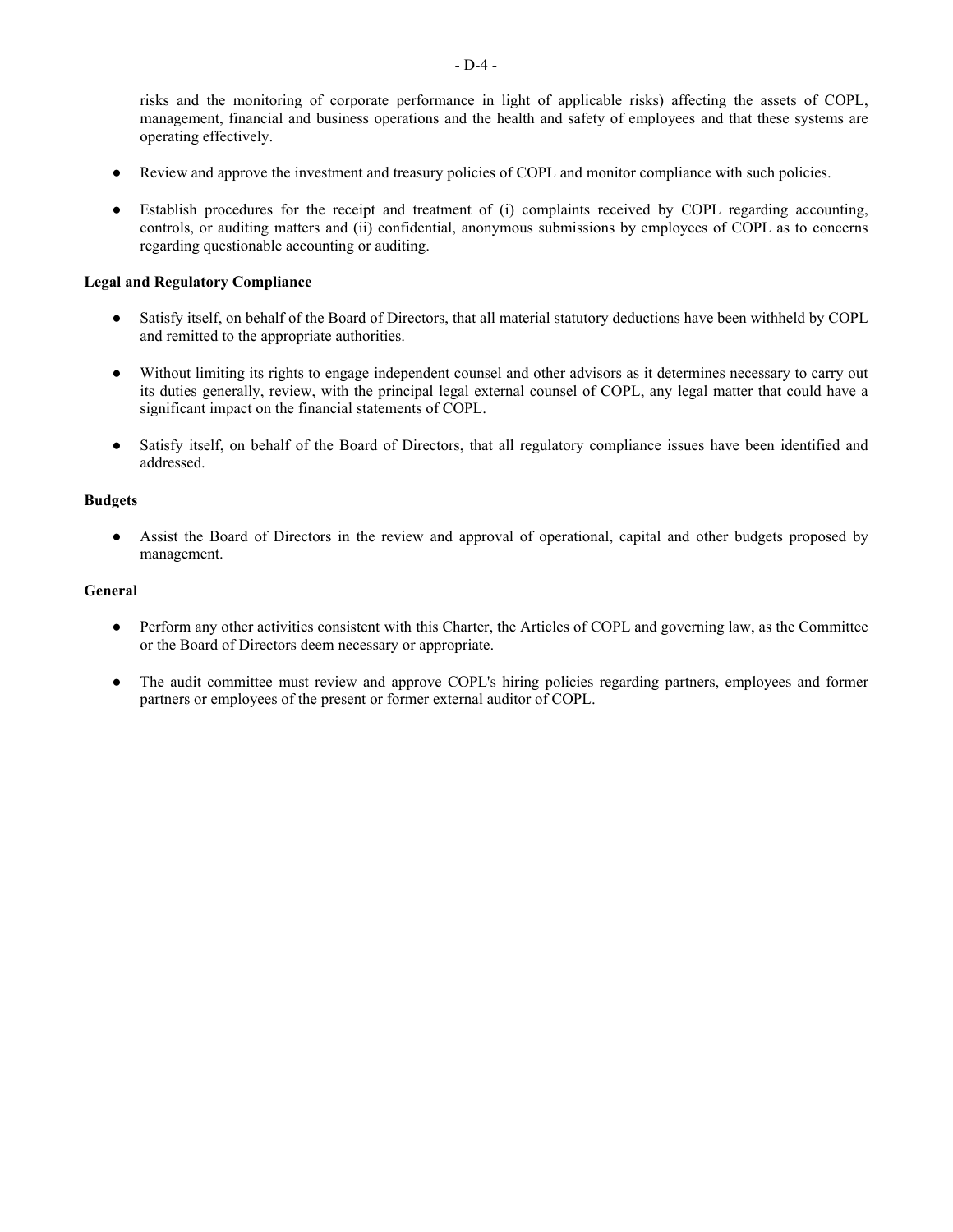risks and the monitoring of corporate performance in light of applicable risks) affecting the assets of COPL, management, financial and business operations and the health and safety of employees and that these systems are operating effectively.

- Review and approve the investment and treasury policies of COPL and monitor compliance with such policies.
- Establish procedures for the receipt and treatment of (i) complaints received by COPL regarding accounting, controls, or auditing matters and (ii) confidential, anonymous submissions by employees of COPL as to concerns regarding questionable accounting or auditing.

**Legal and Regulatory Compliance**

- Satisfy itself, on behalf of the Board of Directors, that all material statutory deductions have been withheld by COPL and remitted to the appropriate authorities.
- Without limiting its rights to engage independent counsel and other advisors as it determines necessary to carry out its duties generally, review, with the principal legal external counsel of COPL, any legal matter that could have a significant impact on the financial statements of COPL.
- Satisfy itself, on behalf of the Board of Directors, that all regulatory compliance issues have been identified and addressed.

**Budgets**

- Assist the Board of Directors in the review and approval of operational, capital and other budgets proposed by management.

**General**

- Perform any other activities consistent with this Charter, the Articles of COPL and governing law, as the Committee or the Board of Directors deem necessary or appropriate.
- The audit committee must review and approve COPL's hiring policies regarding partners, employees and former partners or employees of the present or former external auditor of COPL.